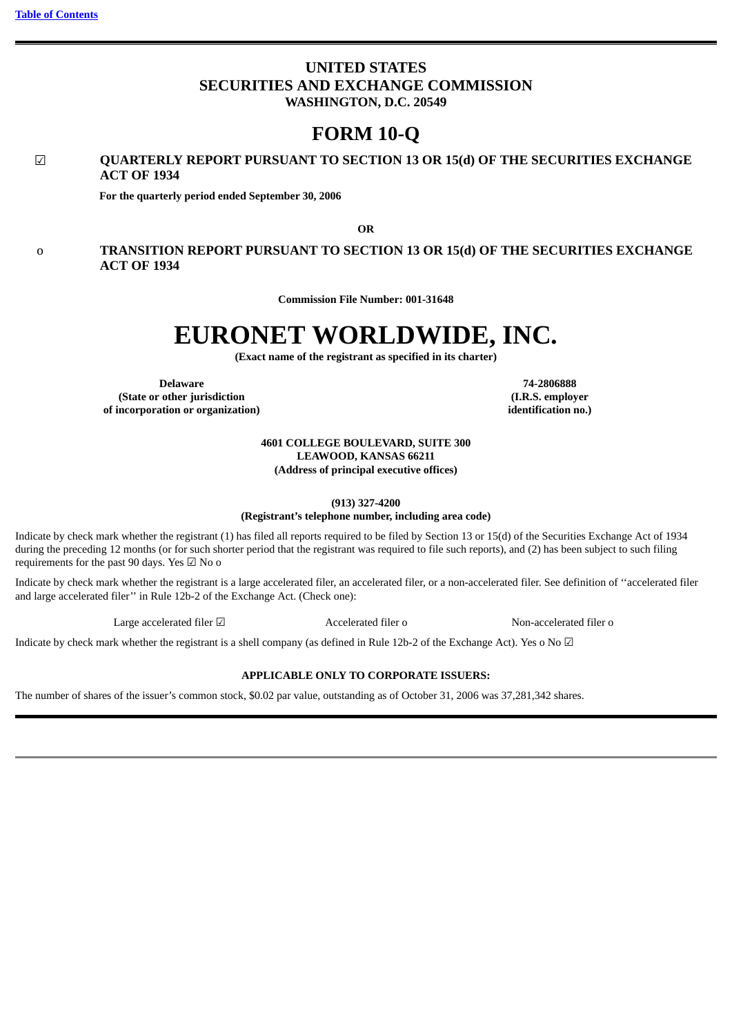# UNITED STATES
# SECURITIES AND EXCHANGE COMMISSION
**WASHINGTON, D.C. 20549**

# FORM 10-Q

☑ **QUARTERLY REPORT PURSUANT TO SECTION 13 OR 15(d) OF THE SECURITIES EXCHANGE ACT OF 1934**

**For the quarterly period ended September 30, 2006**

**OR**

o **TRANSITION REPORT PURSUANT TO SECTION 13 OR 15(d) OF THE SECURITIES EXCHANGE ACT OF 1934**

**Commission File Number: 001-31648**

# EURONET WORLDWIDE, INC.
**(Exact name of the registrant as specified in its charter)**

| **Delaware** | **74-2806888** |
|---|---|
| **(State or other jurisdiction of incorporation or organization)** | **(I.R.S. employer identification no.)** |

**4601 COLLEGE BOULEVARD, SUITE 300**
**LEAWOOD, KANSAS 66211**
**(Address of principal executive offices)**

**(913) 327-4200**
**(Registrant's telephone number, including area code)**

Indicate by check mark whether the registrant (1) has filed all reports required to be filed by Section 13 or 15(d) of the Securities Exchange Act of 1934 during the preceding 12 months (or for such shorter period that the registrant was required to file such reports), and (2) has been subject to such filing requirements for the past 90 days. Yes ☑ No o

Indicate by check mark whether the registrant is a large accelerated filer, an accelerated filer, or a non-accelerated filer. See definition of ''accelerated filer and large accelerated filer'' in Rule 12b-2 of the Exchange Act. (Check one):

Large accelerated filer ☑ Accelerated filer o Non-accelerated filer o

Indicate by check mark whether the registrant is a shell company (as defined in Rule 12b-2 of the Exchange Act). Yes o No ☑

**APPLICABLE ONLY TO CORPORATE ISSUERS:**

The number of shares of the issuer's common stock, $0.02 par value, outstanding as of October 31, 2006 was 37,281,342 shares.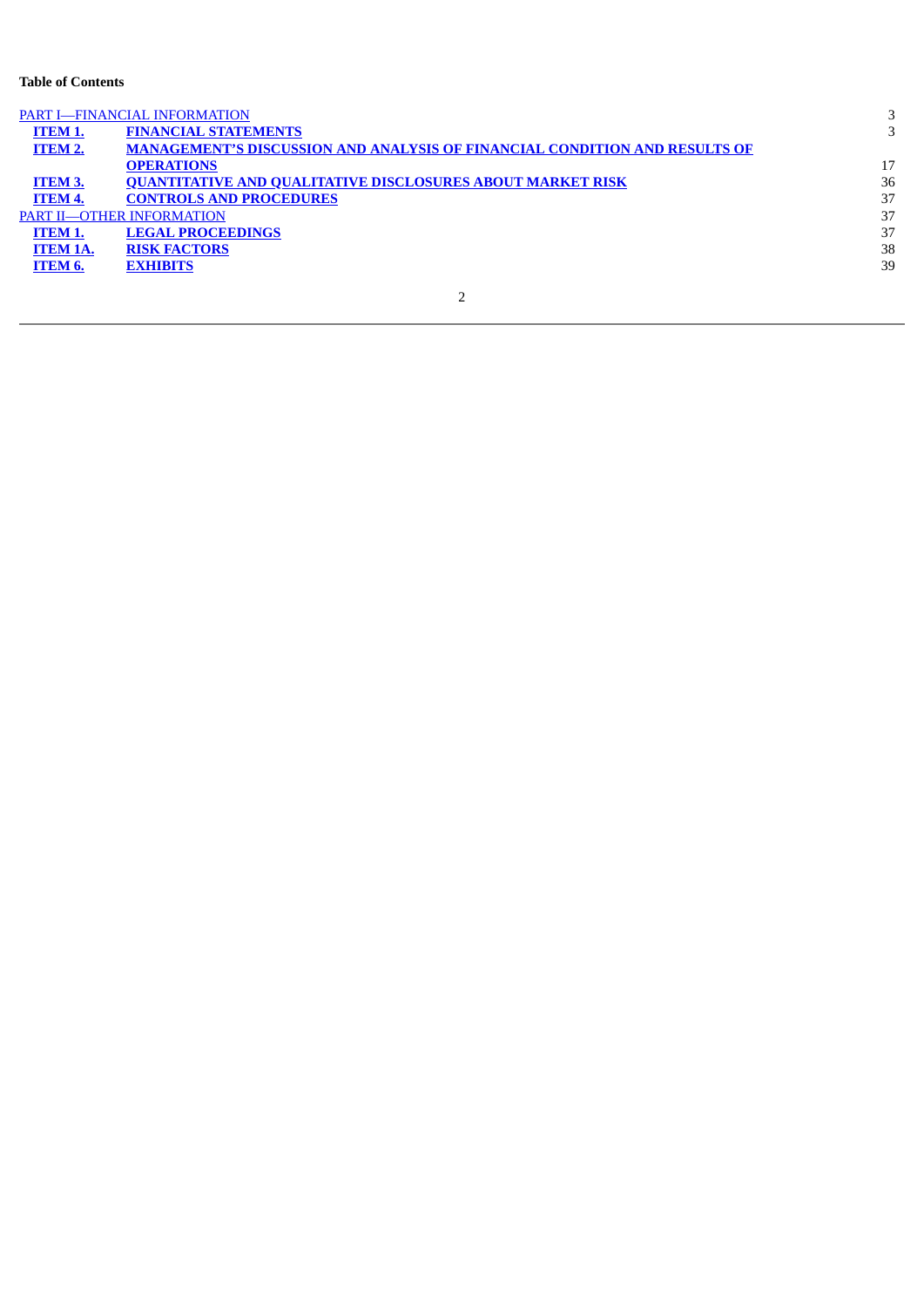**Table of Contents**

| | | |
|---|---|---|
| PART I—FINANCIAL INFORMATION | | 3 |
| **ITEM 1.** | **FINANCIAL STATEMENTS** | 3 |
| **ITEM 2.** | **MANAGEMENT'S DISCUSSION AND ANALYSIS OF FINANCIAL CONDITION AND RESULTS OF OPERATIONS** | 17 |
| **ITEM 3.** | **QUANTITATIVE AND QUALITATIVE DISCLOSURES ABOUT MARKET RISK** | 36 |
| **ITEM 4.** | **CONTROLS AND PROCEDURES** | 37 |
| PART II—OTHER INFORMATION | | 37 |
| **ITEM 1.** | **LEGAL PROCEEDINGS** | 37 |
| **ITEM 1A.** | **RISK FACTORS** | 38 |
| **ITEM 6.** | **EXHIBITS** | 39 |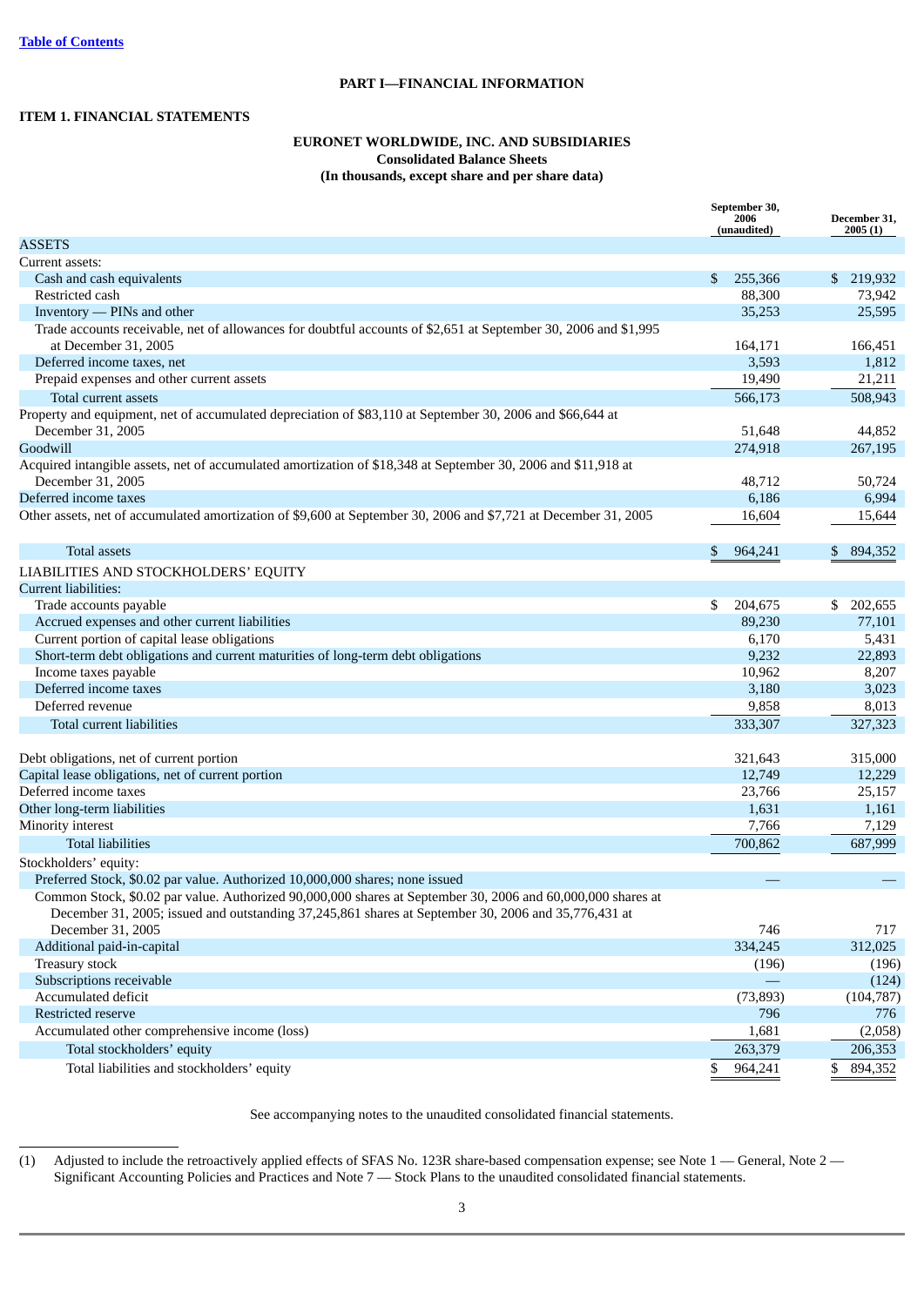[Table of Contents](#)

## PART I—FINANCIAL INFORMATION

### ITEM 1. FINANCIAL STATEMENTS

**EURONET WORLDWIDE, INC. AND SUBSIDIARIES**
**Consolidated Balance Sheets**
**(In thousands, except share and per share data)**

| | September 30, 2006 (unaudited) | December 31, 2005 (1) |
|---|---|---|
| ASSETS | | |
| Current assets: | | |
| Cash and cash equivalents | $ 255,366 | $ 219,932 |
| Restricted cash | 88,300 | 73,942 |
| Inventory — PINs and other | 35,253 | 25,595 |
| Trade accounts receivable, net of allowances for doubtful accounts of $2,651 at September 30, 2006 and $1,995 at December 31, 2005 | 164,171 | 166,451 |
| Deferred income taxes, net | 3,593 | 1,812 |
| Prepaid expenses and other current assets | 19,490 | 21,211 |
| Total current assets | 566,173 | 508,943 |
| Property and equipment, net of accumulated depreciation of $83,110 at September 30, 2006 and $66,644 at December 31, 2005 | 51,648 | 44,852 |
| Goodwill | 274,918 | 267,195 |
| Acquired intangible assets, net of accumulated amortization of $18,348 at September 30, 2006 and $11,918 at December 31, 2005 | 48,712 | 50,724 |
| Deferred income taxes | 6,186 | 6,994 |
| Other assets, net of accumulated amortization of $9,600 at September 30, 2006 and $7,721 at December 31, 2005 | 16,604 | 15,644 |
| Total assets | $ 964,241 | $ 894,352 |
| LIABILITIES AND STOCKHOLDERS' EQUITY | | |
| Current liabilities: | | |
| Trade accounts payable | $ 204,675 | $ 202,655 |
| Accrued expenses and other current liabilities | 89,230 | 77,101 |
| Current portion of capital lease obligations | 6,170 | 5,431 |
| Short-term debt obligations and current maturities of long-term debt obligations | 9,232 | 22,893 |
| Income taxes payable | 10,962 | 8,207 |
| Deferred income taxes | 3,180 | 3,023 |
| Deferred revenue | 9,858 | 8,013 |
| Total current liabilities | 333,307 | 327,323 |
| Debt obligations, net of current portion | 321,643 | 315,000 |
| Capital lease obligations, net of current portion | 12,749 | 12,229 |
| Deferred income taxes | 23,766 | 25,157 |
| Other long-term liabilities | 1,631 | 1,161 |
| Minority interest | 7,766 | 7,129 |
| Total liabilities | 700,862 | 687,999 |
| Stockholders' equity: | | |
| Preferred Stock, $0.02 par value. Authorized 10,000,000 shares; none issued | — | — |
| Common Stock, $0.02 par value. Authorized 90,000,000 shares at September 30, 2006 and 60,000,000 shares at December 31, 2005; issued and outstanding 37,245,861 shares at September 30, 2006 and 35,776,431 at December 31, 2005 | 746 | 717 |
| Additional paid-in-capital | 334,245 | 312,025 |
| Treasury stock | (196) | (196) |
| Subscriptions receivable | — | (124) |
| Accumulated deficit | (73,893) | (104,787) |
| Restricted reserve | 796 | 776 |
| Accumulated other comprehensive income (loss) | 1,681 | (2,058) |
| Total stockholders' equity | 263,379 | 206,353 |
| Total liabilities and stockholders' equity | $ 964,241 | $ 894,352 |

See accompanying notes to the unaudited consolidated financial statements.

(1) Adjusted to include the retroactively applied effects of SFAS No. 123R share-based compensation expense; see Note 1 — General, Note 2 — Significant Accounting Policies and Practices and Note 7 — Stock Plans to the unaudited consolidated financial statements.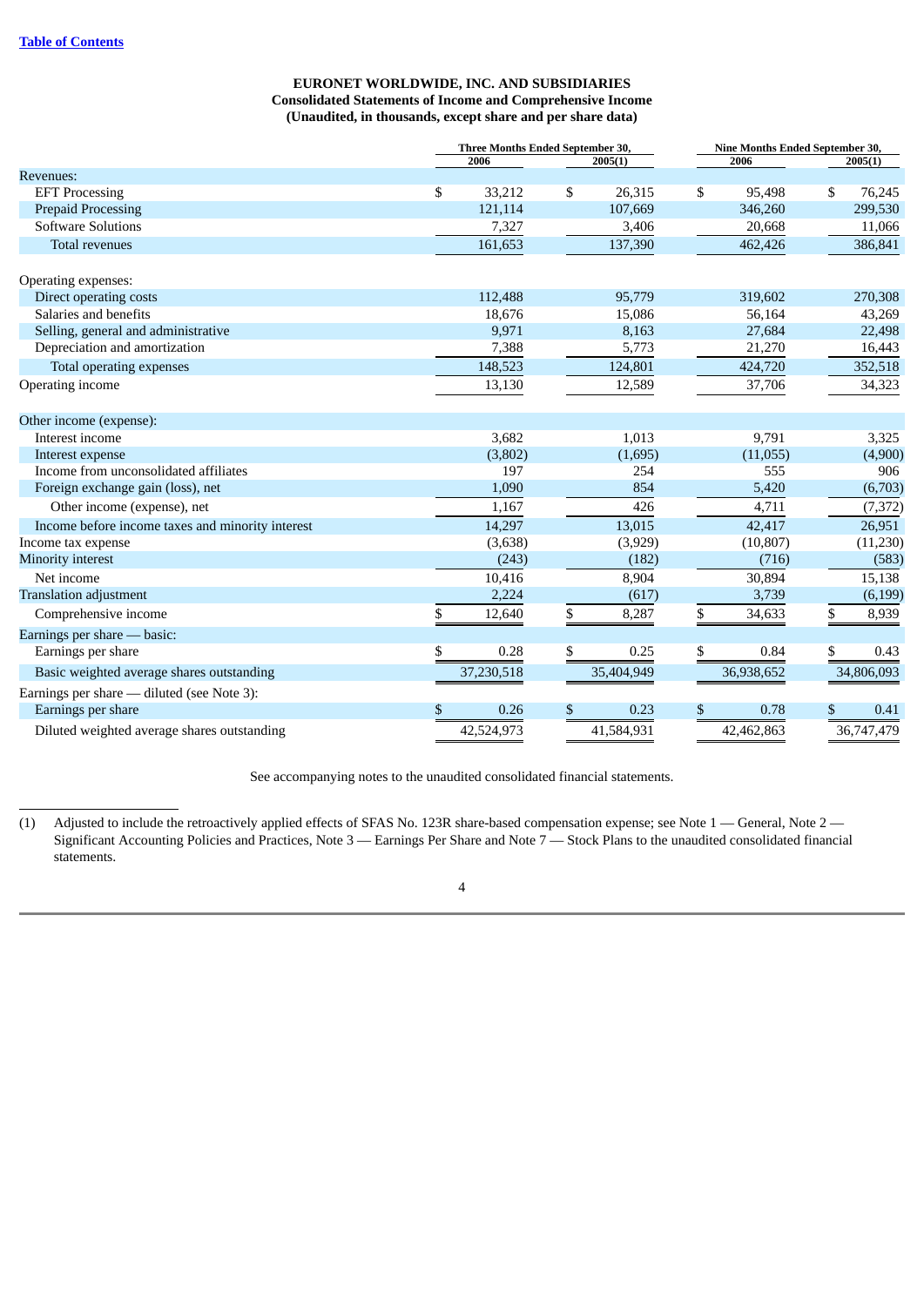**EURONET WORLDWIDE, INC. AND SUBSIDIARIES**
**Consolidated Statements of Income and Comprehensive Income**
**(Unaudited, in thousands, except share and per share data)**

| | Three Months Ended September 30, | | Nine Months Ended September 30, | |
|---|---|---|---|---|
| | 2006 | 2005(1) | 2006 | 2005(1) |
| Revenues: | | | | |
| EFT Processing | $ 33,212 | $ 26,315 | $ 95,498 | $ 76,245 |
| Prepaid Processing | 121,114 | 107,669 | 346,260 | 299,530 |
| Software Solutions | 7,327 | 3,406 | 20,668 | 11,066 |
| Total revenues | 161,653 | 137,390 | 462,426 | 386,841 |
| Operating expenses: | | | | |
| Direct operating costs | 112,488 | 95,779 | 319,602 | 270,308 |
| Salaries and benefits | 18,676 | 15,086 | 56,164 | 43,269 |
| Selling, general and administrative | 9,971 | 8,163 | 27,684 | 22,498 |
| Depreciation and amortization | 7,388 | 5,773 | 21,270 | 16,443 |
| Total operating expenses | 148,523 | 124,801 | 424,720 | 352,518 |
| Operating income | 13,130 | 12,589 | 37,706 | 34,323 |
| Other income (expense): | | | | |
| Interest income | 3,682 | 1,013 | 9,791 | 3,325 |
| Interest expense | (3,802) | (1,695) | (11,055) | (4,900) |
| Income from unconsolidated affiliates | 197 | 254 | 555 | 906 |
| Foreign exchange gain (loss), net | 1,090 | 854 | 5,420 | (6,703) |
| Other income (expense), net | 1,167 | 426 | 4,711 | (7,372) |
| Income before income taxes and minority interest | 14,297 | 13,015 | 42,417 | 26,951 |
| Income tax expense | (3,638) | (3,929) | (10,807) | (11,230) |
| Minority interest | (243) | (182) | (716) | (583) |
| Net income | 10,416 | 8,904 | 30,894 | 15,138 |
| Translation adjustment | 2,224 | (617) | 3,739 | (6,199) |
| Comprehensive income | $ 12,640 | $ 8,287 | $ 34,633 | $ 8,939 |
| Earnings per share — basic: | | | | |
| Earnings per share | $ 0.28 | $ 0.25 | $ 0.84 | $ 0.43 |
| Basic weighted average shares outstanding | 37,230,518 | 35,404,949 | 36,938,652 | 34,806,093 |
| Earnings per share — diluted (see Note 3): | | | | |
| Earnings per share | $ 0.26 | $ 0.23 | $ 0.78 | $ 0.41 |
| Diluted weighted average shares outstanding | 42,524,973 | 41,584,931 | 42,462,863 | 36,747,479 |

See accompanying notes to the unaudited consolidated financial statements.

(1) Adjusted to include the retroactively applied effects of SFAS No. 123R share-based compensation expense; see Note 1 — General, Note 2 — Significant Accounting Policies and Practices, Note 3 — Earnings Per Share and Note 7 — Stock Plans to the unaudited consolidated financial statements.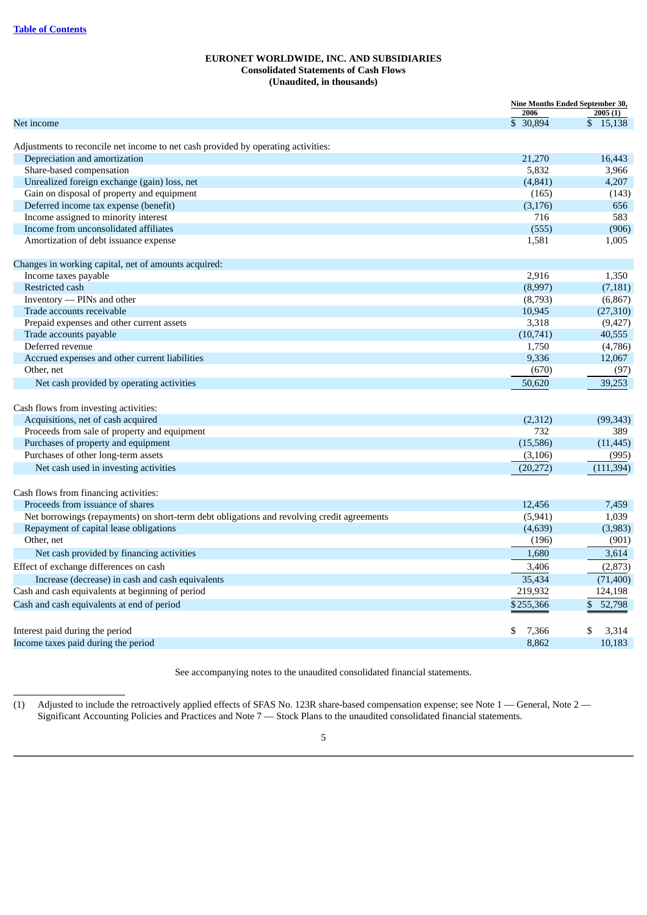[Table of Contents](#)

**EURONET WORLDWIDE, INC. AND SUBSIDIARIES**
**Consolidated Statements of Cash Flows**
**(Unaudited, in thousands)**

| | Nine Months Ended September 30, | |
|---|---|---|
| | 2006 | 2005 (1) |
| Net income | $ 30,894 | $ 15,138 |
| Adjustments to reconcile net income to net cash provided by operating activities: | | |
| Depreciation and amortization | 21,270 | 16,443 |
| Share-based compensation | 5,832 | 3,966 |
| Unrealized foreign exchange (gain) loss, net | (4,841) | 4,207 |
| Gain on disposal of property and equipment | (165) | (143) |
| Deferred income tax expense (benefit) | (3,176) | 656 |
| Income assigned to minority interest | 716 | 583 |
| Income from unconsolidated affiliates | (555) | (906) |
| Amortization of debt issuance expense | 1,581 | 1,005 |
| Changes in working capital, net of amounts acquired: | | |
| Income taxes payable | 2,916 | 1,350 |
| Restricted cash | (8,997) | (7,181) |
| Inventory — PINs and other | (8,793) | (6,867) |
| Trade accounts receivable | 10,945 | (27,310) |
| Prepaid expenses and other current assets | 3,318 | (9,427) |
| Trade accounts payable | (10,741) | 40,555 |
| Deferred revenue | 1,750 | (4,786) |
| Accrued expenses and other current liabilities | 9,336 | 12,067 |
| Other, net | (670) | (97) |
| Net cash provided by operating activities | 50,620 | 39,253 |
| Cash flows from investing activities: | | |
| Acquisitions, net of cash acquired | (2,312) | (99,343) |
| Proceeds from sale of property and equipment | 732 | 389 |
| Purchases of property and equipment | (15,586) | (11,445) |
| Purchases of other long-term assets | (3,106) | (995) |
| Net cash used in investing activities | (20,272) | (111,394) |
| Cash flows from financing activities: | | |
| Proceeds from issuance of shares | 12,456 | 7,459 |
| Net borrowings (repayments) on short-term debt obligations and revolving credit agreements | (5,941) | 1,039 |
| Repayment of capital lease obligations | (4,639) | (3,983) |
| Other, net | (196) | (901) |
| Net cash provided by financing activities | 1,680 | 3,614 |
| Effect of exchange differences on cash | 3,406 | (2,873) |
| Increase (decrease) in cash and cash equivalents | 35,434 | (71,400) |
| Cash and cash equivalents at beginning of period | 219,932 | 124,198 |
| Cash and cash equivalents at end of period | $255,366 | $ 52,798 |
| Interest paid during the period | $ 7,366 | $ 3,314 |
| Income taxes paid during the period | 8,862 | 10,183 |

See accompanying notes to the unaudited consolidated financial statements.

(1) Adjusted to include the retroactively applied effects of SFAS No. 123R share-based compensation expense; see Note 1 — General, Note 2 — Significant Accounting Policies and Practices and Note 7 — Stock Plans to the unaudited consolidated financial statements.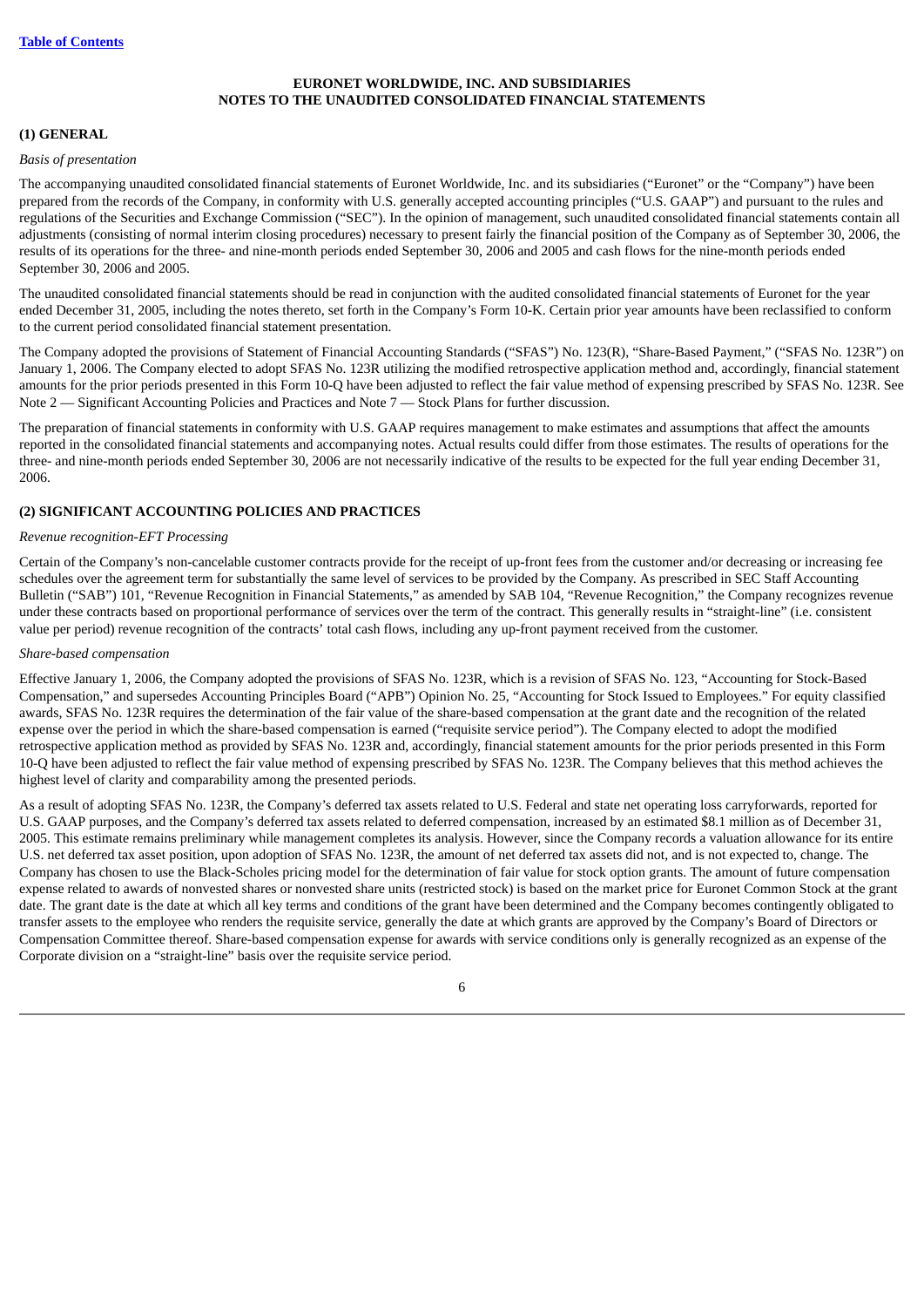**EURONET WORLDWIDE, INC. AND SUBSIDIARIES**
**NOTES TO THE UNAUDITED CONSOLIDATED FINANCIAL STATEMENTS**

## (1) GENERAL

*Basis of presentation*

The accompanying unaudited consolidated financial statements of Euronet Worldwide, Inc. and its subsidiaries ("Euronet" or the "Company") have been prepared from the records of the Company, in conformity with U.S. generally accepted accounting principles ("U.S. GAAP") and pursuant to the rules and regulations of the Securities and Exchange Commission ("SEC"). In the opinion of management, such unaudited consolidated financial statements contain all adjustments (consisting of normal interim closing procedures) necessary to present fairly the financial position of the Company as of September 30, 2006, the results of its operations for the three- and nine-month periods ended September 30, 2006 and 2005 and cash flows for the nine-month periods ended September 30, 2006 and 2005.

The unaudited consolidated financial statements should be read in conjunction with the audited consolidated financial statements of Euronet for the year ended December 31, 2005, including the notes thereto, set forth in the Company's Form 10-K. Certain prior year amounts have been reclassified to conform to the current period consolidated financial statement presentation.

The Company adopted the provisions of Statement of Financial Accounting Standards ("SFAS") No. 123(R), "Share-Based Payment," ("SFAS No. 123R") on January 1, 2006. The Company elected to adopt SFAS No. 123R utilizing the modified retrospective application method and, accordingly, financial statement amounts for the prior periods presented in this Form 10-Q have been adjusted to reflect the fair value method of expensing prescribed by SFAS No. 123R. See Note 2 — Significant Accounting Policies and Practices and Note 7 — Stock Plans for further discussion.

The preparation of financial statements in conformity with U.S. GAAP requires management to make estimates and assumptions that affect the amounts reported in the consolidated financial statements and accompanying notes. Actual results could differ from those estimates. The results of operations for the three- and nine-month periods ended September 30, 2006 are not necessarily indicative of the results to be expected for the full year ending December 31, 2006.

## (2) SIGNIFICANT ACCOUNTING POLICIES AND PRACTICES

*Revenue recognition-EFT Processing*

Certain of the Company's non-cancelable customer contracts provide for the receipt of up-front fees from the customer and/or decreasing or increasing fee schedules over the agreement term for substantially the same level of services to be provided by the Company. As prescribed in SEC Staff Accounting Bulletin ("SAB") 101, "Revenue Recognition in Financial Statements," as amended by SAB 104, "Revenue Recognition," the Company recognizes revenue under these contracts based on proportional performance of services over the term of the contract. This generally results in "straight-line" (i.e. consistent value per period) revenue recognition of the contracts' total cash flows, including any up-front payment received from the customer.

*Share-based compensation*

Effective January 1, 2006, the Company adopted the provisions of SFAS No. 123R, which is a revision of SFAS No. 123, "Accounting for Stock-Based Compensation," and supersedes Accounting Principles Board ("APB") Opinion No. 25, "Accounting for Stock Issued to Employees." For equity classified awards, SFAS No. 123R requires the determination of the fair value of the share-based compensation at the grant date and the recognition of the related expense over the period in which the share-based compensation is earned ("requisite service period"). The Company elected to adopt the modified retrospective application method as provided by SFAS No. 123R and, accordingly, financial statement amounts for the prior periods presented in this Form 10-Q have been adjusted to reflect the fair value method of expensing prescribed by SFAS No. 123R. The Company believes that this method achieves the highest level of clarity and comparability among the presented periods.

As a result of adopting SFAS No. 123R, the Company's deferred tax assets related to U.S. Federal and state net operating loss carryforwards, reported for U.S. GAAP purposes, and the Company's deferred tax assets related to deferred compensation, increased by an estimated $8.1 million as of December 31, 2005. This estimate remains preliminary while management completes its analysis. However, since the Company records a valuation allowance for its entire U.S. net deferred tax asset position, upon adoption of SFAS No. 123R, the amount of net deferred tax assets did not, and is not expected to, change. The Company has chosen to use the Black-Scholes pricing model for the determination of fair value for stock option grants. The amount of future compensation expense related to awards of nonvested shares or nonvested share units (restricted stock) is based on the market price for Euronet Common Stock at the grant date. The grant date is the date at which all key terms and conditions of the grant have been determined and the Company becomes contingently obligated to transfer assets to the employee who renders the requisite service, generally the date at which grants are approved by the Company's Board of Directors or Compensation Committee thereof. Share-based compensation expense for awards with service conditions only is generally recognized as an expense of the Corporate division on a "straight-line" basis over the requisite service period.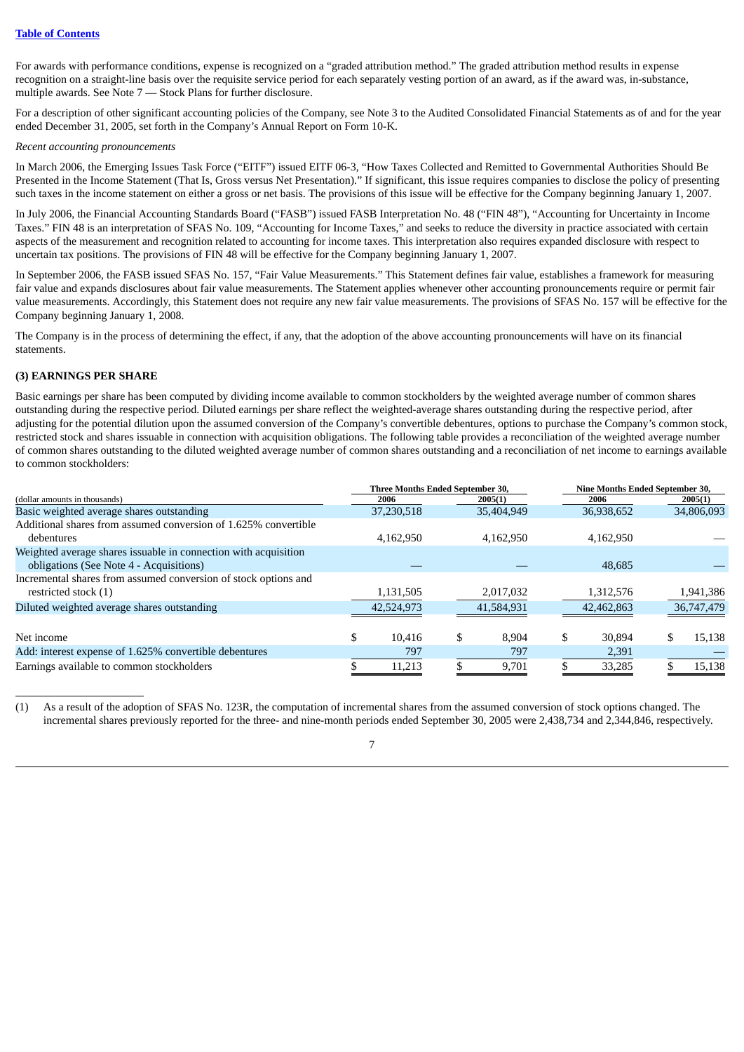For awards with performance conditions, expense is recognized on a "graded attribution method." The graded attribution method results in expense recognition on a straight-line basis over the requisite service period for each separately vesting portion of an award, as if the award was, in-substance, multiple awards. See Note 7 — Stock Plans for further disclosure.

For a description of other significant accounting policies of the Company, see Note 3 to the Audited Consolidated Financial Statements as of and for the year ended December 31, 2005, set forth in the Company's Annual Report on Form 10-K.

*Recent accounting pronouncements*

In March 2006, the Emerging Issues Task Force ("EITF") issued EITF 06-3, "How Taxes Collected and Remitted to Governmental Authorities Should Be Presented in the Income Statement (That Is, Gross versus Net Presentation)." If significant, this issue requires companies to disclose the policy of presenting such taxes in the income statement on either a gross or net basis. The provisions of this issue will be effective for the Company beginning January 1, 2007.

In July 2006, the Financial Accounting Standards Board ("FASB") issued FASB Interpretation No. 48 ("FIN 48"), "Accounting for Uncertainty in Income Taxes." FIN 48 is an interpretation of SFAS No. 109, "Accounting for Income Taxes," and seeks to reduce the diversity in practice associated with certain aspects of the measurement and recognition related to accounting for income taxes. This interpretation also requires expanded disclosure with respect to uncertain tax positions. The provisions of FIN 48 will be effective for the Company beginning January 1, 2007.

In September 2006, the FASB issued SFAS No. 157, "Fair Value Measurements." This Statement defines fair value, establishes a framework for measuring fair value and expands disclosures about fair value measurements. The Statement applies whenever other accounting pronouncements require or permit fair value measurements. Accordingly, this Statement does not require any new fair value measurements. The provisions of SFAS No. 157 will be effective for the Company beginning January 1, 2008.

The Company is in the process of determining the effect, if any, that the adoption of the above accounting pronouncements will have on its financial statements.

### (3) EARNINGS PER SHARE

Basic earnings per share has been computed by dividing income available to common stockholders by the weighted average number of common shares outstanding during the respective period. Diluted earnings per share reflect the weighted-average shares outstanding during the respective period, after adjusting for the potential dilution upon the assumed conversion of the Company's convertible debentures, options to purchase the Company's common stock, restricted stock and shares issuable in connection with acquisition obligations. The following table provides a reconciliation of the weighted average number of common shares outstanding to the diluted weighted average number of common shares outstanding and a reconciliation of net income to earnings available to common stockholders:

| | Three Months Ended September 30, | | Nine Months Ended September 30, | |
|---|---|---|---|---|
| (dollar amounts in thousands) | 2006 | 2005(1) | 2006 | 2005(1) |
| Basic weighted average shares outstanding | 37,230,518 | 35,404,949 | 36,938,652 | 34,806,093 |
| Additional shares from assumed conversion of 1.625% convertible debentures | 4,162,950 | 4,162,950 | 4,162,950 | — |
| Weighted average shares issuable in connection with acquisition obligations (See Note 4 - Acquisitions) | — | — | 48,685 | — |
| Incremental shares from assumed conversion of stock options and restricted stock (1) | 1,131,505 | 2,017,032 | 1,312,576 | 1,941,386 |
| Diluted weighted average shares outstanding | 42,524,973 | 41,584,931 | 42,462,863 | 36,747,479 |
| | | | | |
| Net income | $ 10,416 | $ 8,904 | $ 30,894 | $ 15,138 |
| Add: interest expense of 1.625% convertible debentures | 797 | 797 | 2,391 | — |
| Earnings available to common stockholders | $ 11,213 | $ 9,701 | $ 33,285 | $ 15,138 |

(1) As a result of the adoption of SFAS No. 123R, the computation of incremental shares from the assumed conversion of stock options changed. The incremental shares previously reported for the three- and nine-month periods ended September 30, 2005 were 2,438,734 and 2,344,846, respectively.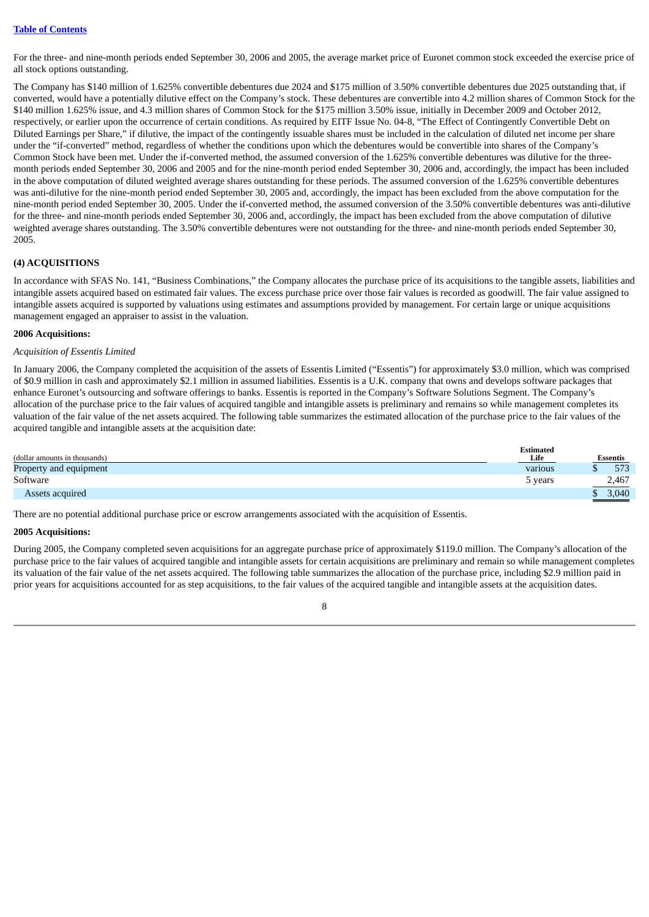For the three- and nine-month periods ended September 30, 2006 and 2005, the average market price of Euronet common stock exceeded the exercise price of all stock options outstanding.

The Company has $140 million of 1.625% convertible debentures due 2024 and $175 million of 3.50% convertible debentures due 2025 outstanding that, if converted, would have a potentially dilutive effect on the Company's stock. These debentures are convertible into 4.2 million shares of Common Stock for the $140 million 1.625% issue, and 4.3 million shares of Common Stock for the $175 million 3.50% issue, initially in December 2009 and October 2012, respectively, or earlier upon the occurrence of certain conditions. As required by EITF Issue No. 04-8, "The Effect of Contingently Convertible Debt on Diluted Earnings per Share," if dilutive, the impact of the contingently issuable shares must be included in the calculation of diluted net income per share under the "if-converted" method, regardless of whether the conditions upon which the debentures would be convertible into shares of the Company's Common Stock have been met. Under the if-converted method, the assumed conversion of the 1.625% convertible debentures was dilutive for the three-month periods ended September 30, 2006 and 2005 and for the nine-month period ended September 30, 2006 and, accordingly, the impact has been included in the above computation of diluted weighted average shares outstanding for these periods. The assumed conversion of the 1.625% convertible debentures was anti-dilutive for the nine-month period ended September 30, 2005 and, accordingly, the impact has been excluded from the above computation for the nine-month period ended September 30, 2005. Under the if-converted method, the assumed conversion of the 3.50% convertible debentures was anti-dilutive for the three- and nine-month periods ended September 30, 2006 and, accordingly, the impact has been excluded from the above computation of dilutive weighted average shares outstanding. The 3.50% convertible debentures were not outstanding for the three- and nine-month periods ended September 30, 2005.

**(4) ACQUISITIONS**

In accordance with SFAS No. 141, "Business Combinations," the Company allocates the purchase price of its acquisitions to the tangible assets, liabilities and intangible assets acquired based on estimated fair values. The excess purchase price over those fair values is recorded as goodwill. The fair value assigned to intangible assets acquired is supported by valuations using estimates and assumptions provided by management. For certain large or unique acquisitions management engaged an appraiser to assist in the valuation.

**2006 Acquisitions:**

*Acquisition of Essentis Limited*

In January 2006, the Company completed the acquisition of the assets of Essentis Limited ("Essentis") for approximately $3.0 million, which was comprised of $0.9 million in cash and approximately $2.1 million in assumed liabilities. Essentis is a U.K. company that owns and develops software packages that enhance Euronet's outsourcing and software offerings to banks. Essentis is reported in the Company's Software Solutions Segment. The Company's allocation of the purchase price to the fair values of acquired tangible and intangible assets is preliminary and remains so while management completes its valuation of the fair value of the net assets acquired. The following table summarizes the estimated allocation of the purchase price to the fair values of the acquired tangible and intangible assets at the acquisition date:

| (dollar amounts in thousands) | Estimated Life | Essentis |
|---|---|---|
| Property and equipment | various | $ 573 |
| Software | 5 years | 2,467 |
| Assets acquired | | $ 3,040 |

There are no potential additional purchase price or escrow arrangements associated with the acquisition of Essentis.

**2005 Acquisitions:**

During 2005, the Company completed seven acquisitions for an aggregate purchase price of approximately $119.0 million. The Company's allocation of the purchase price to the fair values of acquired tangible and intangible assets for certain acquisitions are preliminary and remain so while management completes its valuation of the fair value of the net assets acquired. The following table summarizes the allocation of the purchase price, including $2.9 million paid in prior years for acquisitions accounted for as step acquisitions, to the fair values of the acquired tangible and intangible assets at the acquisition dates.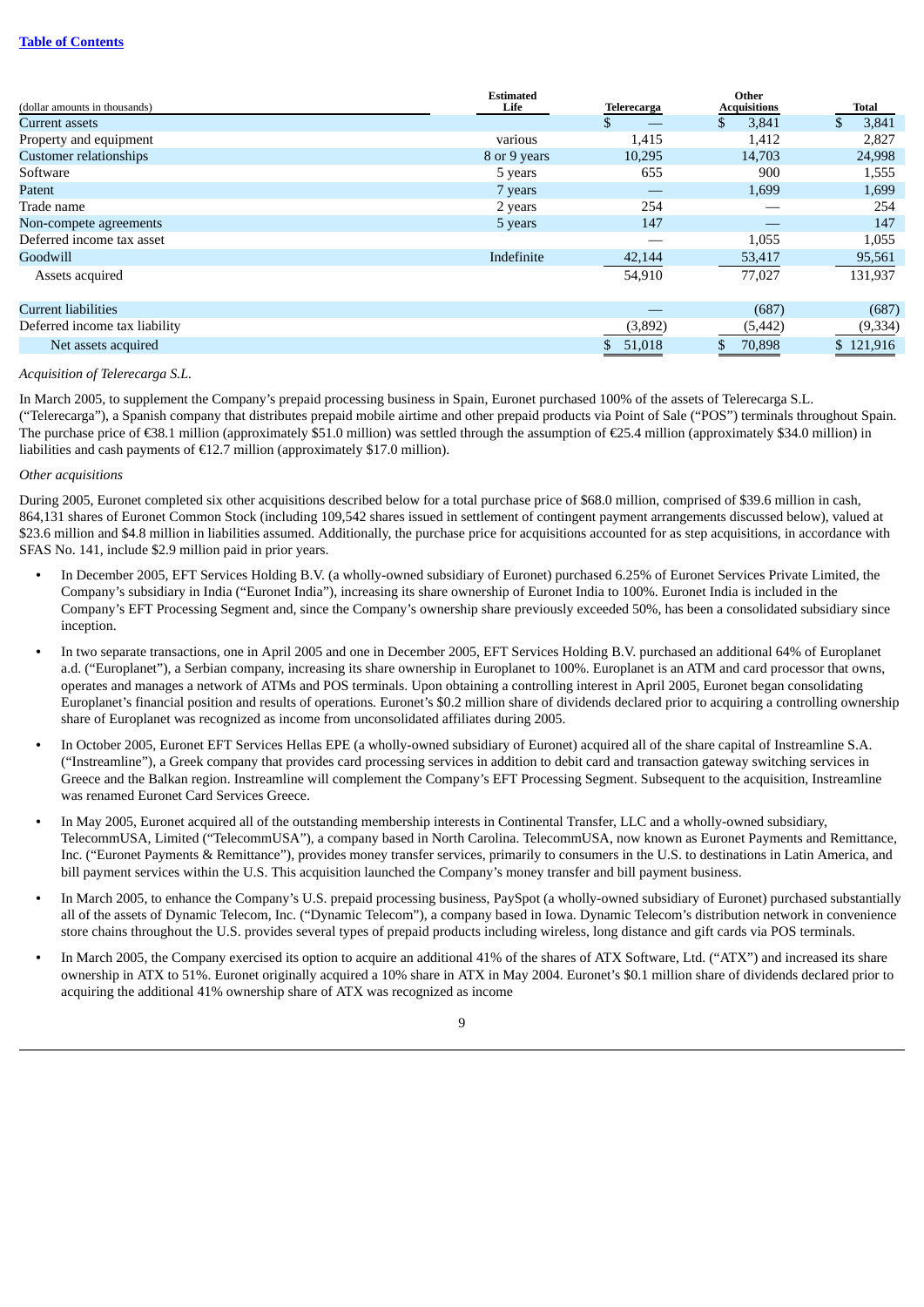[Table of Contents](#)

| (dollar amounts in thousands) | Estimated Life | Telerecarga | Other Acquisitions | Total |
|---|---|---|---|---|
| Current assets | | $ — | $ 3,841 | $ 3,841 |
| Property and equipment | various | 1,415 | 1,412 | 2,827 |
| Customer relationships | 8 or 9 years | 10,295 | 14,703 | 24,998 |
| Software | 5 years | 655 | 900 | 1,555 |
| Patent | 7 years | — | 1,699 | 1,699 |
| Trade name | 2 years | 254 | — | 254 |
| Non-compete agreements | 5 years | 147 | — | 147 |
| Deferred income tax asset | | — | 1,055 | 1,055 |
| Goodwill | Indefinite | 42,144 | 53,417 | 95,561 |
| Assets acquired | | 54,910 | 77,027 | 131,937 |
| | | | | |
| Current liabilities | | — | (687) | (687) |
| Deferred income tax liability | | (3,892) | (5,442) | (9,334) |
| Net assets acquired | | $ 51,018 | $ 70,898 | $ 121,916 |

*Acquisition of Telerecarga S.L.*

In March 2005, to supplement the Company's prepaid processing business in Spain, Euronet purchased 100% of the assets of Telerecarga S.L. ("Telerecarga"), a Spanish company that distributes prepaid mobile airtime and other prepaid products via Point of Sale ("POS") terminals throughout Spain. The purchase price of €38.1 million (approximately $51.0 million) was settled through the assumption of €25.4 million (approximately $34.0 million) in liabilities and cash payments of €12.7 million (approximately $17.0 million).

*Other acquisitions*

During 2005, Euronet completed six other acquisitions described below for a total purchase price of $68.0 million, comprised of $39.6 million in cash, 864,131 shares of Euronet Common Stock (including 109,542 shares issued in settlement of contingent payment arrangements discussed below), valued at $23.6 million and $4.8 million in liabilities assumed. Additionally, the purchase price for acquisitions accounted for as step acquisitions, in accordance with SFAS No. 141, include $2.9 million paid in prior years.

- In December 2005, EFT Services Holding B.V. (a wholly-owned subsidiary of Euronet) purchased 6.25% of Euronet Services Private Limited, the Company's subsidiary in India ("Euronet India"), increasing its share ownership of Euronet India to 100%. Euronet India is included in the Company's EFT Processing Segment and, since the Company's ownership share previously exceeded 50%, has been a consolidated subsidiary since inception.
- In two separate transactions, one in April 2005 and one in December 2005, EFT Services Holding B.V. purchased an additional 64% of Europlanet a.d. ("Europlanet"), a Serbian company, increasing its share ownership in Europlanet to 100%. Europlanet is an ATM and card processor that owns, operates and manages a network of ATMs and POS terminals. Upon obtaining a controlling interest in April 2005, Euronet began consolidating Europlanet's financial position and results of operations. Euronet's $0.2 million share of dividends declared prior to acquiring a controlling ownership share of Europlanet was recognized as income from unconsolidated affiliates during 2005.
- In October 2005, Euronet EFT Services Hellas EPE (a wholly-owned subsidiary of Euronet) acquired all of the share capital of Instreamline S.A. ("Instreamline"), a Greek company that provides card processing services in addition to debit card and transaction gateway switching services in Greece and the Balkan region. Instreamline will complement the Company's EFT Processing Segment. Subsequent to the acquisition, Instreamline was renamed Euronet Card Services Greece.
- In May 2005, Euronet acquired all of the outstanding membership interests in Continental Transfer, LLC and a wholly-owned subsidiary, TelecommUSA, Limited ("TelecommUSA"), a company based in North Carolina. TelecommUSA, now known as Euronet Payments and Remittance, Inc. ("Euronet Payments & Remittance"), provides money transfer services, primarily to consumers in the U.S. to destinations in Latin America, and bill payment services within the U.S. This acquisition launched the Company's money transfer and bill payment business.
- In March 2005, to enhance the Company's U.S. prepaid processing business, PaySpot (a wholly-owned subsidiary of Euronet) purchased substantially all of the assets of Dynamic Telecom, Inc. ("Dynamic Telecom"), a company based in Iowa. Dynamic Telecom's distribution network in convenience store chains throughout the U.S. provides several types of prepaid products including wireless, long distance and gift cards via POS terminals.
- In March 2005, the Company exercised its option to acquire an additional 41% of the shares of ATX Software, Ltd. ("ATX") and increased its share ownership in ATX to 51%. Euronet originally acquired a 10% share in ATX in May 2004. Euronet's $0.1 million share of dividends declared prior to acquiring the additional 41% ownership share of ATX was recognized as income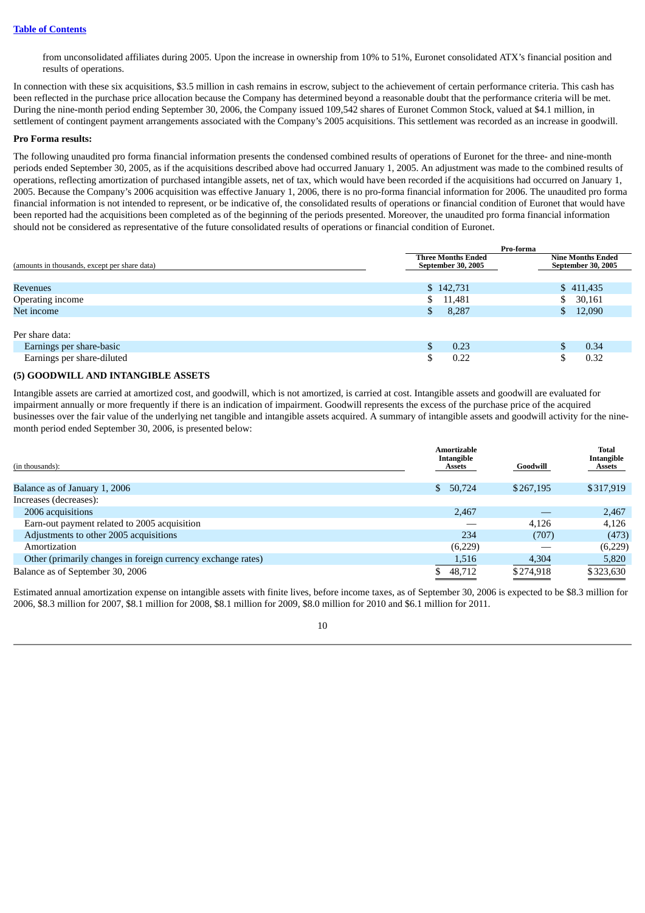from unconsolidated affiliates during 2005. Upon the increase in ownership from 10% to 51%, Euronet consolidated ATX's financial position and results of operations.

In connection with these six acquisitions, $3.5 million in cash remains in escrow, subject to the achievement of certain performance criteria. This cash has been reflected in the purchase price allocation because the Company has determined beyond a reasonable doubt that the performance criteria will be met. During the nine-month period ending September 30, 2006, the Company issued 109,542 shares of Euronet Common Stock, valued at $4.1 million, in settlement of contingent payment arrangements associated with the Company's 2005 acquisitions. This settlement was recorded as an increase in goodwill.

**Pro Forma results:**

The following unaudited pro forma financial information presents the condensed combined results of operations of Euronet for the three- and nine-month periods ended September 30, 2005, as if the acquisitions described above had occurred January 1, 2005. An adjustment was made to the combined results of operations, reflecting amortization of purchased intangible assets, net of tax, which would have been recorded if the acquisitions had occurred on January 1, 2005. Because the Company's 2006 acquisition was effective January 1, 2006, there is no pro-forma financial information for 2006. The unaudited pro forma financial information is not intended to represent, or be indicative of, the consolidated results of operations or financial condition of Euronet that would have been reported had the acquisitions been completed as of the beginning of the periods presented. Moreover, the unaudited pro forma financial information should not be considered as representative of the future consolidated results of operations or financial condition of Euronet.

| | Pro-forma | |
|---|---|---|
| (amounts in thousands, except per share data) | Three Months Ended September 30, 2005 | Nine Months Ended September 30, 2005 |
| Revenues | $ 142,731 | $ 411,435 |
| Operating income | $ 11,481 | $ 30,161 |
| Net income | $ 8,287 | $ 12,090 |
| Per share data: | | |
| Earnings per share-basic | $ 0.23 | $ 0.34 |
| Earnings per share-diluted | $ 0.22 | $ 0.32 |

## (5) GOODWILL AND INTANGIBLE ASSETS

Intangible assets are carried at amortized cost, and goodwill, which is not amortized, is carried at cost. Intangible assets and goodwill are evaluated for impairment annually or more frequently if there is an indication of impairment. Goodwill represents the excess of the purchase price of the acquired businesses over the fair value of the underlying net tangible and intangible assets acquired. A summary of intangible assets and goodwill activity for the nine-month period ended September 30, 2006, is presented below:

| (in thousands): | Amortizable Intangible Assets | Goodwill | Total Intangible Assets |
|---|---|---|---|
| Balance as of January 1, 2006 | $ 50,724 | $267,195 | $317,919 |
| Increases (decreases): | | | |
| 2006 acquisitions | 2,467 | — | 2,467 |
| Earn-out payment related to 2005 acquisition | — | 4,126 | 4,126 |
| Adjustments to other 2005 acquisitions | 234 | (707) | (473) |
| Amortization | (6,229) | — | (6,229) |
| Other (primarily changes in foreign currency exchange rates) | 1,516 | 4,304 | 5,820 |
| Balance as of September 30, 2006 | $ 48,712 | $274,918 | $323,630 |

Estimated annual amortization expense on intangible assets with finite lives, before income taxes, as of September 30, 2006 is expected to be $8.3 million for 2006, $8.3 million for 2007, $8.1 million for 2008, $8.1 million for 2009, $8.0 million for 2010 and $6.1 million for 2011.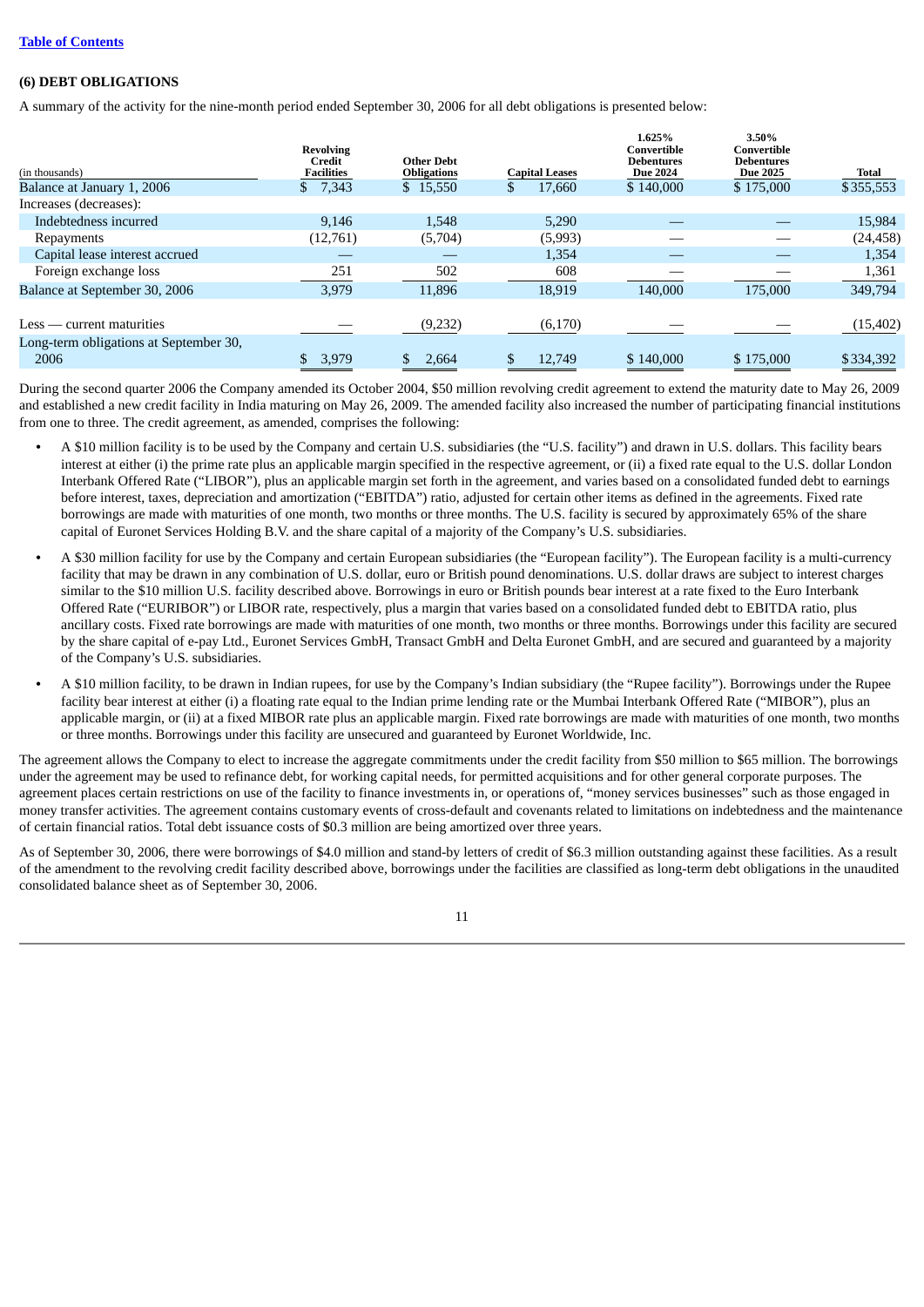### (6) DEBT OBLIGATIONS

A summary of the activity for the nine-month period ended September 30, 2006 for all debt obligations is presented below:

| (in thousands) | Revolving Credit Facilities | Other Debt Obligations | Capital Leases | 1.625% Convertible Debentures Due 2024 | 3.50% Convertible Debentures Due 2025 | Total |
|---|---|---|---|---|---|---|
| Balance at January 1, 2006 | $ 7,343 | $ 15,550 | $ 17,660 | $ 140,000 | $ 175,000 | $ 355,553 |
| Increases (decreases): | | | | | | |
| Indebtedness incurred | 9,146 | 1,548 | 5,290 | — | — | 15,984 |
| Repayments | (12,761) | (5,704) | (5,993) | — | — | (24,458) |
| Capital lease interest accrued | — | — | 1,354 | — | — | 1,354 |
| Foreign exchange loss | 251 | 502 | 608 | — | — | 1,361 |
| Balance at September 30, 2006 | 3,979 | 11,896 | 18,919 | 140,000 | 175,000 | 349,794 |
| Less — current maturities | — | (9,232) | (6,170) | — | — | (15,402) |
| Long-term obligations at September 30, 2006 | $ 3,979 | $ 2,664 | $ 12,749 | $ 140,000 | $ 175,000 | $ 334,392 |

During the second quarter 2006 the Company amended its October 2004, $50 million revolving credit agreement to extend the maturity date to May 26, 2009 and established a new credit facility in India maturing on May 26, 2009. The amended facility also increased the number of participating financial institutions from one to three. The credit agreement, as amended, comprises the following:

- A $10 million facility is to be used by the Company and certain U.S. subsidiaries (the "U.S. facility") and drawn in U.S. dollars. This facility bears interest at either (i) the prime rate plus an applicable margin specified in the respective agreement, or (ii) a fixed rate equal to the U.S. dollar London Interbank Offered Rate ("LIBOR"), plus an applicable margin set forth in the agreement, and varies based on a consolidated funded debt to earnings before interest, taxes, depreciation and amortization ("EBITDA") ratio, adjusted for certain other items as defined in the agreements. Fixed rate borrowings are made with maturities of one month, two months or three months. The U.S. facility is secured by approximately 65% of the share capital of Euronet Services Holding B.V. and the share capital of a majority of the Company's U.S. subsidiaries.
- A $30 million facility for use by the Company and certain European subsidiaries (the "European facility"). The European facility is a multi-currency facility that may be drawn in any combination of U.S. dollar, euro or British pound denominations. U.S. dollar draws are subject to interest charges similar to the $10 million U.S. facility described above. Borrowings in euro or British pounds bear interest at a rate fixed to the Euro Interbank Offered Rate ("EURIBOR") or LIBOR rate, respectively, plus a margin that varies based on a consolidated funded debt to EBITDA ratio, plus ancillary costs. Fixed rate borrowings are made with maturities of one month, two months or three months. Borrowings under this facility are secured by the share capital of e-pay Ltd., Euronet Services GmbH, Transact GmbH and Delta Euronet GmbH, and are secured and guaranteed by a majority of the Company's U.S. subsidiaries.
- A $10 million facility, to be drawn in Indian rupees, for use by the Company's Indian subsidiary (the "Rupee facility"). Borrowings under the Rupee facility bear interest at either (i) a floating rate equal to the Indian prime lending rate or the Mumbai Interbank Offered Rate ("MIBOR"), plus an applicable margin, or (ii) at a fixed MIBOR rate plus an applicable margin. Fixed rate borrowings are made with maturities of one month, two months or three months. Borrowings under this facility are unsecured and guaranteed by Euronet Worldwide, Inc.

The agreement allows the Company to elect to increase the aggregate commitments under the credit facility from $50 million to $65 million. The borrowings under the agreement may be used to refinance debt, for working capital needs, for permitted acquisitions and for other general corporate purposes. The agreement places certain restrictions on use of the facility to finance investments in, or operations of, "money services businesses" such as those engaged in money transfer activities. The agreement contains customary events of cross-default and covenants related to limitations on indebtedness and the maintenance of certain financial ratios. Total debt issuance costs of $0.3 million are being amortized over three years.

As of September 30, 2006, there were borrowings of $4.0 million and stand-by letters of credit of $6.3 million outstanding against these facilities. As a result of the amendment to the revolving credit facility described above, borrowings under the facilities are classified as long-term debt obligations in the unaudited consolidated balance sheet as of September 30, 2006.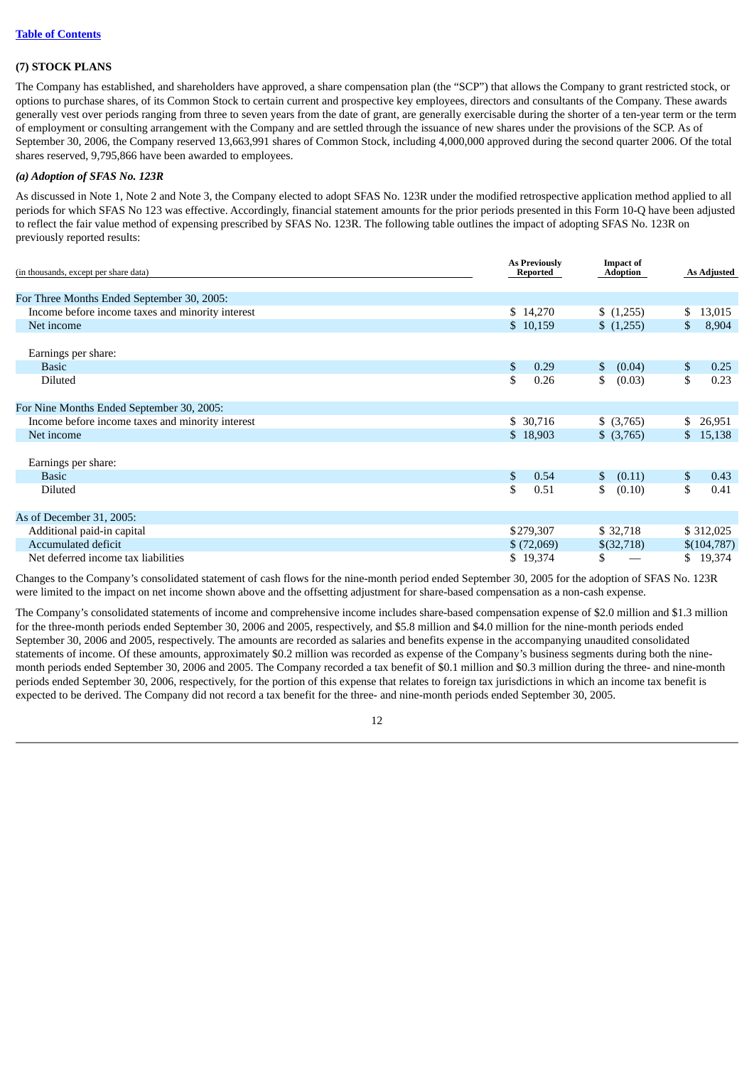[Table of Contents]

### (7) STOCK PLANS

The Company has established, and shareholders have approved, a share compensation plan (the "SCP") that allows the Company to grant restricted stock, or options to purchase shares, of its Common Stock to certain current and prospective key employees, directors and consultants of the Company. These awards generally vest over periods ranging from three to seven years from the date of grant, are generally exercisable during the shorter of a ten-year term or the term of employment or consulting arrangement with the Company and are settled through the issuance of new shares under the provisions of the SCP. As of September 30, 2006, the Company reserved 13,663,991 shares of Common Stock, including 4,000,000 approved during the second quarter 2006. Of the total shares reserved, 9,795,866 have been awarded to employees.

#### *(a) Adoption of SFAS No. 123R*

As discussed in Note 1, Note 2 and Note 3, the Company elected to adopt SFAS No. 123R under the modified retrospective application method applied to all periods for which SFAS No 123 was effective. Accordingly, financial statement amounts for the prior periods presented in this Form 10-Q have been adjusted to reflect the fair value method of expensing prescribed by SFAS No. 123R. The following table outlines the impact of adopting SFAS No. 123R on previously reported results:

| (in thousands, except per share data) | As Previously Reported | Impact of Adoption | As Adjusted |
|---|---|---|---|
| For Three Months Ended September 30, 2005: | | | |
| Income before income taxes and minority interest | $ 14,270 | $ (1,255) | $ 13,015 |
| Net income | $ 10,159 | $ (1,255) | $ 8,904 |
| Earnings per share: | | | |
| Basic | $ 0.29 | $ (0.04) | $ 0.25 |
| Diluted | $ 0.26 | $ (0.03) | $ 0.23 |
| For Nine Months Ended September 30, 2005: | | | |
| Income before income taxes and minority interest | $ 30,716 | $ (3,765) | $ 26,951 |
| Net income | $ 18,903 | $ (3,765) | $ 15,138 |
| Earnings per share: | | | |
| Basic | $ 0.54 | $ (0.11) | $ 0.43 |
| Diluted | $ 0.51 | $ (0.10) | $ 0.41 |
| As of December 31, 2005: | | | |
| Additional paid-in capital | $279,307 | $ 32,718 | $ 312,025 |
| Accumulated deficit | $ (72,069) | $(32,718) | $(104,787) |
| Net deferred income tax liabilities | $ 19,374 | $ — | $ 19,374 |

Changes to the Company's consolidated statement of cash flows for the nine-month period ended September 30, 2005 for the adoption of SFAS No. 123R were limited to the impact on net income shown above and the offsetting adjustment for share-based compensation as a non-cash expense.

The Company's consolidated statements of income and comprehensive income includes share-based compensation expense of $2.0 million and $1.3 million for the three-month periods ended September 30, 2006 and 2005, respectively, and $5.8 million and $4.0 million for the nine-month periods ended September 30, 2006 and 2005, respectively. The amounts are recorded as salaries and benefits expense in the accompanying unaudited consolidated statements of income. Of these amounts, approximately $0.2 million was recorded as expense of the Company's business segments during both the nine-month periods ended September 30, 2006 and 2005. The Company recorded a tax benefit of $0.1 million and $0.3 million during the three- and nine-month periods ended September 30, 2006, respectively, for the portion of this expense that relates to foreign tax jurisdictions in which an income tax benefit is expected to be derived. The Company did not record a tax benefit for the three- and nine-month periods ended September 30, 2005.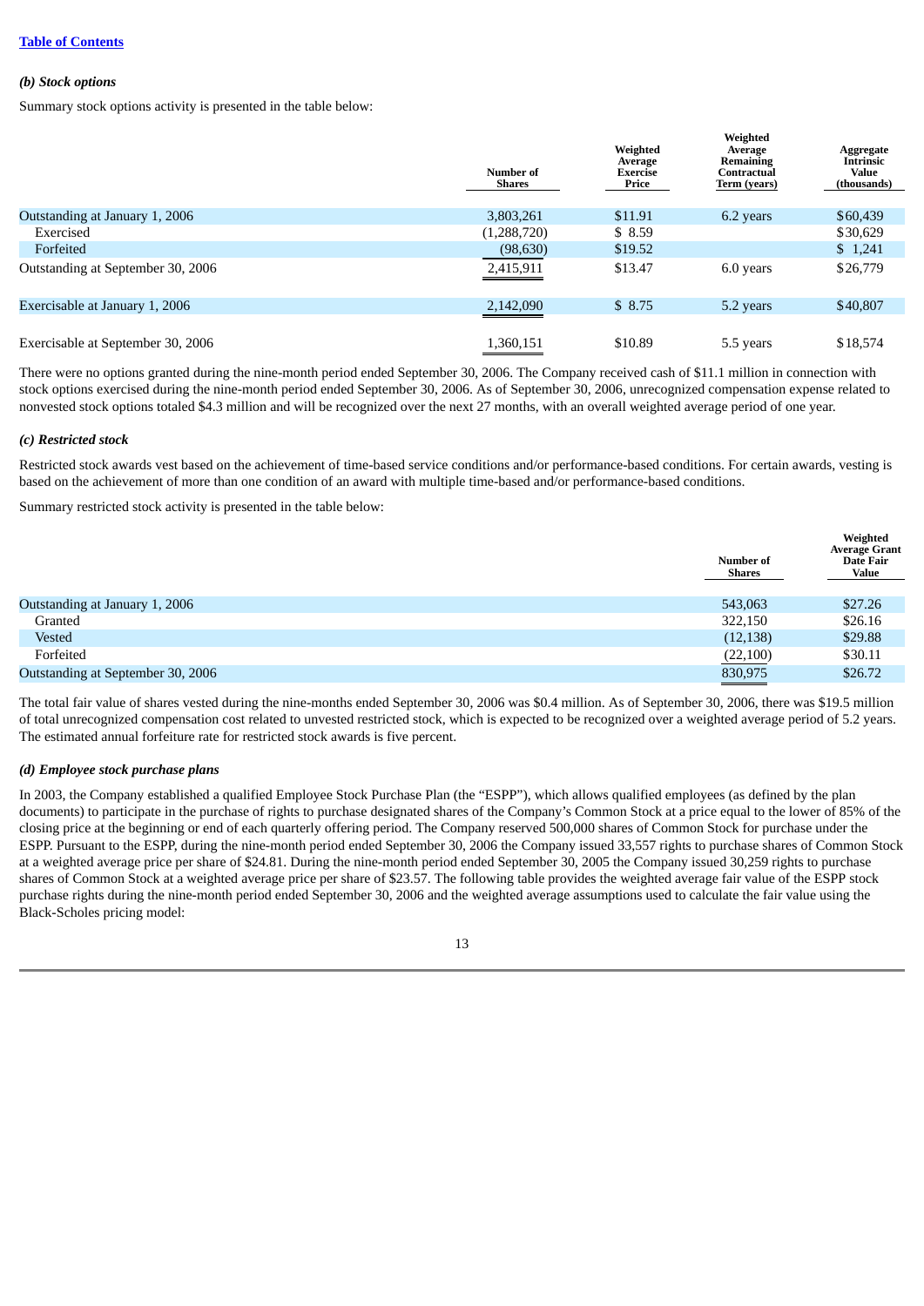### *(b) Stock options*

Summary stock options activity is presented in the table below:

| | Number of Shares | Weighted Average Exercise Price | Weighted Average Remaining Contractual Term (years) | Aggregate Intrinsic Value (thousands) |
|---|---|---|---|---|
| Outstanding at January 1, 2006 | 3,803,261 | $11.91 | 6.2 years | $60,439 |
| Exercised | (1,288,720) | $ 8.59 | | $30,629 |
| Forfeited | (98,630) | $19.52 | | $ 1,241 |
| Outstanding at September 30, 2006 | 2,415,911 | $13.47 | 6.0 years | $26,779 |
| Exercisable at January 1, 2006 | 2,142,090 | $ 8.75 | 5.2 years | $40,807 |
| Exercisable at September 30, 2006 | 1,360,151 | $10.89 | 5.5 years | $18,574 |

There were no options granted during the nine-month period ended September 30, 2006. The Company received cash of $11.1 million in connection with stock options exercised during the nine-month period ended September 30, 2006. As of September 30, 2006, unrecognized compensation expense related to nonvested stock options totaled $4.3 million and will be recognized over the next 27 months, with an overall weighted average period of one year.

### *(c) Restricted stock*

Restricted stock awards vest based on the achievement of time-based service conditions and/or performance-based conditions. For certain awards, vesting is based on the achievement of more than one condition of an award with multiple time-based and/or performance-based conditions.

Summary restricted stock activity is presented in the table below:

| | Number of Shares | Weighted Average Grant Date Fair Value |
|---|---|---|
| Outstanding at January 1, 2006 | 543,063 | $27.26 |
| Granted | 322,150 | $26.16 |
| Vested | (12,138) | $29.88 |
| Forfeited | (22,100) | $30.11 |
| Outstanding at September 30, 2006 | 830,975 | $26.72 |

The total fair value of shares vested during the nine-months ended September 30, 2006 was $0.4 million. As of September 30, 2006, there was $19.5 million of total unrecognized compensation cost related to unvested restricted stock, which is expected to be recognized over a weighted average period of 5.2 years. The estimated annual forfeiture rate for restricted stock awards is five percent.

### *(d) Employee stock purchase plans*

In 2003, the Company established a qualified Employee Stock Purchase Plan (the "ESPP"), which allows qualified employees (as defined by the plan documents) to participate in the purchase of rights to purchase designated shares of the Company's Common Stock at a price equal to the lower of 85% of the closing price at the beginning or end of each quarterly offering period. The Company reserved 500,000 shares of Common Stock for purchase under the ESPP. Pursuant to the ESPP, during the nine-month period ended September 30, 2006 the Company issued 33,557 rights to purchase shares of Common Stock at a weighted average price per share of $24.81. During the nine-month period ended September 30, 2005 the Company issued 30,259 rights to purchase shares of Common Stock at a weighted average price per share of $23.57. The following table provides the weighted average fair value of the ESPP stock purchase rights during the nine-month period ended September 30, 2006 and the weighted average assumptions used to calculate the fair value using the Black-Scholes pricing model: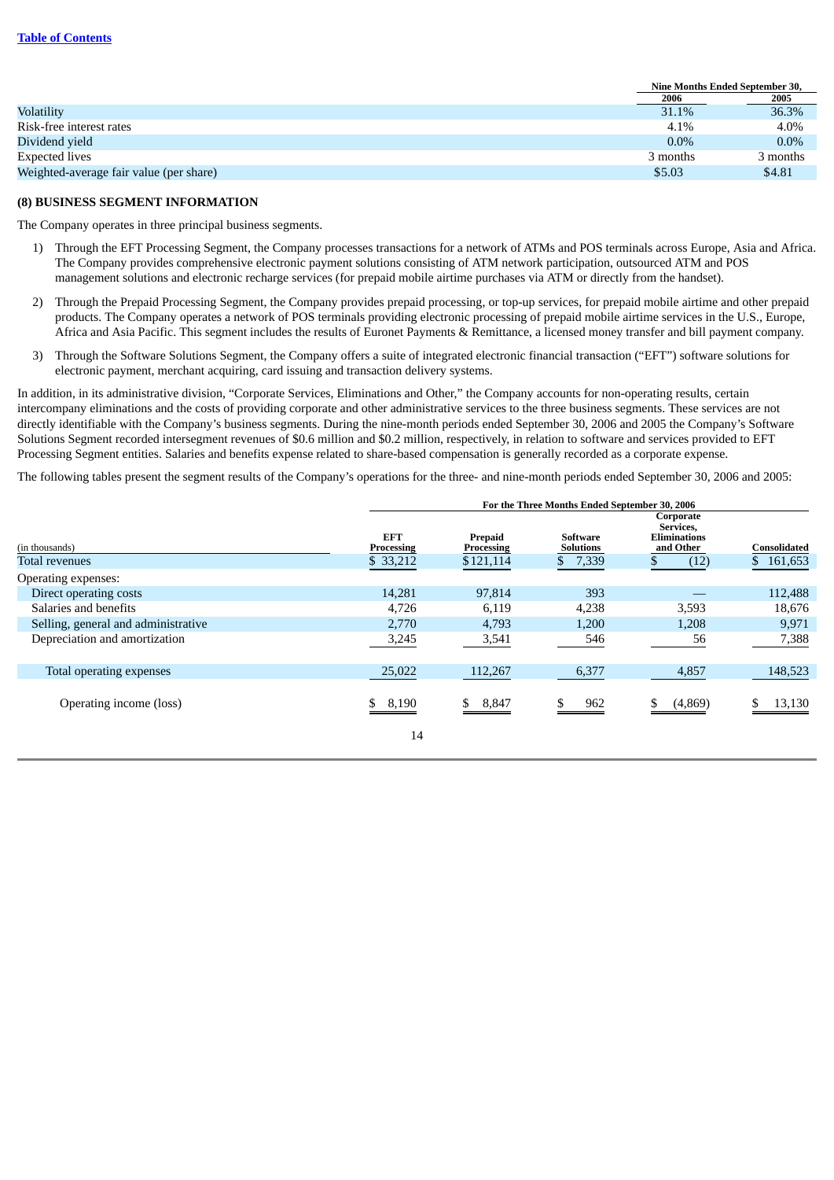|  | Nine Months Ended September 30, |  |
| --- | --- | --- |
|  | 2006 | 2005 |
| Volatility | 31.1% | 36.3% |
| Risk-free interest rates | 4.1% | 4.0% |
| Dividend yield | 0.0% | 0.0% |
| Expected lives | 3 months | 3 months |
| Weighted-average fair value (per share) | $5.03 | $4.81 |

## (8) BUSINESS SEGMENT INFORMATION

The Company operates in three principal business segments.

1) Through the EFT Processing Segment, the Company processes transactions for a network of ATMs and POS terminals across Europe, Asia and Africa. The Company provides comprehensive electronic payment solutions consisting of ATM network participation, outsourced ATM and POS management solutions and electronic recharge services (for prepaid mobile airtime purchases via ATM or directly from the handset).

2) Through the Prepaid Processing Segment, the Company provides prepaid processing, or top-up services, for prepaid mobile airtime and other prepaid products. The Company operates a network of POS terminals providing electronic processing of prepaid mobile airtime services in the U.S., Europe, Africa and Asia Pacific. This segment includes the results of Euronet Payments & Remittance, a licensed money transfer and bill payment company.

3) Through the Software Solutions Segment, the Company offers a suite of integrated electronic financial transaction ("EFT") software solutions for electronic payment, merchant acquiring, card issuing and transaction delivery systems.

In addition, in its administrative division, "Corporate Services, Eliminations and Other," the Company accounts for non-operating results, certain intercompany eliminations and the costs of providing corporate and other administrative services to the three business segments. These services are not directly identifiable with the Company's business segments. During the nine-month periods ended September 30, 2006 and 2005 the Company's Software Solutions Segment recorded intersegment revenues of $0.6 million and $0.2 million, respectively, in relation to software and services provided to EFT Processing Segment entities. Salaries and benefits expense related to share-based compensation is generally recorded as a corporate expense.

The following tables present the segment results of the Company's operations for the three- and nine-month periods ended September 30, 2006 and 2005:

|  | For the Three Months Ended September 30, 2006 |  |  |  |  |
| --- | --- | --- | --- | --- | --- |
| (in thousands) | EFT Processing | Prepaid Processing | Software Solutions | Corporate Services, Eliminations and Other | Consolidated |
| Total revenues | $ 33,212 | $121,114 | $ 7,339 | $ (12) | $ 161,653 |
| Operating expenses: |  |  |  |  |  |
| Direct operating costs | 14,281 | 97,814 | 393 | — | 112,488 |
| Salaries and benefits | 4,726 | 6,119 | 4,238 | 3,593 | 18,676 |
| Selling, general and administrative | 2,770 | 4,793 | 1,200 | 1,208 | 9,971 |
| Depreciation and amortization | 3,245 | 3,541 | 546 | 56 | 7,388 |
| Total operating expenses | 25,022 | 112,267 | 6,377 | 4,857 | 148,523 |
| Operating income (loss) | $ 8,190 | $ 8,847 | $ 962 | $ (4,869) | $ 13,130 |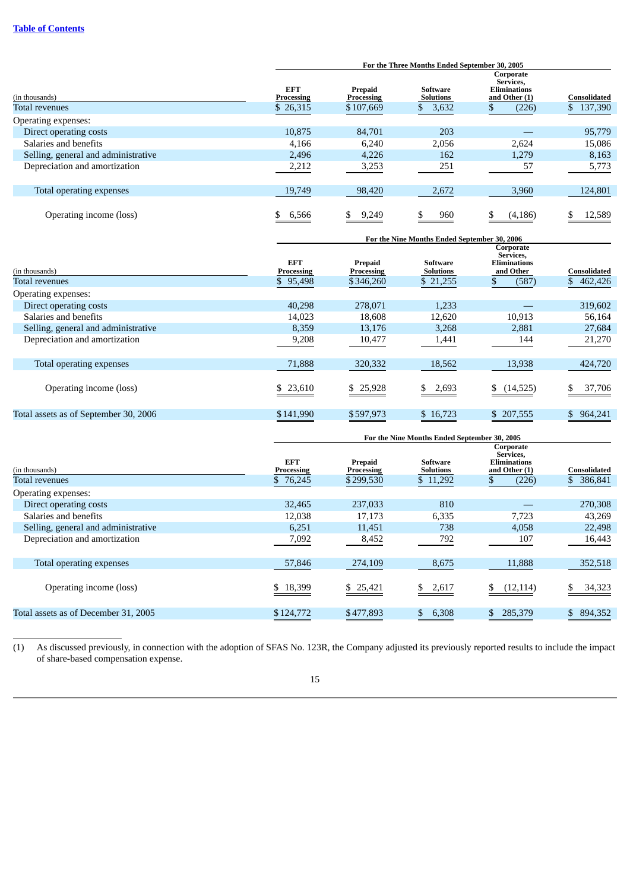| | For the Three Months Ended September 30, 2005 | | | | |
|---|---|---|---|---|---|
| (in thousands) | EFT Processing | Prepaid Processing | Software Solutions | Corporate Services, Eliminations and Other (1) | Consolidated |
| Total revenues | $ 26,315 | $ 107,669 | $ 3,632 | $ (226) | $ 137,390 |
| Operating expenses: | | | | | |
| Direct operating costs | 10,875 | 84,701 | 203 | — | 95,779 |
| Salaries and benefits | 4,166 | 6,240 | 2,056 | 2,624 | 15,086 |
| Selling, general and administrative | 2,496 | 4,226 | 162 | 1,279 | 8,163 |
| Depreciation and amortization | 2,212 | 3,253 | 251 | 57 | 5,773 |
| Total operating expenses | 19,749 | 98,420 | 2,672 | 3,960 | 124,801 |
| Operating income (loss) | $ 6,566 | $ 9,249 | $ 960 | $ (4,186) | $ 12,589 |

| | For the Nine Months Ended September 30, 2006 | | | | |
|---|---|---|---|---|---|
| (in thousands) | EFT Processing | Prepaid Processing | Software Solutions | Corporate Services, Eliminations and Other | Consolidated |
| Total revenues | $ 95,498 | $ 346,260 | $ 21,255 | $ (587) | $ 462,426 |
| Operating expenses: | | | | | |
| Direct operating costs | 40,298 | 278,071 | 1,233 | — | 319,602 |
| Salaries and benefits | 14,023 | 18,608 | 12,620 | 10,913 | 56,164 |
| Selling, general and administrative | 8,359 | 13,176 | 3,268 | 2,881 | 27,684 |
| Depreciation and amortization | 9,208 | 10,477 | 1,441 | 144 | 21,270 |
| Total operating expenses | 71,888 | 320,332 | 18,562 | 13,938 | 424,720 |
| Operating income (loss) | $ 23,610 | $ 25,928 | $ 2,693 | $ (14,525) | $ 37,706 |
| Total assets as of September 30, 2006 | $ 141,990 | $ 597,973 | $ 16,723 | $ 207,555 | $ 964,241 |

| | For the Nine Months Ended September 30, 2005 | | | | |
|---|---|---|---|---|---|
| (in thousands) | EFT Processing | Prepaid Processing | Software Solutions | Corporate Services, Eliminations and Other (1) | Consolidated |
| Total revenues | $ 76,245 | $ 299,530 | $ 11,292 | $ (226) | $ 386,841 |
| Operating expenses: | | | | | |
| Direct operating costs | 32,465 | 237,033 | 810 | — | 270,308 |
| Salaries and benefits | 12,038 | 17,173 | 6,335 | 7,723 | 43,269 |
| Selling, general and administrative | 6,251 | 11,451 | 738 | 4,058 | 22,498 |
| Depreciation and amortization | 7,092 | 8,452 | 792 | 107 | 16,443 |
| Total operating expenses | 57,846 | 274,109 | 8,675 | 11,888 | 352,518 |
| Operating income (loss) | $ 18,399 | $ 25,421 | $ 2,617 | $ (12,114) | $ 34,323 |
| Total assets as of December 31, 2005 | $ 124,772 | $ 477,893 | $ 6,308 | $ 285,379 | $ 894,352 |

(1) As discussed previously, in connection with the adoption of SFAS No. 123R, the Company adjusted its previously reported results to include the impact of share-based compensation expense.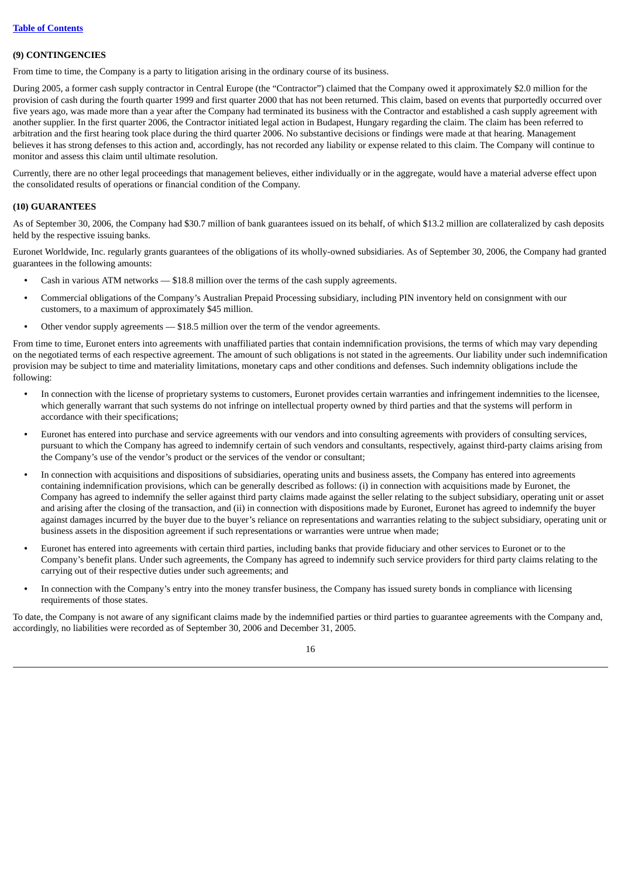### (9) CONTINGENCIES

From time to time, the Company is a party to litigation arising in the ordinary course of its business.

During 2005, a former cash supply contractor in Central Europe (the "Contractor") claimed that the Company owed it approximately $2.0 million for the provision of cash during the fourth quarter 1999 and first quarter 2000 that has not been returned. This claim, based on events that purportedly occurred over five years ago, was made more than a year after the Company had terminated its business with the Contractor and established a cash supply agreement with another supplier. In the first quarter 2006, the Contractor initiated legal action in Budapest, Hungary regarding the claim. The claim has been referred to arbitration and the first hearing took place during the third quarter 2006. No substantive decisions or findings were made at that hearing. Management believes it has strong defenses to this action and, accordingly, has not recorded any liability or expense related to this claim. The Company will continue to monitor and assess this claim until ultimate resolution.

Currently, there are no other legal proceedings that management believes, either individually or in the aggregate, would have a material adverse effect upon the consolidated results of operations or financial condition of the Company.

### (10) GUARANTEES

As of September 30, 2006, the Company had $30.7 million of bank guarantees issued on its behalf, of which $13.2 million are collateralized by cash deposits held by the respective issuing banks.

Euronet Worldwide, Inc. regularly grants guarantees of the obligations of its wholly-owned subsidiaries. As of September 30, 2006, the Company had granted guarantees in the following amounts:

- Cash in various ATM networks — $18.8 million over the terms of the cash supply agreements.
- Commercial obligations of the Company's Australian Prepaid Processing subsidiary, including PIN inventory held on consignment with our customers, to a maximum of approximately $45 million.
- Other vendor supply agreements — $18.5 million over the term of the vendor agreements.

From time to time, Euronet enters into agreements with unaffiliated parties that contain indemnification provisions, the terms of which may vary depending on the negotiated terms of each respective agreement. The amount of such obligations is not stated in the agreements. Our liability under such indemnification provision may be subject to time and materiality limitations, monetary caps and other conditions and defenses. Such indemnity obligations include the following:

- In connection with the license of proprietary systems to customers, Euronet provides certain warranties and infringement indemnities to the licensee, which generally warrant that such systems do not infringe on intellectual property owned by third parties and that the systems will perform in accordance with their specifications;
- Euronet has entered into purchase and service agreements with our vendors and into consulting agreements with providers of consulting services, pursuant to which the Company has agreed to indemnify certain of such vendors and consultants, respectively, against third-party claims arising from the Company's use of the vendor's product or the services of the vendor or consultant;
- In connection with acquisitions and dispositions of subsidiaries, operating units and business assets, the Company has entered into agreements containing indemnification provisions, which can be generally described as follows: (i) in connection with acquisitions made by Euronet, the Company has agreed to indemnify the seller against third party claims made against the seller relating to the subject subsidiary, operating unit or asset and arising after the closing of the transaction, and (ii) in connection with dispositions made by Euronet, Euronet has agreed to indemnify the buyer against damages incurred by the buyer due to the buyer's reliance on representations and warranties relating to the subject subsidiary, operating unit or business assets in the disposition agreement if such representations or warranties were untrue when made;
- Euronet has entered into agreements with certain third parties, including banks that provide fiduciary and other services to Euronet or to the Company's benefit plans. Under such agreements, the Company has agreed to indemnify such service providers for third party claims relating to the carrying out of their respective duties under such agreements; and
- In connection with the Company's entry into the money transfer business, the Company has issued surety bonds in compliance with licensing requirements of those states.

To date, the Company is not aware of any significant claims made by the indemnified parties or third parties to guarantee agreements with the Company and, accordingly, no liabilities were recorded as of September 30, 2006 and December 31, 2005.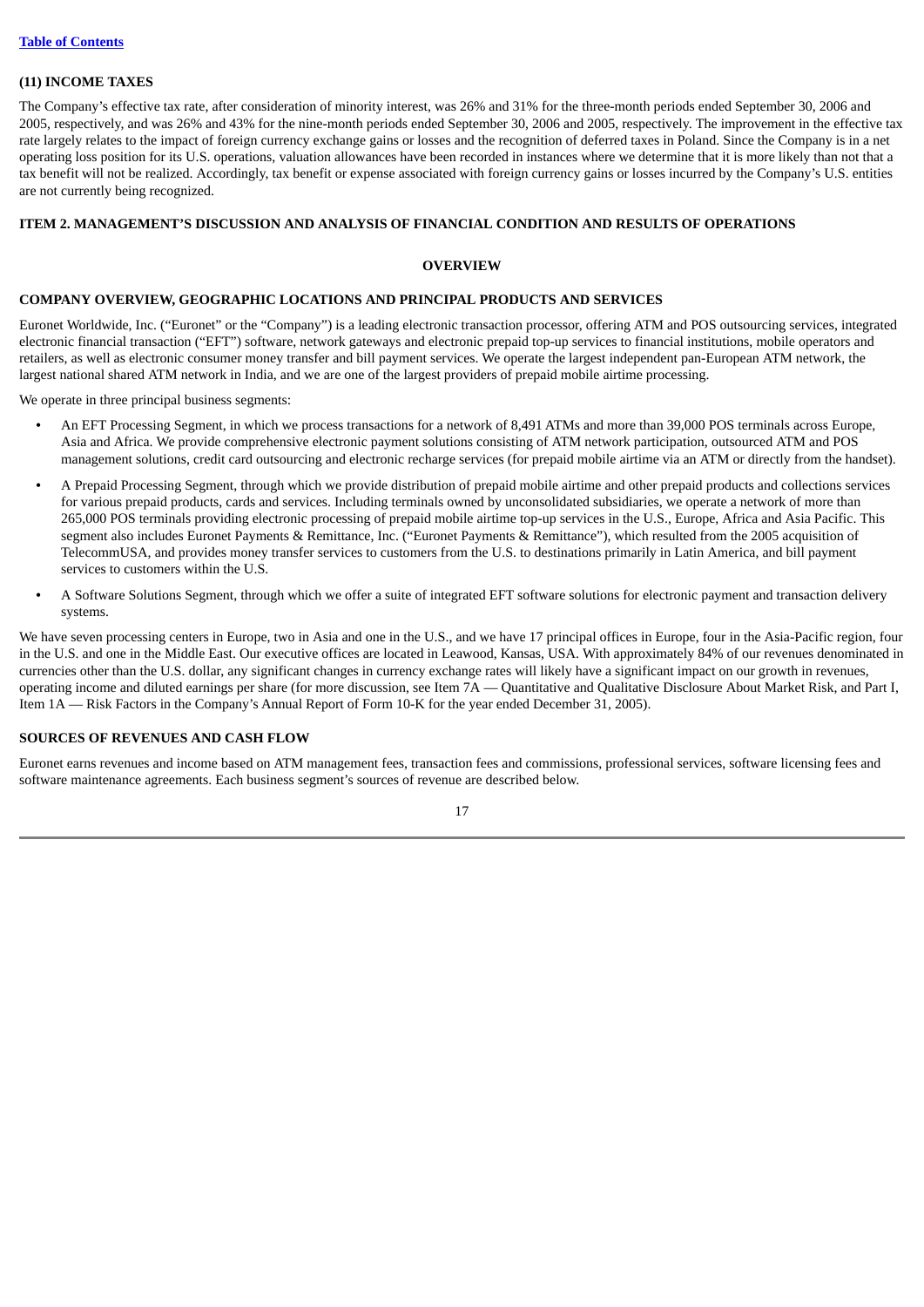## (11) INCOME TAXES

The Company's effective tax rate, after consideration of minority interest, was 26% and 31% for the three-month periods ended September 30, 2006 and 2005, respectively, and was 26% and 43% for the nine-month periods ended September 30, 2006 and 2005, respectively. The improvement in the effective tax rate largely relates to the impact of foreign currency exchange gains or losses and the recognition of deferred taxes in Poland. Since the Company is in a net operating loss position for its U.S. operations, valuation allowances have been recorded in instances where we determine that it is more likely than not that a tax benefit will not be realized. Accordingly, tax benefit or expense associated with foreign currency gains or losses incurred by the Company's U.S. entities are not currently being recognized.

# ITEM 2. MANAGEMENT'S DISCUSSION AND ANALYSIS OF FINANCIAL CONDITION AND RESULTS OF OPERATIONS

## OVERVIEW

### COMPANY OVERVIEW, GEOGRAPHIC LOCATIONS AND PRINCIPAL PRODUCTS AND SERVICES

Euronet Worldwide, Inc. ("Euronet" or the "Company") is a leading electronic transaction processor, offering ATM and POS outsourcing services, integrated electronic financial transaction ("EFT") software, network gateways and electronic prepaid top-up services to financial institutions, mobile operators and retailers, as well as electronic consumer money transfer and bill payment services. We operate the largest independent pan-European ATM network, the largest national shared ATM network in India, and we are one of the largest providers of prepaid mobile airtime processing.

We operate in three principal business segments:

- An EFT Processing Segment, in which we process transactions for a network of 8,491 ATMs and more than 39,000 POS terminals across Europe, Asia and Africa. We provide comprehensive electronic payment solutions consisting of ATM network participation, outsourced ATM and POS management solutions, credit card outsourcing and electronic recharge services (for prepaid mobile airtime via an ATM or directly from the handset).
- A Prepaid Processing Segment, through which we provide distribution of prepaid mobile airtime and other prepaid products and collections services for various prepaid products, cards and services. Including terminals owned by unconsolidated subsidiaries, we operate a network of more than 265,000 POS terminals providing electronic processing of prepaid mobile airtime top-up services in the U.S., Europe, Africa and Asia Pacific. This segment also includes Euronet Payments & Remittance, Inc. ("Euronet Payments & Remittance"), which resulted from the 2005 acquisition of TelecommUSA, and provides money transfer services to customers from the U.S. to destinations primarily in Latin America, and bill payment services to customers within the U.S.
- A Software Solutions Segment, through which we offer a suite of integrated EFT software solutions for electronic payment and transaction delivery systems.

We have seven processing centers in Europe, two in Asia and one in the U.S., and we have 17 principal offices in Europe, four in the Asia-Pacific region, four in the U.S. and one in the Middle East. Our executive offices are located in Leawood, Kansas, USA. With approximately 84% of our revenues denominated in currencies other than the U.S. dollar, any significant changes in currency exchange rates will likely have a significant impact on our growth in revenues, operating income and diluted earnings per share (for more discussion, see Item 7A — Quantitative and Qualitative Disclosure About Market Risk, and Part I, Item 1A — Risk Factors in the Company's Annual Report of Form 10-K for the year ended December 31, 2005).

### SOURCES OF REVENUES AND CASH FLOW

Euronet earns revenues and income based on ATM management fees, transaction fees and commissions, professional services, software licensing fees and software maintenance agreements. Each business segment's sources of revenue are described below.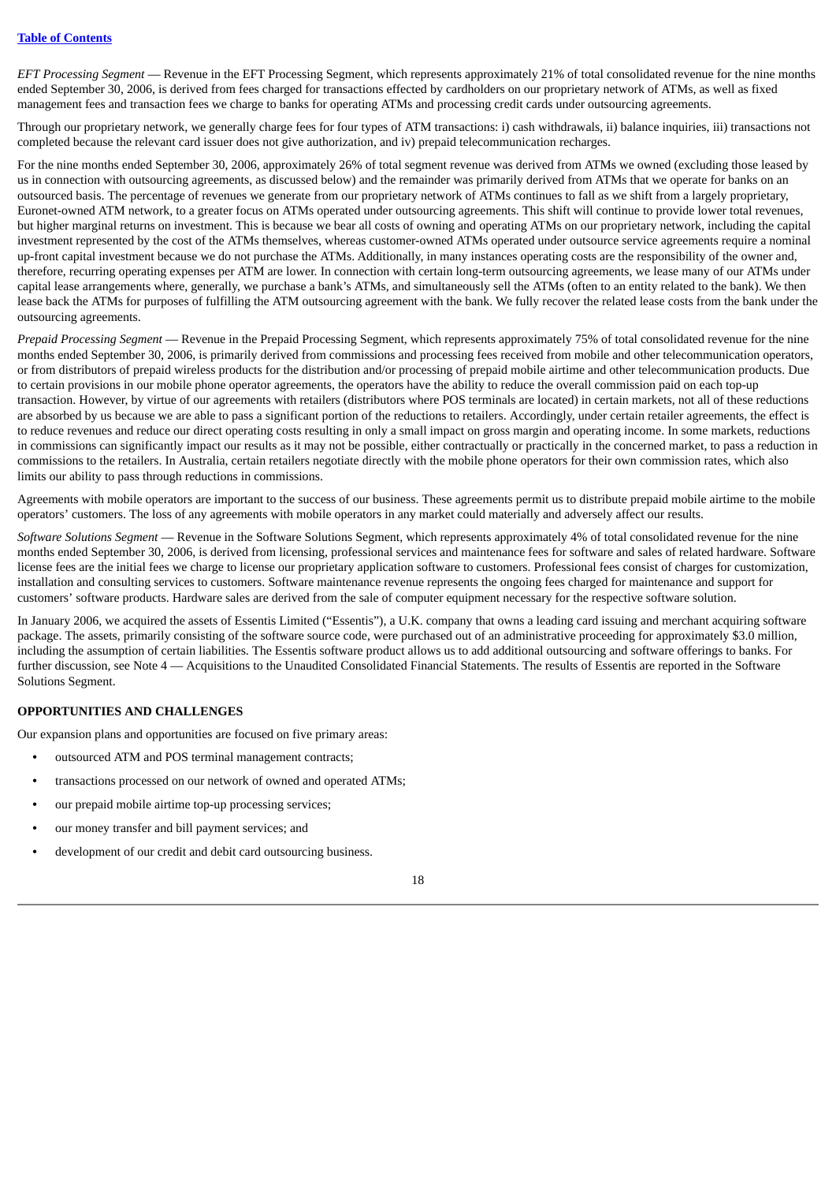*EFT Processing Segment* — Revenue in the EFT Processing Segment, which represents approximately 21% of total consolidated revenue for the nine months ended September 30, 2006, is derived from fees charged for transactions effected by cardholders on our proprietary network of ATMs, as well as fixed management fees and transaction fees we charge to banks for operating ATMs and processing credit cards under outsourcing agreements.

Through our proprietary network, we generally charge fees for four types of ATM transactions: i) cash withdrawals, ii) balance inquiries, iii) transactions not completed because the relevant card issuer does not give authorization, and iv) prepaid telecommunication recharges.

For the nine months ended September 30, 2006, approximately 26% of total segment revenue was derived from ATMs we owned (excluding those leased by us in connection with outsourcing agreements, as discussed below) and the remainder was primarily derived from ATMs that we operate for banks on an outsourced basis. The percentage of revenues we generate from our proprietary network of ATMs continues to fall as we shift from a largely proprietary, Euronet-owned ATM network, to a greater focus on ATMs operated under outsourcing agreements. This shift will continue to provide lower total revenues, but higher marginal returns on investment. This is because we bear all costs of owning and operating ATMs on our proprietary network, including the capital investment represented by the cost of the ATMs themselves, whereas customer-owned ATMs operated under outsource service agreements require a nominal up-front capital investment because we do not purchase the ATMs. Additionally, in many instances operating costs are the responsibility of the owner and, therefore, recurring operating expenses per ATM are lower. In connection with certain long-term outsourcing agreements, we lease many of our ATMs under capital lease arrangements where, generally, we purchase a bank's ATMs, and simultaneously sell the ATMs (often to an entity related to the bank). We then lease back the ATMs for purposes of fulfilling the ATM outsourcing agreement with the bank. We fully recover the related lease costs from the bank under the outsourcing agreements.

*Prepaid Processing Segment* — Revenue in the Prepaid Processing Segment, which represents approximately 75% of total consolidated revenue for the nine months ended September 30, 2006, is primarily derived from commissions and processing fees received from mobile and other telecommunication operators, or from distributors of prepaid wireless products for the distribution and/or processing of prepaid mobile airtime and other telecommunication products. Due to certain provisions in our mobile phone operator agreements, the operators have the ability to reduce the overall commission paid on each top-up transaction. However, by virtue of our agreements with retailers (distributors where POS terminals are located) in certain markets, not all of these reductions are absorbed by us because we are able to pass a significant portion of the reductions to retailers. Accordingly, under certain retailer agreements, the effect is to reduce revenues and reduce our direct operating costs resulting in only a small impact on gross margin and operating income. In some markets, reductions in commissions can significantly impact our results as it may not be possible, either contractually or practically in the concerned market, to pass a reduction in commissions to the retailers. In Australia, certain retailers negotiate directly with the mobile phone operators for their own commission rates, which also limits our ability to pass through reductions in commissions.

Agreements with mobile operators are important to the success of our business. These agreements permit us to distribute prepaid mobile airtime to the mobile operators' customers. The loss of any agreements with mobile operators in any market could materially and adversely affect our results.

*Software Solutions Segment* — Revenue in the Software Solutions Segment, which represents approximately 4% of total consolidated revenue for the nine months ended September 30, 2006, is derived from licensing, professional services and maintenance fees for software and sales of related hardware. Software license fees are the initial fees we charge to license our proprietary application software to customers. Professional fees consist of charges for customization, installation and consulting services to customers. Software maintenance revenue represents the ongoing fees charged for maintenance and support for customers' software products. Hardware sales are derived from the sale of computer equipment necessary for the respective software solution.

In January 2006, we acquired the assets of Essentis Limited ("Essentis"), a U.K. company that owns a leading card issuing and merchant acquiring software package. The assets, primarily consisting of the software source code, were purchased out of an administrative proceeding for approximately $3.0 million, including the assumption of certain liabilities. The Essentis software product allows us to add additional outsourcing and software offerings to banks. For further discussion, see Note 4 — Acquisitions to the Unaudited Consolidated Financial Statements. The results of Essentis are reported in the Software Solutions Segment.

## OPPORTUNITIES AND CHALLENGES

Our expansion plans and opportunities are focused on five primary areas:

- outsourced ATM and POS terminal management contracts;
- transactions processed on our network of owned and operated ATMs;
- our prepaid mobile airtime top-up processing services;
- our money transfer and bill payment services; and
- development of our credit and debit card outsourcing business.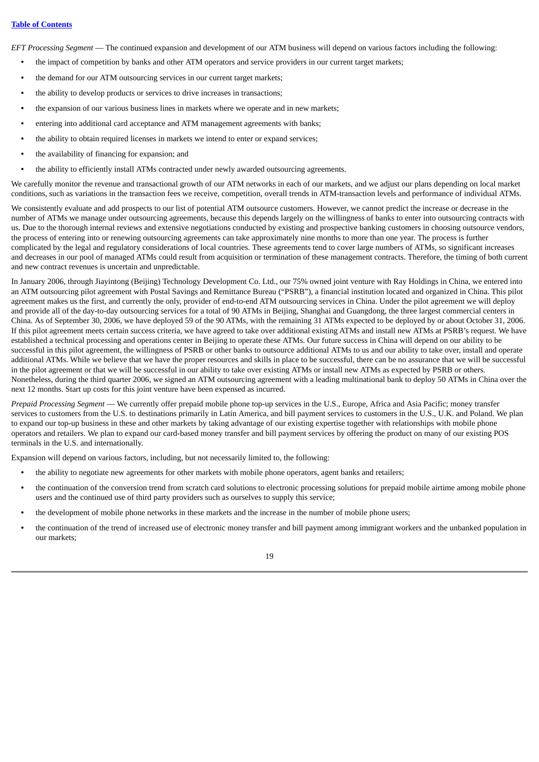*EFT Processing Segment* — The continued expansion and development of our ATM business will depend on various factors including the following:

- the impact of competition by banks and other ATM operators and service providers in our current target markets;
- the demand for our ATM outsourcing services in our current target markets;
- the ability to develop products or services to drive increases in transactions;
- the expansion of our various business lines in markets where we operate and in new markets;
- entering into additional card acceptance and ATM management agreements with banks;
- the ability to obtain required licenses in markets we intend to enter or expand services;
- the availability of financing for expansion; and
- the ability to efficiently install ATMs contracted under newly awarded outsourcing agreements.

We carefully monitor the revenue and transactional growth of our ATM networks in each of our markets, and we adjust our plans depending on local market conditions, such as variations in the transaction fees we receive, competition, overall trends in ATM-transaction levels and performance of individual ATMs.

We consistently evaluate and add prospects to our list of potential ATM outsource customers. However, we cannot predict the increase or decrease in the number of ATMs we manage under outsourcing agreements, because this depends largely on the willingness of banks to enter into outsourcing contracts with us. Due to the thorough internal reviews and extensive negotiations conducted by existing and prospective banking customers in choosing outsource vendors, the process of entering into or renewing outsourcing agreements can take approximately nine months to more than one year. The process is further complicated by the legal and regulatory considerations of local countries. These agreements tend to cover large numbers of ATMs, so significant increases and decreases in our pool of managed ATMs could result from acquisition or termination of these management contracts. Therefore, the timing of both current and new contract revenues is uncertain and unpredictable.

In January 2006, through Jiayintong (Beijing) Technology Development Co. Ltd., our 75% owned joint venture with Ray Holdings in China, we entered into an ATM outsourcing pilot agreement with Postal Savings and Remittance Bureau ("PSRB"), a financial institution located and organized in China. This pilot agreement makes us the first, and currently the only, provider of end-to-end ATM outsourcing services in China. Under the pilot agreement we will deploy and provide all of the day-to-day outsourcing services for a total of 90 ATMs in Beijing, Shanghai and Guangdong, the three largest commercial centers in China. As of September 30, 2006, we have deployed 59 of the 90 ATMs, with the remaining 31 ATMs expected to be deployed by or about October 31, 2006. If this pilot agreement meets certain success criteria, we have agreed to take over additional existing ATMs and install new ATMs at PSRB's request. We have established a technical processing and operations center in Beijing to operate these ATMs. Our future success in China will depend on our ability to be successful in this pilot agreement, the willingness of PSRB or other banks to outsource additional ATMs to us and our ability to take over, install and operate additional ATMs. While we believe that we have the proper resources and skills in place to be successful, there can be no assurance that we will be successful in the pilot agreement or that we will be successful in our ability to take over existing ATMs or install new ATMs as expected by PSRB or others. Nonetheless, during the third quarter 2006, we signed an ATM outsourcing agreement with a leading multinational bank to deploy 50 ATMs in China over the next 12 months. Start up costs for this joint venture have been expensed as incurred.

*Prepaid Processing Segment* — We currently offer prepaid mobile phone top-up services in the U.S., Europe, Africa and Asia Pacific; money transfer services to customers from the U.S. to destinations primarily in Latin America, and bill payment services to customers in the U.S., U.K. and Poland. We plan to expand our top-up business in these and other markets by taking advantage of our existing expertise together with relationships with mobile phone operators and retailers. We plan to expand our card-based money transfer and bill payment services by offering the product on many of our existing POS terminals in the U.S. and internationally.

Expansion will depend on various factors, including, but not necessarily limited to, the following:

- the ability to negotiate new agreements for other markets with mobile phone operators, agent banks and retailers;
- the continuation of the conversion trend from scratch card solutions to electronic processing solutions for prepaid mobile airtime among mobile phone users and the continued use of third party providers such as ourselves to supply this service;
- the development of mobile phone networks in these markets and the increase in the number of mobile phone users;
- the continuation of the trend of increased use of electronic money transfer and bill payment among immigrant workers and the unbanked population in our markets;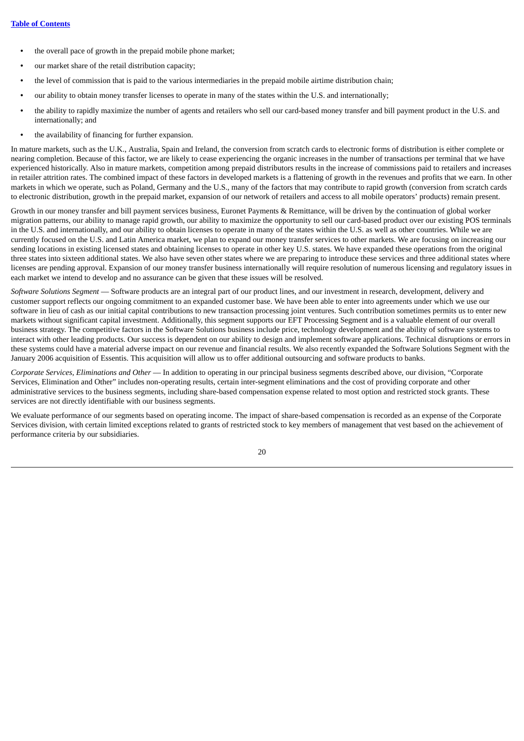- the overall pace of growth in the prepaid mobile phone market;
- our market share of the retail distribution capacity;
- the level of commission that is paid to the various intermediaries in the prepaid mobile airtime distribution chain;
- our ability to obtain money transfer licenses to operate in many of the states within the U.S. and internationally;
- the ability to rapidly maximize the number of agents and retailers who sell our card-based money transfer and bill payment product in the U.S. and internationally; and
- the availability of financing for further expansion.

In mature markets, such as the U.K., Australia, Spain and Ireland, the conversion from scratch cards to electronic forms of distribution is either complete or nearing completion. Because of this factor, we are likely to cease experiencing the organic increases in the number of transactions per terminal that we have experienced historically. Also in mature markets, competition among prepaid distributors results in the increase of commissions paid to retailers and increases in retailer attrition rates. The combined impact of these factors in developed markets is a flattening of growth in the revenues and profits that we earn. In other markets in which we operate, such as Poland, Germany and the U.S., many of the factors that may contribute to rapid growth (conversion from scratch cards to electronic distribution, growth in the prepaid market, expansion of our network of retailers and access to all mobile operators' products) remain present.

Growth in our money transfer and bill payment services business, Euronet Payments & Remittance, will be driven by the continuation of global worker migration patterns, our ability to manage rapid growth, our ability to maximize the opportunity to sell our card-based product over our existing POS terminals in the U.S. and internationally, and our ability to obtain licenses to operate in many of the states within the U.S. as well as other countries. While we are currently focused on the U.S. and Latin America market, we plan to expand our money transfer services to other markets. We are focusing on increasing our sending locations in existing licensed states and obtaining licenses to operate in other key U.S. states. We have expanded these operations from the original three states into sixteen additional states. We also have seven other states where we are preparing to introduce these services and three additional states where licenses are pending approval. Expansion of our money transfer business internationally will require resolution of numerous licensing and regulatory issues in each market we intend to develop and no assurance can be given that these issues will be resolved.

*Software Solutions Segment* — Software products are an integral part of our product lines, and our investment in research, development, delivery and customer support reflects our ongoing commitment to an expanded customer base. We have been able to enter into agreements under which we use our software in lieu of cash as our initial capital contributions to new transaction processing joint ventures. Such contribution sometimes permits us to enter new markets without significant capital investment. Additionally, this segment supports our EFT Processing Segment and is a valuable element of our overall business strategy. The competitive factors in the Software Solutions business include price, technology development and the ability of software systems to interact with other leading products. Our success is dependent on our ability to design and implement software applications. Technical disruptions or errors in these systems could have a material adverse impact on our revenue and financial results. We also recently expanded the Software Solutions Segment with the January 2006 acquisition of Essentis. This acquisition will allow us to offer additional outsourcing and software products to banks.

*Corporate Services, Eliminations and Other* — In addition to operating in our principal business segments described above, our division, "Corporate Services, Elimination and Other" includes non-operating results, certain inter-segment eliminations and the cost of providing corporate and other administrative services to the business segments, including share-based compensation expense related to most option and restricted stock grants. These services are not directly identifiable with our business segments.

We evaluate performance of our segments based on operating income. The impact of share-based compensation is recorded as an expense of the Corporate Services division, with certain limited exceptions related to grants of restricted stock to key members of management that vest based on the achievement of performance criteria by our subsidiaries.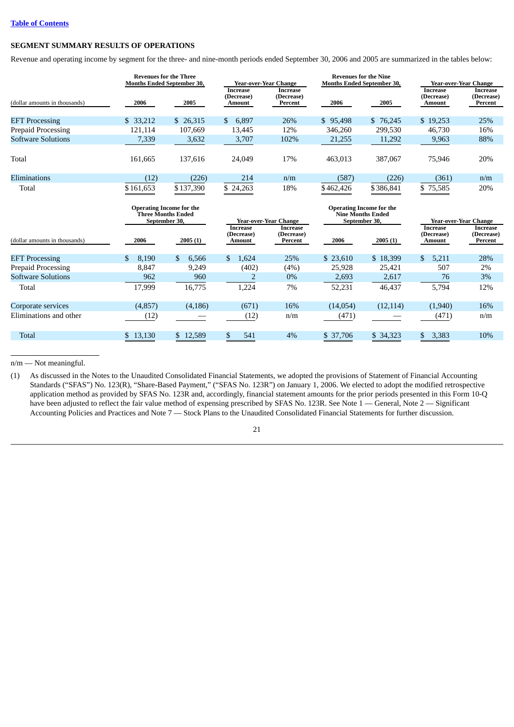[Table of Contents](#)

## SEGMENT SUMMARY RESULTS OF OPERATIONS

Revenue and operating income by segment for the three- and nine-month periods ended September 30, 2006 and 2005 are summarized in the tables below:

| (dollar amounts in thousands) | Revenues for the Three Months Ended September 30, | | Year-over-Year Change | | Revenues for the Nine Months Ended September 30, | | Year-over-Year Change | |
|---|---|---|---|---|---|---|---|---|
| | 2006 | 2005 | Increase (Decrease) Amount | Increase (Decrease) Percent | 2006 | 2005 | Increase (Decrease) Amount | Increase (Decrease) Percent |
| EFT Processing | $ 33,212 | $ 26,315 | $ 6,897 | 26% | $ 95,498 | $ 76,245 | $ 19,253 | 25% |
| Prepaid Processing | 121,114 | 107,669 | 13,445 | 12% | 346,260 | 299,530 | 46,730 | 16% |
| Software Solutions | 7,339 | 3,632 | 3,707 | 102% | 21,255 | 11,292 | 9,963 | 88% |
| Total | 161,665 | 137,616 | 24,049 | 17% | 463,013 | 387,067 | 75,946 | 20% |
| Eliminations | (12) | (226) | 214 | n/m | (587) | (226) | (361) | n/m |
| Total | $161,653 | $137,390 | $ 24,263 | 18% | $462,426 | $386,841 | $ 75,585 | 20% |

| (dollar amounts in thousands) | Operating Income for the Three Months Ended September 30, | | Year-over-Year Change | | Operating Income for the Nine Months Ended September 30, | | Year-over-Year Change | |
|---|---|---|---|---|---|---|---|---|
| | 2006 | 2005 (1) | Increase (Decrease) Amount | Increase (Decrease) Percent | 2006 | 2005 (1) | Increase (Decrease) Amount | Increase (Decrease) Percent |
| EFT Processing | $ 8,190 | $ 6,566 | $ 1,624 | 25% | $ 23,610 | $ 18,399 | $ 5,211 | 28% |
| Prepaid Processing | 8,847 | 9,249 | (402) | (4%) | 25,928 | 25,421 | 507 | 2% |
| Software Solutions | 962 | 960 | 2 | 0% | 2,693 | 2,617 | 76 | 3% |
| Total | 17,999 | 16,775 | 1,224 | 7% | 52,231 | 46,437 | 5,794 | 12% |
| Corporate services | (4,857) | (4,186) | (671) | 16% | (14,054) | (12,114) | (1,940) | 16% |
| Eliminations and other | (12) | — | (12) | n/m | (471) | — | (471) | n/m |
| Total | $ 13,130 | $ 12,589 | $ 541 | 4% | $ 37,706 | $ 34,323 | $ 3,383 | 10% |

n/m — Not meaningful.

(1) As discussed in the Notes to the Unaudited Consolidated Financial Statements, we adopted the provisions of Statement of Financial Accounting Standards ("SFAS") No. 123(R), "Share-Based Payment," ("SFAS No. 123R") on January 1, 2006. We elected to adopt the modified retrospective application method as provided by SFAS No. 123R and, accordingly, financial statement amounts for the prior periods presented in this Form 10-Q have been adjusted to reflect the fair value method of expensing prescribed by SFAS No. 123R. See Note 1 — General, Note 2 — Significant Accounting Policies and Practices and Note 7 — Stock Plans to the Unaudited Consolidated Financial Statements for further discussion.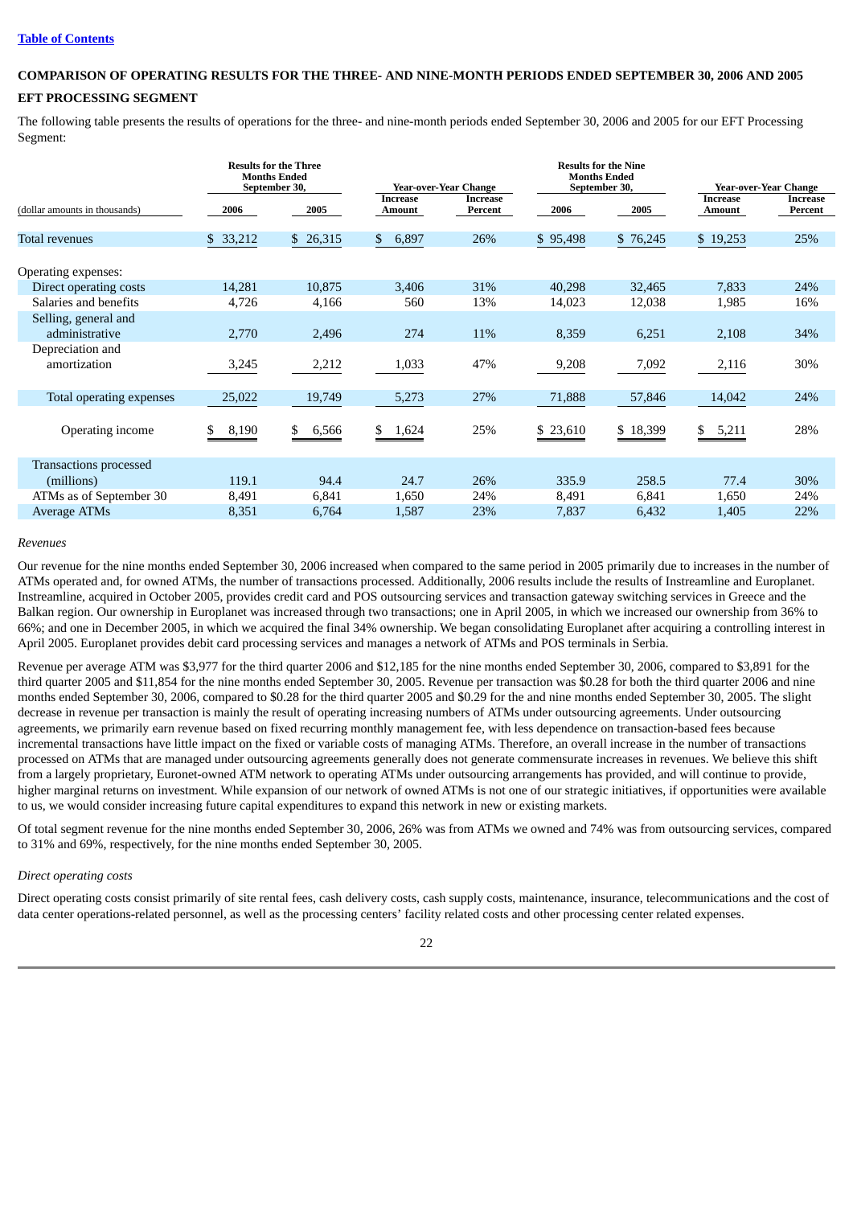[Table of Contents](#)

## COMPARISON OF OPERATING RESULTS FOR THE THREE- AND NINE-MONTH PERIODS ENDED SEPTEMBER 30, 2006 AND 2005

### EFT PROCESSING SEGMENT

The following table presents the results of operations for the three- and nine-month periods ended September 30, 2006 and 2005 for our EFT Processing Segment:

| (dollar amounts in thousands) | Results for the Three Months Ended September 30, 2006 | Results for the Three Months Ended September 30, 2005 | Year-over-Year Change Increase Amount | Year-over-Year Change Increase Percent | Results for the Nine Months Ended September 30, 2006 | Results for the Nine Months Ended September 30, 2005 | Year-over-Year Change Increase Amount | Year-over-Year Change Increase Percent |
|---|---|---|---|---|---|---|---|---|
| Total revenues | $ 33,212 | $ 26,315 | $ 6,897 | 26% | $ 95,498 | $ 76,245 | $ 19,253 | 25% |
| Operating expenses: | | | | | | | | |
| Direct operating costs | 14,281 | 10,875 | 3,406 | 31% | 40,298 | 32,465 | 7,833 | 24% |
| Salaries and benefits | 4,726 | 4,166 | 560 | 13% | 14,023 | 12,038 | 1,985 | 16% |
| Selling, general and administrative | 2,770 | 2,496 | 274 | 11% | 8,359 | 6,251 | 2,108 | 34% |
| Depreciation and amortization | 3,245 | 2,212 | 1,033 | 47% | 9,208 | 7,092 | 2,116 | 30% |
| Total operating expenses | 25,022 | 19,749 | 5,273 | 27% | 71,888 | 57,846 | 14,042 | 24% |
| Operating income | $ 8,190 | $ 6,566 | $ 1,624 | 25% | $ 23,610 | $ 18,399 | $ 5,211 | 28% |
| Transactions processed (millions) | 119.1 | 94.4 | 24.7 | 26% | 335.9 | 258.5 | 77.4 | 30% |
| ATMs as of September 30 | 8,491 | 6,841 | 1,650 | 24% | 8,491 | 6,841 | 1,650 | 24% |
| Average ATMs | 8,351 | 6,764 | 1,587 | 23% | 7,837 | 6,432 | 1,405 | 22% |

*Revenues*

Our revenue for the nine months ended September 30, 2006 increased when compared to the same period in 2005 primarily due to increases in the number of ATMs operated and, for owned ATMs, the number of transactions processed. Additionally, 2006 results include the results of Instreamline and Europlanet. Instreamline, acquired in October 2005, provides credit card and POS outsourcing services and transaction gateway switching services in Greece and the Balkan region. Our ownership in Europlanet was increased through two transactions; one in April 2005, in which we increased our ownership from 36% to 66%; and one in December 2005, in which we acquired the final 34% ownership. We began consolidating Europlanet after acquiring a controlling interest in April 2005. Europlanet provides debit card processing services and manages a network of ATMs and POS terminals in Serbia.

Revenue per average ATM was $3,977 for the third quarter 2006 and $12,185 for the nine months ended September 30, 2006, compared to $3,891 for the third quarter 2005 and $11,854 for the nine months ended September 30, 2005. Revenue per transaction was $0.28 for both the third quarter 2006 and nine months ended September 30, 2006, compared to $0.28 for the third quarter 2005 and $0.29 for the and nine months ended September 30, 2005. The slight decrease in revenue per transaction is mainly the result of operating increasing numbers of ATMs under outsourcing agreements. Under outsourcing agreements, we primarily earn revenue based on fixed recurring monthly management fee, with less dependence on transaction-based fees because incremental transactions have little impact on the fixed or variable costs of managing ATMs. Therefore, an overall increase in the number of transactions processed on ATMs that are managed under outsourcing agreements generally does not generate commensurate increases in revenues. We believe this shift from a largely proprietary, Euronet-owned ATM network to operating ATMs under outsourcing arrangements has provided, and will continue to provide, higher marginal returns on investment. While expansion of our network of owned ATMs is not one of our strategic initiatives, if opportunities were available to us, we would consider increasing future capital expenditures to expand this network in new or existing markets.

Of total segment revenue for the nine months ended September 30, 2006, 26% was from ATMs we owned and 74% was from outsourcing services, compared to 31% and 69%, respectively, for the nine months ended September 30, 2005.

*Direct operating costs*

Direct operating costs consist primarily of site rental fees, cash delivery costs, cash supply costs, maintenance, insurance, telecommunications and the cost of data center operations-related personnel, as well as the processing centers' facility related costs and other processing center related expenses.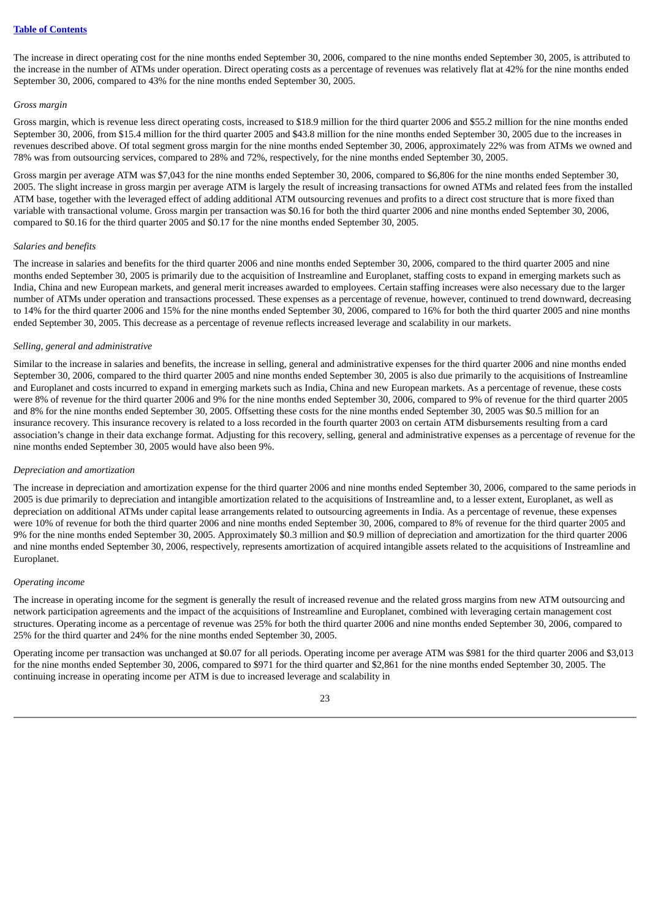The increase in direct operating cost for the nine months ended September 30, 2006, compared to the nine months ended September 30, 2005, is attributed to the increase in the number of ATMs under operation. Direct operating costs as a percentage of revenues was relatively flat at 42% for the nine months ended September 30, 2006, compared to 43% for the nine months ended September 30, 2005.

*Gross margin*

Gross margin, which is revenue less direct operating costs, increased to $18.9 million for the third quarter 2006 and $55.2 million for the nine months ended September 30, 2006, from $15.4 million for the third quarter 2005 and $43.8 million for the nine months ended September 30, 2005 due to the increases in revenues described above. Of total segment gross margin for the nine months ended September 30, 2006, approximately 22% was from ATMs we owned and 78% was from outsourcing services, compared to 28% and 72%, respectively, for the nine months ended September 30, 2005.

Gross margin per average ATM was $7,043 for the nine months ended September 30, 2006, compared to $6,806 for the nine months ended September 30, 2005. The slight increase in gross margin per average ATM is largely the result of increasing transactions for owned ATMs and related fees from the installed ATM base, together with the leveraged effect of adding additional ATM outsourcing revenues and profits to a direct cost structure that is more fixed than variable with transactional volume. Gross margin per transaction was $0.16 for both the third quarter 2006 and nine months ended September 30, 2006, compared to $0.16 for the third quarter 2005 and $0.17 for the nine months ended September 30, 2005.

*Salaries and benefits*

The increase in salaries and benefits for the third quarter 2006 and nine months ended September 30, 2006, compared to the third quarter 2005 and nine months ended September 30, 2005 is primarily due to the acquisition of Instreamline and Europlanet, staffing costs to expand in emerging markets such as India, China and new European markets, and general merit increases awarded to employees. Certain staffing increases were also necessary due to the larger number of ATMs under operation and transactions processed. These expenses as a percentage of revenue, however, continued to trend downward, decreasing to 14% for the third quarter 2006 and 15% for the nine months ended September 30, 2006, compared to 16% for both the third quarter 2005 and nine months ended September 30, 2005. This decrease as a percentage of revenue reflects increased leverage and scalability in our markets.

*Selling, general and administrative*

Similar to the increase in salaries and benefits, the increase in selling, general and administrative expenses for the third quarter 2006 and nine months ended September 30, 2006, compared to the third quarter 2005 and nine months ended September 30, 2005 is also due primarily to the acquisitions of Instreamline and Europlanet and costs incurred to expand in emerging markets such as India, China and new European markets. As a percentage of revenue, these costs were 8% of revenue for the third quarter 2006 and 9% for the nine months ended September 30, 2006, compared to 9% of revenue for the third quarter 2005 and 8% for the nine months ended September 30, 2005. Offsetting these costs for the nine months ended September 30, 2005 was $0.5 million for an insurance recovery. This insurance recovery is related to a loss recorded in the fourth quarter 2003 on certain ATM disbursements resulting from a card association's change in their data exchange format. Adjusting for this recovery, selling, general and administrative expenses as a percentage of revenue for the nine months ended September 30, 2005 would have also been 9%.

*Depreciation and amortization*

The increase in depreciation and amortization expense for the third quarter 2006 and nine months ended September 30, 2006, compared to the same periods in 2005 is due primarily to depreciation and intangible amortization related to the acquisitions of Instreamline and, to a lesser extent, Europlanet, as well as depreciation on additional ATMs under capital lease arrangements related to outsourcing agreements in India. As a percentage of revenue, these expenses were 10% of revenue for both the third quarter 2006 and nine months ended September 30, 2006, compared to 8% of revenue for the third quarter 2005 and 9% for the nine months ended September 30, 2005. Approximately $0.3 million and $0.9 million of depreciation and amortization for the third quarter 2006 and nine months ended September 30, 2006, respectively, represents amortization of acquired intangible assets related to the acquisitions of Instreamline and Europlanet.

*Operating income*

The increase in operating income for the segment is generally the result of increased revenue and the related gross margins from new ATM outsourcing and network participation agreements and the impact of the acquisitions of Instreamline and Europlanet, combined with leveraging certain management cost structures. Operating income as a percentage of revenue was 25% for both the third quarter 2006 and nine months ended September 30, 2006, compared to 25% for the third quarter and 24% for the nine months ended September 30, 2005.

Operating income per transaction was unchanged at $0.07 for all periods. Operating income per average ATM was $981 for the third quarter 2006 and $3,013 for the nine months ended September 30, 2006, compared to $971 for the third quarter and $2,861 for the nine months ended September 30, 2005. The continuing increase in operating income per ATM is due to increased leverage and scalability in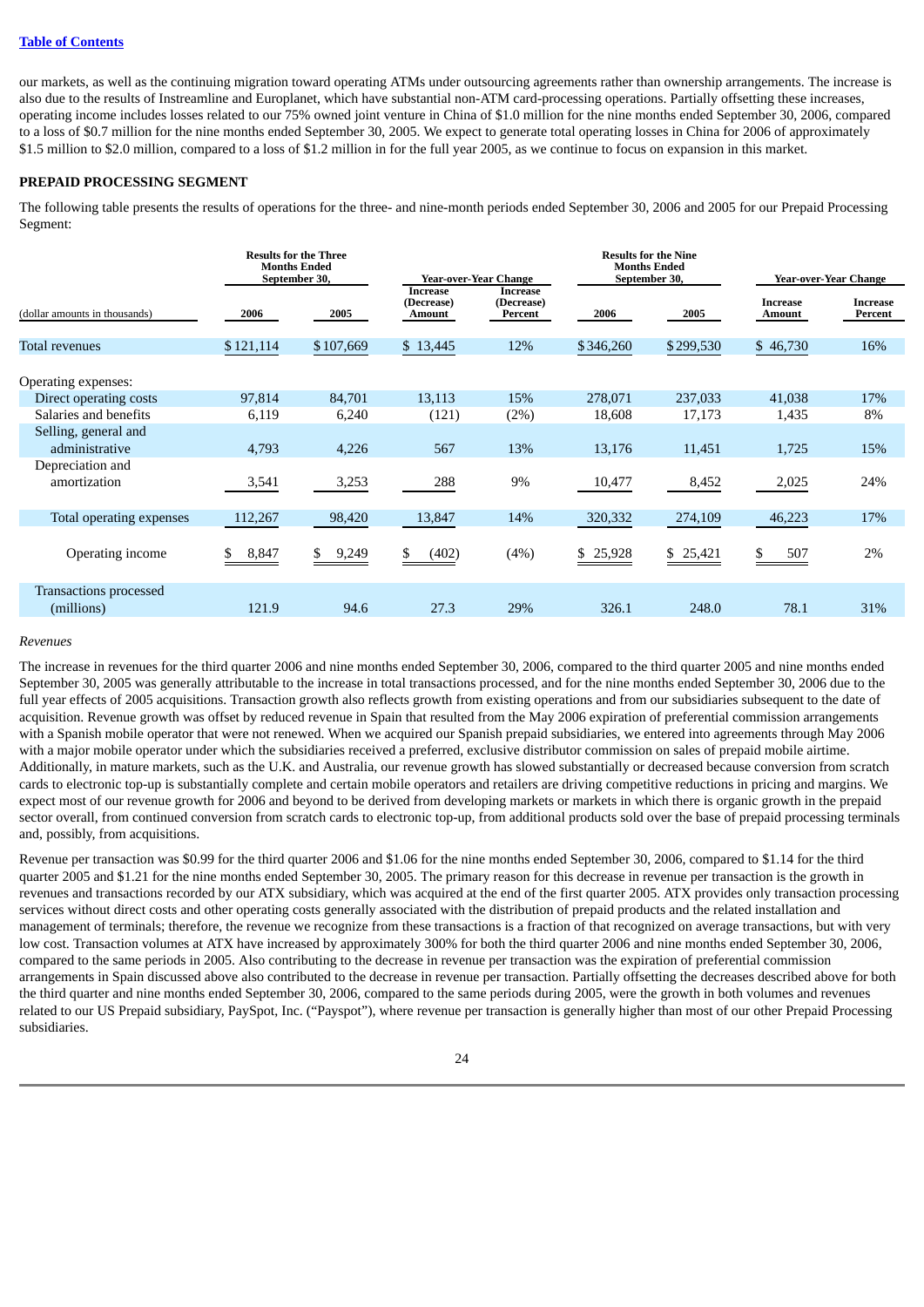our markets, as well as the continuing migration toward operating ATMs under outsourcing agreements rather than ownership arrangements. The increase is also due to the results of Instreamline and Europlanet, which have substantial non-ATM card-processing operations. Partially offsetting these increases, operating income includes losses related to our 75% owned joint venture in China of $1.0 million for the nine months ended September 30, 2006, compared to a loss of $0.7 million for the nine months ended September 30, 2005. We expect to generate total operating losses in China for 2006 of approximately $1.5 million to $2.0 million, compared to a loss of $1.2 million in for the full year 2005, as we continue to focus on expansion in this market.

**PREPAID PROCESSING SEGMENT**

The following table presents the results of operations for the three- and nine-month periods ended September 30, 2006 and 2005 for our Prepaid Processing Segment:

| | Results for the Three Months Ended September 30, | | Year-over-Year Change | | Results for the Nine Months Ended September 30, | | Year-over-Year Change | |
|---|---|---|---|---|---|---|---|---|
| (dollar amounts in thousands) | 2006 | 2005 | Increase (Decrease) Amount | Increase (Decrease) Percent | 2006 | 2005 | Increase Amount | Increase Percent |
| Total revenues | $ 121,114 | $ 107,669 | $ 13,445 | 12% | $ 346,260 | $ 299,530 | $ 46,730 | 16% |
| Operating expenses: | | | | | | | | |
| Direct operating costs | 97,814 | 84,701 | 13,113 | 15% | 278,071 | 237,033 | 41,038 | 17% |
| Salaries and benefits | 6,119 | 6,240 | (121) | (2%) | 18,608 | 17,173 | 1,435 | 8% |
| Selling, general and administrative | 4,793 | 4,226 | 567 | 13% | 13,176 | 11,451 | 1,725 | 15% |
| Depreciation and amortization | 3,541 | 3,253 | 288 | 9% | 10,477 | 8,452 | 2,025 | 24% |
| Total operating expenses | 112,267 | 98,420 | 13,847 | 14% | 320,332 | 274,109 | 46,223 | 17% |
| Operating income | $ 8,847 | $ 9,249 | $ (402) | (4%) | $ 25,928 | $ 25,421 | $ 507 | 2% |
| Transactions processed (millions) | 121.9 | 94.6 | 27.3 | 29% | 326.1 | 248.0 | 78.1 | 31% |

*Revenues*

The increase in revenues for the third quarter 2006 and nine months ended September 30, 2006, compared to the third quarter 2005 and nine months ended September 30, 2005 was generally attributable to the increase in total transactions processed, and for the nine months ended September 30, 2006 due to the full year effects of 2005 acquisitions. Transaction growth also reflects growth from existing operations and from our subsidiaries subsequent to the date of acquisition. Revenue growth was offset by reduced revenue in Spain that resulted from the May 2006 expiration of preferential commission arrangements with a Spanish mobile operator that were not renewed. When we acquired our Spanish prepaid subsidiaries, we entered into agreements through May 2006 with a major mobile operator under which the subsidiaries received a preferred, exclusive distributor commission on sales of prepaid mobile airtime. Additionally, in mature markets, such as the U.K. and Australia, our revenue growth has slowed substantially or decreased because conversion from scratch cards to electronic top-up is substantially complete and certain mobile operators and retailers are driving competitive reductions in pricing and margins. We expect most of our revenue growth for 2006 and beyond to be derived from developing markets or markets in which there is organic growth in the prepaid sector overall, from continued conversion from scratch cards to electronic top-up, from additional products sold over the base of prepaid processing terminals and, possibly, from acquisitions.

Revenue per transaction was $0.99 for the third quarter 2006 and $1.06 for the nine months ended September 30, 2006, compared to $1.14 for the third quarter 2005 and $1.21 for the nine months ended September 30, 2005. The primary reason for this decrease in revenue per transaction is the growth in revenues and transactions recorded by our ATX subsidiary, which was acquired at the end of the first quarter 2005. ATX provides only transaction processing services without direct costs and other operating costs generally associated with the distribution of prepaid products and the related installation and management of terminals; therefore, the revenue we recognize from these transactions is a fraction of that recognized on average transactions, but with very low cost. Transaction volumes at ATX have increased by approximately 300% for both the third quarter 2006 and nine months ended September 30, 2006, compared to the same periods in 2005. Also contributing to the decrease in revenue per transaction was the expiration of preferential commission arrangements in Spain discussed above also contributed to the decrease in revenue per transaction. Partially offsetting the decreases described above for both the third quarter and nine months ended September 30, 2006, compared to the same periods during 2005, were the growth in both volumes and revenues related to our US Prepaid subsidiary, PaySpot, Inc. ("Payspot"), where revenue per transaction is generally higher than most of our other Prepaid Processing subsidiaries.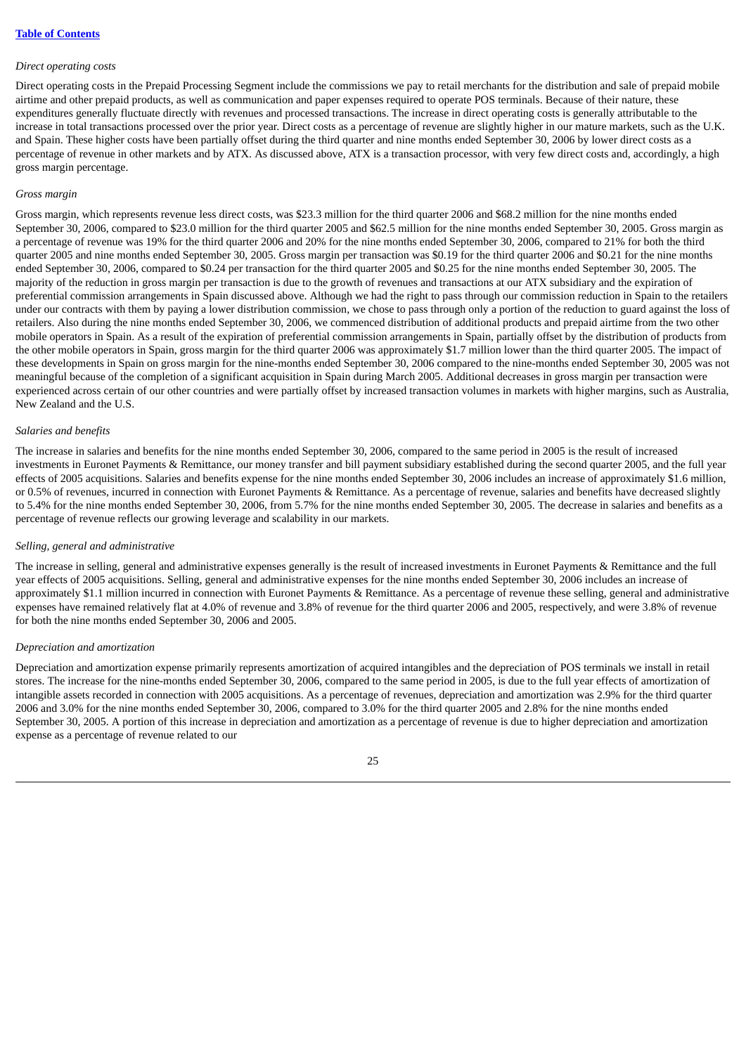*Direct operating costs*

Direct operating costs in the Prepaid Processing Segment include the commissions we pay to retail merchants for the distribution and sale of prepaid mobile airtime and other prepaid products, as well as communication and paper expenses required to operate POS terminals. Because of their nature, these expenditures generally fluctuate directly with revenues and processed transactions. The increase in direct operating costs is generally attributable to the increase in total transactions processed over the prior year. Direct costs as a percentage of revenue are slightly higher in our mature markets, such as the U.K. and Spain. These higher costs have been partially offset during the third quarter and nine months ended September 30, 2006 by lower direct costs as a percentage of revenue in other markets and by ATX. As discussed above, ATX is a transaction processor, with very few direct costs and, accordingly, a high gross margin percentage.

*Gross margin*

Gross margin, which represents revenue less direct costs, was $23.3 million for the third quarter 2006 and $68.2 million for the nine months ended September 30, 2006, compared to $23.0 million for the third quarter 2005 and $62.5 million for the nine months ended September 30, 2005. Gross margin as a percentage of revenue was 19% for the third quarter 2006 and 20% for the nine months ended September 30, 2006, compared to 21% for both the third quarter 2005 and nine months ended September 30, 2005. Gross margin per transaction was $0.19 for the third quarter 2006 and $0.21 for the nine months ended September 30, 2006, compared to $0.24 per transaction for the third quarter 2005 and $0.25 for the nine months ended September 30, 2005. The majority of the reduction in gross margin per transaction is due to the growth of revenues and transactions at our ATX subsidiary and the expiration of preferential commission arrangements in Spain discussed above. Although we had the right to pass through our commission reduction in Spain to the retailers under our contracts with them by paying a lower distribution commission, we chose to pass through only a portion of the reduction to guard against the loss of retailers. Also during the nine months ended September 30, 2006, we commenced distribution of additional products and prepaid airtime from the two other mobile operators in Spain. As a result of the expiration of preferential commission arrangements in Spain, partially offset by the distribution of products from the other mobile operators in Spain, gross margin for the third quarter 2006 was approximately $1.7 million lower than the third quarter 2005. The impact of these developments in Spain on gross margin for the nine-months ended September 30, 2006 compared to the nine-months ended September 30, 2005 was not meaningful because of the completion of a significant acquisition in Spain during March 2005. Additional decreases in gross margin per transaction were experienced across certain of our other countries and were partially offset by increased transaction volumes in markets with higher margins, such as Australia, New Zealand and the U.S.

*Salaries and benefits*

The increase in salaries and benefits for the nine months ended September 30, 2006, compared to the same period in 2005 is the result of increased investments in Euronet Payments & Remittance, our money transfer and bill payment subsidiary established during the second quarter 2005, and the full year effects of 2005 acquisitions. Salaries and benefits expense for the nine months ended September 30, 2006 includes an increase of approximately $1.6 million, or 0.5% of revenues, incurred in connection with Euronet Payments & Remittance. As a percentage of revenue, salaries and benefits have decreased slightly to 5.4% for the nine months ended September 30, 2006, from 5.7% for the nine months ended September 30, 2005. The decrease in salaries and benefits as a percentage of revenue reflects our growing leverage and scalability in our markets.

*Selling, general and administrative*

The increase in selling, general and administrative expenses generally is the result of increased investments in Euronet Payments & Remittance and the full year effects of 2005 acquisitions. Selling, general and administrative expenses for the nine months ended September 30, 2006 includes an increase of approximately $1.1 million incurred in connection with Euronet Payments & Remittance. As a percentage of revenue these selling, general and administrative expenses have remained relatively flat at 4.0% of revenue and 3.8% of revenue for the third quarter 2006 and 2005, respectively, and were 3.8% of revenue for both the nine months ended September 30, 2006 and 2005.

*Depreciation and amortization*

Depreciation and amortization expense primarily represents amortization of acquired intangibles and the depreciation of POS terminals we install in retail stores. The increase for the nine-months ended September 30, 2006, compared to the same period in 2005, is due to the full year effects of amortization of intangible assets recorded in connection with 2005 acquisitions. As a percentage of revenues, depreciation and amortization was 2.9% for the third quarter 2006 and 3.0% for the nine months ended September 30, 2006, compared to 3.0% for the third quarter 2005 and 2.8% for the nine months ended September 30, 2005. A portion of this increase in depreciation and amortization as a percentage of revenue is due to higher depreciation and amortization expense as a percentage of revenue related to our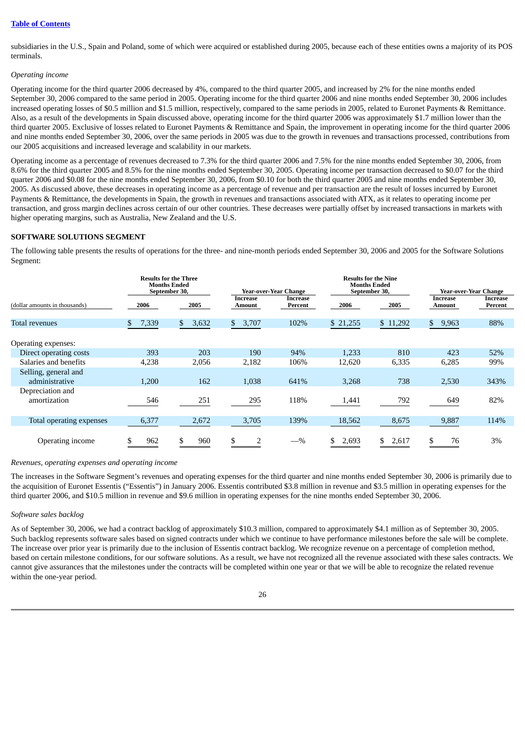subsidiaries in the U.S., Spain and Poland, some of which were acquired or established during 2005, because each of these entities owns a majority of its POS terminals.

*Operating income*

Operating income for the third quarter 2006 decreased by 4%, compared to the third quarter 2005, and increased by 2% for the nine months ended September 30, 2006 compared to the same period in 2005. Operating income for the third quarter 2006 and nine months ended September 30, 2006 includes increased operating losses of $0.5 million and $1.5 million, respectively, compared to the same periods in 2005, related to Euronet Payments & Remittance. Also, as a result of the developments in Spain discussed above, operating income for the third quarter 2006 was approximately $1.7 million lower than the third quarter 2005. Exclusive of losses related to Euronet Payments & Remittance and Spain, the improvement in operating income for the third quarter 2006 and nine months ended September 30, 2006, over the same periods in 2005 was due to the growth in revenues and transactions processed, contributions from our 2005 acquisitions and increased leverage and scalability in our markets.

Operating income as a percentage of revenues decreased to 7.3% for the third quarter 2006 and 7.5% for the nine months ended September 30, 2006, from 8.6% for the third quarter 2005 and 8.5% for the nine months ended September 30, 2005. Operating income per transaction decreased to $0.07 for the third quarter 2006 and $0.08 for the nine months ended September 30, 2006, from $0.10 for both the third quarter 2005 and nine months ended September 30, 2005. As discussed above, these decreases in operating income as a percentage of revenue and per transaction are the result of losses incurred by Euronet Payments & Remittance, the developments in Spain, the growth in revenues and transactions associated with ATX, as it relates to operating income per transaction, and gross margin declines across certain of our other countries. These decreases were partially offset by increased transactions in markets with higher operating margins, such as Australia, New Zealand and the U.S.

## SOFTWARE SOLUTIONS SEGMENT

The following table presents the results of operations for the three- and nine-month periods ended September 30, 2006 and 2005 for the Software Solutions Segment:

| (dollar amounts in thousands) | Results for the Three Months Ended September 30, 2006 | 2005 | Year-over-Year Change Increase Amount | Increase Percent | Results for the Nine Months Ended September 30, 2006 | 2005 | Year-over-Year Change Increase Amount | Increase Percent |
|---|---|---|---|---|---|---|---|---|
| Total revenues | $ 7,339 | $ 3,632 | $ 3,707 | 102% | $ 21,255 | $ 11,292 | $ 9,963 | 88% |
| Operating expenses: | | | | | | | | |
| Direct operating costs | 393 | 203 | 190 | 94% | 1,233 | 810 | 423 | 52% |
| Salaries and benefits | 4,238 | 2,056 | 2,182 | 106% | 12,620 | 6,335 | 6,285 | 99% |
| Selling, general and administrative | 1,200 | 162 | 1,038 | 641% | 3,268 | 738 | 2,530 | 343% |
| Depreciation and amortization | 546 | 251 | 295 | 118% | 1,441 | 792 | 649 | 82% |
| Total operating expenses | 6,377 | 2,672 | 3,705 | 139% | 18,562 | 8,675 | 9,887 | 114% |
| Operating income | $ 962 | $ 960 | $ 2 | —% | $ 2,693 | $ 2,617 | $ 76 | 3% |

*Revenues, operating expenses and operating income*

The increases in the Software Segment's revenues and operating expenses for the third quarter and nine months ended September 30, 2006 is primarily due to the acquisition of Euronet Essentis ("Essentis") in January 2006. Essentis contributed $3.8 million in revenue and $3.5 million in operating expenses for the third quarter 2006, and $10.5 million in revenue and $9.6 million in operating expenses for the nine months ended September 30, 2006.

*Software sales backlog*

As of September 30, 2006, we had a contract backlog of approximately $10.3 million, compared to approximately $4.1 million as of September 30, 2005. Such backlog represents software sales based on signed contracts under which we continue to have performance milestones before the sale will be complete. The increase over prior year is primarily due to the inclusion of Essentis contract backlog. We recognize revenue on a percentage of completion method, based on certain milestone conditions, for our software solutions. As a result, we have not recognized all the revenue associated with these sales contracts. We cannot give assurances that the milestones under the contracts will be completed within one year or that we will be able to recognize the related revenue within the one-year period.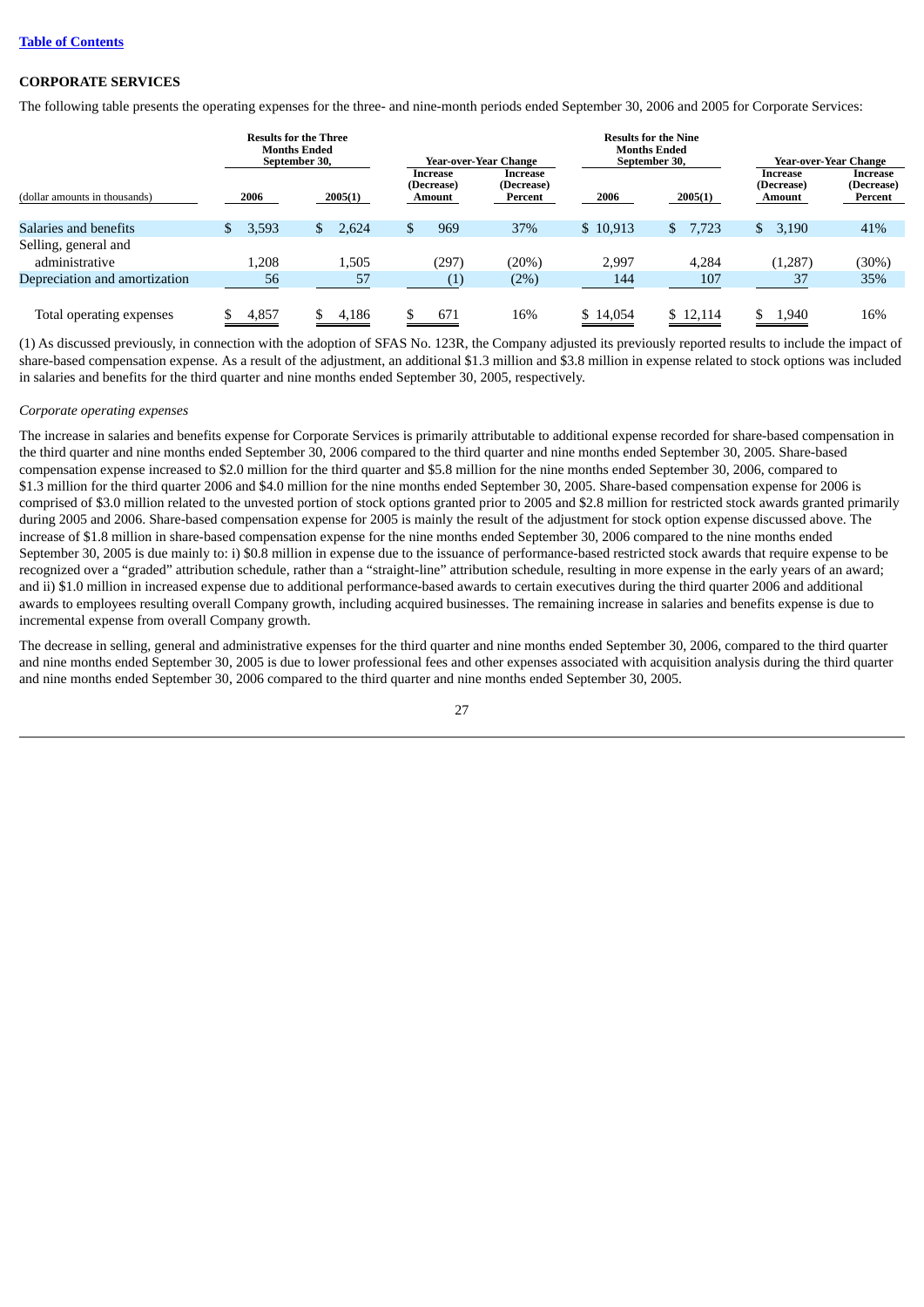## CORPORATE SERVICES

The following table presents the operating expenses for the three- and nine-month periods ended September 30, 2006 and 2005 for Corporate Services:

| (dollar amounts in thousands) | Results for the Three Months Ended September 30, 2006 | Results for the Three Months Ended September 30, 2005(1) | Year-over-Year Change Increase (Decrease) Amount | Year-over-Year Change Increase (Decrease) Percent | Results for the Nine Months Ended September 30, 2006 | Results for the Nine Months Ended September 30, 2005(1) | Year-over-Year Change Increase (Decrease) Amount | Year-over-Year Change Increase (Decrease) Percent |
|---|---|---|---|---|---|---|---|---|
| Salaries and benefits | $ 3,593 | $ 2,624 | $ 969 | 37% | $ 10,913 | $ 7,723 | $ 3,190 | 41% |
| Selling, general and administrative | 1,208 | 1,505 | (297) | (20%) | 2,997 | 4,284 | (1,287) | (30%) |
| Depreciation and amortization | 56 | 57 | (1) | (2%) | 144 | 107 | 37 | 35% |
| Total operating expenses | $ 4,857 | $ 4,186 | $ 671 | 16% | $ 14,054 | $ 12,114 | $ 1,940 | 16% |

(1) As discussed previously, in connection with the adoption of SFAS No. 123R, the Company adjusted its previously reported results to include the impact of share-based compensation expense. As a result of the adjustment, an additional $1.3 million and $3.8 million in expense related to stock options was included in salaries and benefits for the third quarter and nine months ended September 30, 2005, respectively.

*Corporate operating expenses*

The increase in salaries and benefits expense for Corporate Services is primarily attributable to additional expense recorded for share-based compensation in the third quarter and nine months ended September 30, 2006 compared to the third quarter and nine months ended September 30, 2005. Share-based compensation expense increased to $2.0 million for the third quarter and $5.8 million for the nine months ended September 30, 2006, compared to $1.3 million for the third quarter 2006 and $4.0 million for the nine months ended September 30, 2005. Share-based compensation expense for 2006 is comprised of $3.0 million related to the unvested portion of stock options granted prior to 2005 and $2.8 million for restricted stock awards granted primarily during 2005 and 2006. Share-based compensation expense for 2005 is mainly the result of the adjustment for stock option expense discussed above. The increase of $1.8 million in share-based compensation expense for the nine months ended September 30, 2006 compared to the nine months ended September 30, 2005 is due mainly to: i) $0.8 million in expense due to the issuance of performance-based restricted stock awards that require expense to be recognized over a "graded" attribution schedule, rather than a "straight-line" attribution schedule, resulting in more expense in the early years of an award; and ii) $1.0 million in increased expense due to additional performance-based awards to certain executives during the third quarter 2006 and additional awards to employees resulting overall Company growth, including acquired businesses. The remaining increase in salaries and benefits expense is due to incremental expense from overall Company growth.

The decrease in selling, general and administrative expenses for the third quarter and nine months ended September 30, 2006, compared to the third quarter and nine months ended September 30, 2005 is due to lower professional fees and other expenses associated with acquisition analysis during the third quarter and nine months ended September 30, 2006 compared to the third quarter and nine months ended September 30, 2005.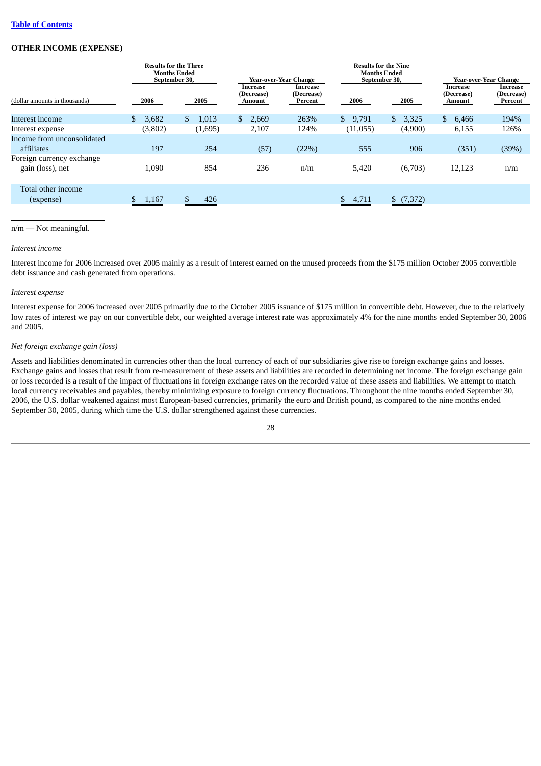[Table of Contents](#)

**OTHER INCOME (EXPENSE)**

| (dollar amounts in thousands) | Results for the Three Months Ended September 30, 2006 | Results for the Three Months Ended September 30, 2005 | Year-over-Year Change Increase (Decrease) Amount | Year-over-Year Change Increase (Decrease) Percent | Results for the Nine Months Ended September 30, 2006 | Results for the Nine Months Ended September 30, 2005 | Year-over-Year Change Increase (Decrease) Amount | Year-over-Year Change Increase (Decrease) Percent |
|---|---|---|---|---|---|---|---|---|
| Interest income | $ 3,682 | $ 1,013 | $ 2,669 | 263% | $ 9,791 | $ 3,325 | $ 6,466 | 194% |
| Interest expense | (3,802) | (1,695) | 2,107 | 124% | (11,055) | (4,900) | 6,155 | 126% |
| Income from unconsolidated affiliates | 197 | 254 | (57) | (22%) | 555 | 906 | (351) | (39%) |
| Foreign currency exchange gain (loss), net | 1,090 | 854 | 236 | n/m | 5,420 | (6,703) | 12,123 | n/m |
| Total other income (expense) | $ 1,167 | $ 426 | | | $ 4,711 | $ (7,372) | | |

n/m — Not meaningful.

*Interest income*

Interest income for 2006 increased over 2005 mainly as a result of interest earned on the unused proceeds from the $175 million October 2005 convertible debt issuance and cash generated from operations.

*Interest expense*

Interest expense for 2006 increased over 2005 primarily due to the October 2005 issuance of $175 million in convertible debt. However, due to the relatively low rates of interest we pay on our convertible debt, our weighted average interest rate was approximately 4% for the nine months ended September 30, 2006 and 2005.

*Net foreign exchange gain (loss)*

Assets and liabilities denominated in currencies other than the local currency of each of our subsidiaries give rise to foreign exchange gains and losses. Exchange gains and losses that result from re-measurement of these assets and liabilities are recorded in determining net income. The foreign exchange gain or loss recorded is a result of the impact of fluctuations in foreign exchange rates on the recorded value of these assets and liabilities. We attempt to match local currency receivables and payables, thereby minimizing exposure to foreign currency fluctuations. Throughout the nine months ended September 30, 2006, the U.S. dollar weakened against most European-based currencies, primarily the euro and British pound, as compared to the nine months ended September 30, 2005, during which time the U.S. dollar strengthened against these currencies.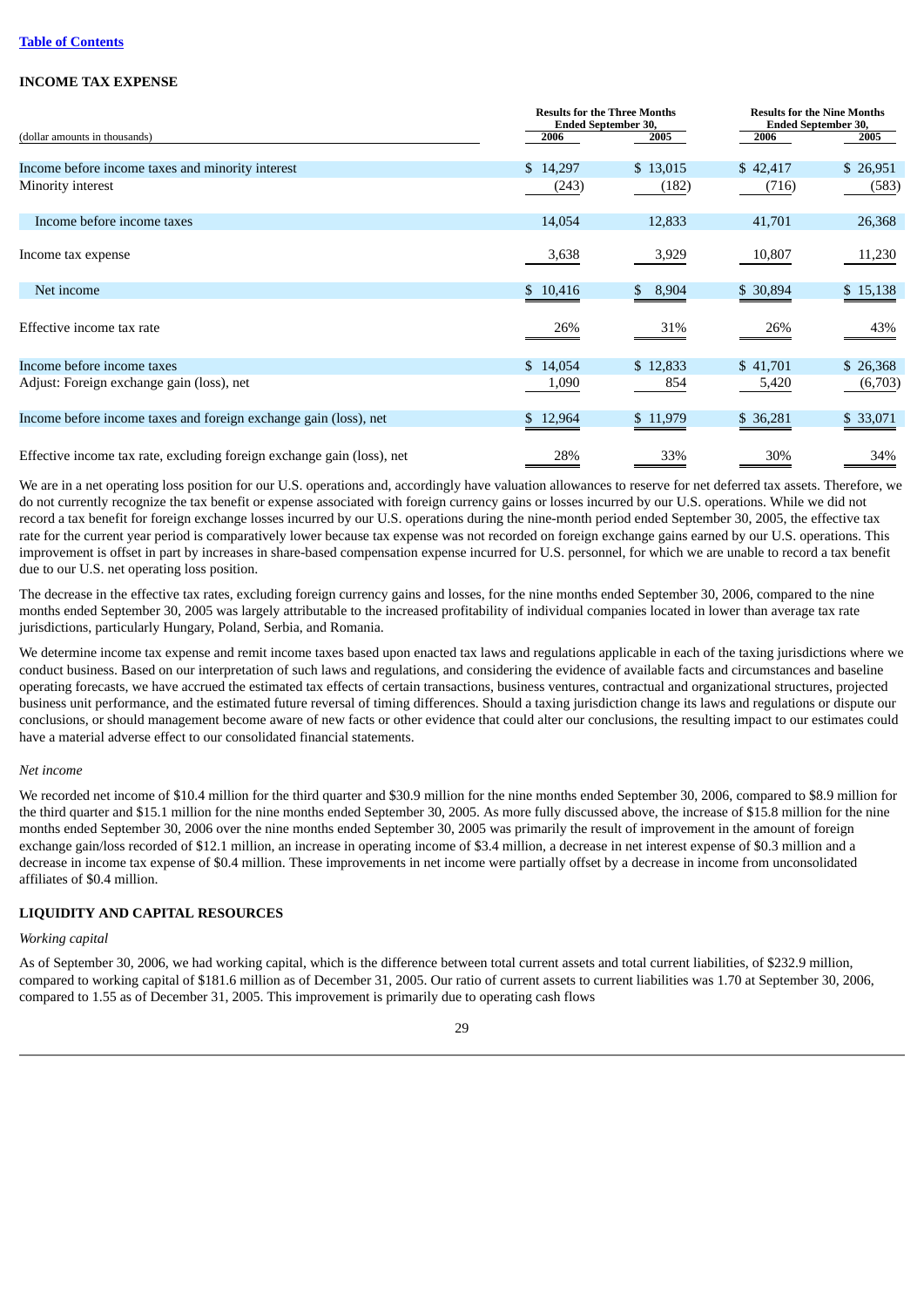## INCOME TAX EXPENSE

| (dollar amounts in thousands) | Results for the Three Months Ended September 30, 2006 | 2005 | Results for the Nine Months Ended September 30, 2006 | 2005 |
|---|---|---|---|---|
| Income before income taxes and minority interest | $ 14,297 | $ 13,015 | $ 42,417 | $ 26,951 |
| Minority interest | (243) | (182) | (716) | (583) |
| Income before income taxes | 14,054 | 12,833 | 41,701 | 26,368 |
| Income tax expense | 3,638 | 3,929 | 10,807 | 11,230 |
| Net income | $ 10,416 | $ 8,904 | $ 30,894 | $ 15,138 |
| Effective income tax rate | 26% | 31% | 26% | 43% |
| Income before income taxes | $ 14,054 | $ 12,833 | $ 41,701 | $ 26,368 |
| Adjust: Foreign exchange gain (loss), net | 1,090 | 854 | 5,420 | (6,703) |
| Income before income taxes and foreign exchange gain (loss), net | $ 12,964 | $ 11,979 | $ 36,281 | $ 33,071 |
| Effective income tax rate, excluding foreign exchange gain (loss), net | 28% | 33% | 30% | 34% |

We are in a net operating loss position for our U.S. operations and, accordingly have valuation allowances to reserve for net deferred tax assets. Therefore, we do not currently recognize the tax benefit or expense associated with foreign currency gains or losses incurred by our U.S. operations. While we did not record a tax benefit for foreign exchange losses incurred by our U.S. operations during the nine-month period ended September 30, 2005, the effective tax rate for the current year period is comparatively lower because tax expense was not recorded on foreign exchange gains earned by our U.S. operations. This improvement is offset in part by increases in share-based compensation expense incurred for U.S. personnel, for which we are unable to record a tax benefit due to our U.S. net operating loss position.

The decrease in the effective tax rates, excluding foreign currency gains and losses, for the nine months ended September 30, 2006, compared to the nine months ended September 30, 2005 was largely attributable to the increased profitability of individual companies located in lower than average tax rate jurisdictions, particularly Hungary, Poland, Serbia, and Romania.

We determine income tax expense and remit income taxes based upon enacted tax laws and regulations applicable in each of the taxing jurisdictions where we conduct business. Based on our interpretation of such laws and regulations, and considering the evidence of available facts and circumstances and baseline operating forecasts, we have accrued the estimated tax effects of certain transactions, business ventures, contractual and organizational structures, projected business unit performance, and the estimated future reversal of timing differences. Should a taxing jurisdiction change its laws and regulations or dispute our conclusions, or should management become aware of new facts or other evidence that could alter our conclusions, the resulting impact to our estimates could have a material adverse effect to our consolidated financial statements.

*Net income*

We recorded net income of $10.4 million for the third quarter and $30.9 million for the nine months ended September 30, 2006, compared to $8.9 million for the third quarter and $15.1 million for the nine months ended September 30, 2005. As more fully discussed above, the increase of $15.8 million for the nine months ended September 30, 2006 over the nine months ended September 30, 2005 was primarily the result of improvement in the amount of foreign exchange gain/loss recorded of $12.1 million, an increase in operating income of $3.4 million, a decrease in net interest expense of $0.3 million and a decrease in income tax expense of $0.4 million. These improvements in net income were partially offset by a decrease in income from unconsolidated affiliates of $0.4 million.

## LIQUIDITY AND CAPITAL RESOURCES

*Working capital*

As of September 30, 2006, we had working capital, which is the difference between total current assets and total current liabilities, of $232.9 million, compared to working capital of $181.6 million as of December 31, 2005. Our ratio of current assets to current liabilities was 1.70 at September 30, 2006, compared to 1.55 as of December 31, 2005. This improvement is primarily due to operating cash flows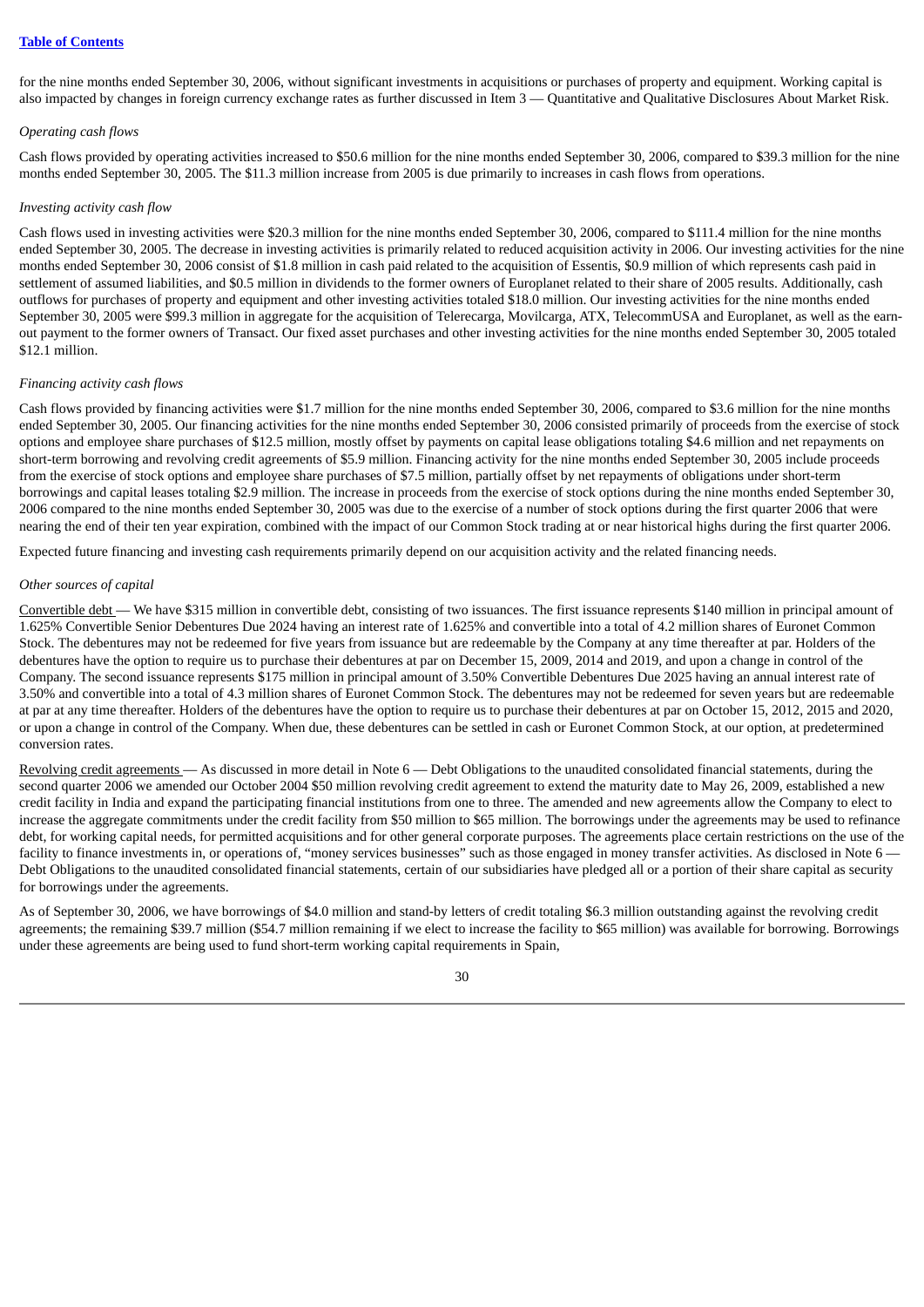for the nine months ended September 30, 2006, without significant investments in acquisitions or purchases of property and equipment. Working capital is also impacted by changes in foreign currency exchange rates as further discussed in Item 3 — Quantitative and Qualitative Disclosures About Market Risk.

*Operating cash flows*

Cash flows provided by operating activities increased to $50.6 million for the nine months ended September 30, 2006, compared to $39.3 million for the nine months ended September 30, 2005. The $11.3 million increase from 2005 is due primarily to increases in cash flows from operations.

*Investing activity cash flow*

Cash flows used in investing activities were $20.3 million for the nine months ended September 30, 2006, compared to $111.4 million for the nine months ended September 30, 2005. The decrease in investing activities is primarily related to reduced acquisition activity in 2006. Our investing activities for the nine months ended September 30, 2006 consist of $1.8 million in cash paid related to the acquisition of Essentis, $0.9 million of which represents cash paid in settlement of assumed liabilities, and $0.5 million in dividends to the former owners of Europlanet related to their share of 2005 results. Additionally, cash outflows for purchases of property and equipment and other investing activities totaled $18.0 million. Our investing activities for the nine months ended September 30, 2005 were $99.3 million in aggregate for the acquisition of Telerecarga, Movilcarga, ATX, TelecommUSA and Europlanet, as well as the earn-out payment to the former owners of Transact. Our fixed asset purchases and other investing activities for the nine months ended September 30, 2005 totaled $12.1 million.

*Financing activity cash flows*

Cash flows provided by financing activities were $1.7 million for the nine months ended September 30, 2006, compared to $3.6 million for the nine months ended September 30, 2005. Our financing activities for the nine months ended September 30, 2006 consisted primarily of proceeds from the exercise of stock options and employee share purchases of $12.5 million, mostly offset by payments on capital lease obligations totaling $4.6 million and net repayments on short-term borrowing and revolving credit agreements of $5.9 million. Financing activity for the nine months ended September 30, 2005 include proceeds from the exercise of stock options and employee share purchases of $7.5 million, partially offset by net repayments of obligations under short-term borrowings and capital leases totaling $2.9 million. The increase in proceeds from the exercise of stock options during the nine months ended September 30, 2006 compared to the nine months ended September 30, 2005 was due to the exercise of a number of stock options during the first quarter 2006 that were nearing the end of their ten year expiration, combined with the impact of our Common Stock trading at or near historical highs during the first quarter 2006.

Expected future financing and investing cash requirements primarily depend on our acquisition activity and the related financing needs.

*Other sources of capital*

Convertible debt — We have $315 million in convertible debt, consisting of two issuances. The first issuance represents $140 million in principal amount of 1.625% Convertible Senior Debentures Due 2024 having an interest rate of 1.625% and convertible into a total of 4.2 million shares of Euronet Common Stock. The debentures may not be redeemed for five years from issuance but are redeemable by the Company at any time thereafter at par. Holders of the debentures have the option to require us to purchase their debentures at par on December 15, 2009, 2014 and 2019, and upon a change in control of the Company. The second issuance represents $175 million in principal amount of 3.50% Convertible Debentures Due 2025 having an annual interest rate of 3.50% and convertible into a total of 4.3 million shares of Euronet Common Stock. The debentures may not be redeemed for seven years but are redeemable at par at any time thereafter. Holders of the debentures have the option to require us to purchase their debentures at par on October 15, 2012, 2015 and 2020, or upon a change in control of the Company. When due, these debentures can be settled in cash or Euronet Common Stock, at our option, at predetermined conversion rates.

Revolving credit agreements — As discussed in more detail in Note 6 — Debt Obligations to the unaudited consolidated financial statements, during the second quarter 2006 we amended our October 2004 $50 million revolving credit agreement to extend the maturity date to May 26, 2009, established a new credit facility in India and expand the participating financial institutions from one to three. The amended and new agreements allow the Company to elect to increase the aggregate commitments under the credit facility from $50 million to $65 million. The borrowings under the agreements may be used to refinance debt, for working capital needs, for permitted acquisitions and for other general corporate purposes. The agreements place certain restrictions on the use of the facility to finance investments in, or operations of, "money services businesses" such as those engaged in money transfer activities. As disclosed in Note 6 — Debt Obligations to the unaudited consolidated financial statements, certain of our subsidiaries have pledged all or a portion of their share capital as security for borrowings under the agreements.

As of September 30, 2006, we have borrowings of $4.0 million and stand-by letters of credit totaling $6.3 million outstanding against the revolving credit agreements; the remaining $39.7 million ($54.7 million remaining if we elect to increase the facility to $65 million) was available for borrowing. Borrowings under these agreements are being used to fund short-term working capital requirements in Spain,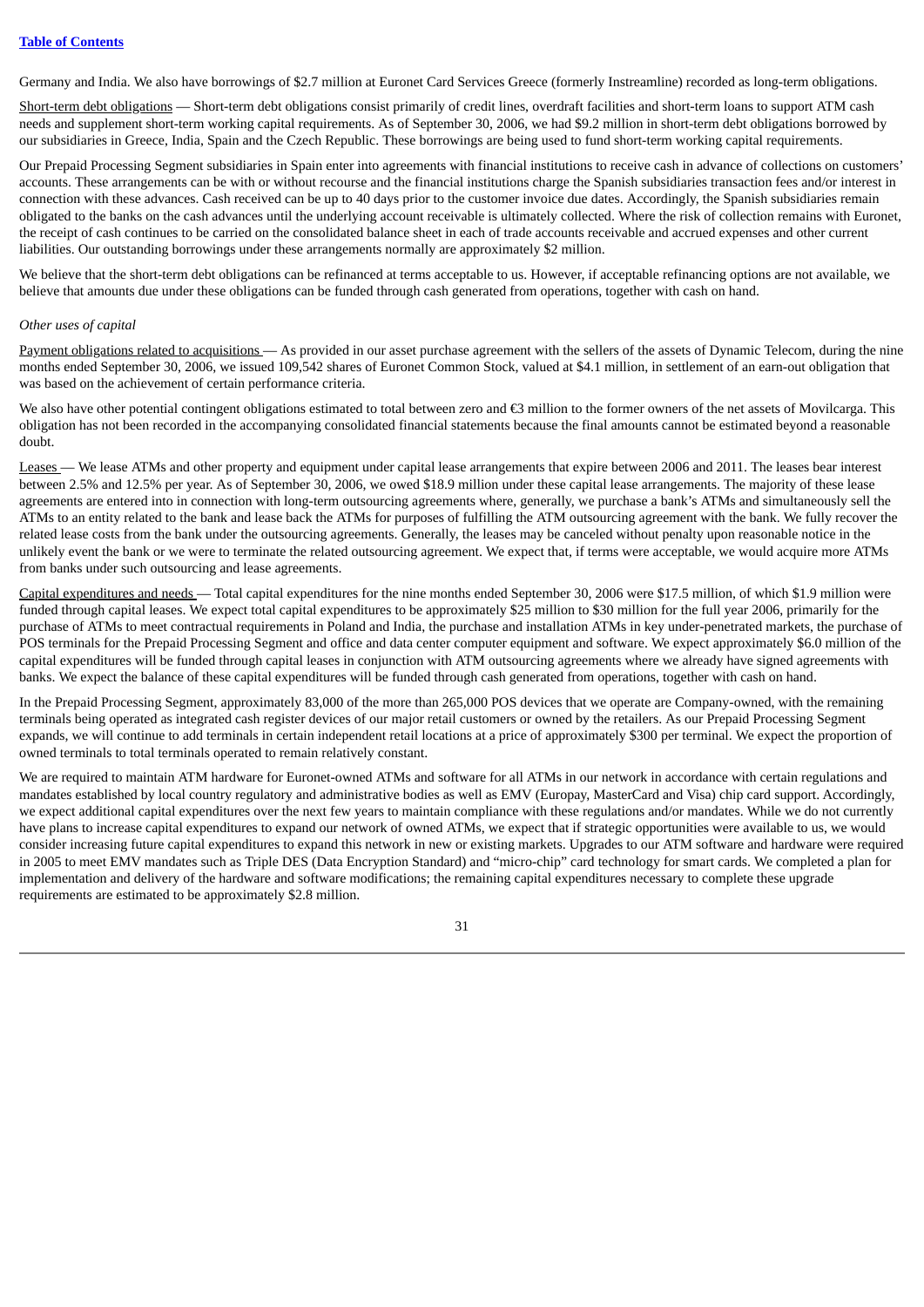Germany and India. We also have borrowings of $2.7 million at Euronet Card Services Greece (formerly Instreamline) recorded as long-term obligations.

Short-term debt obligations — Short-term debt obligations consist primarily of credit lines, overdraft facilities and short-term loans to support ATM cash needs and supplement short-term working capital requirements. As of September 30, 2006, we had $9.2 million in short-term debt obligations borrowed by our subsidiaries in Greece, India, Spain and the Czech Republic. These borrowings are being used to fund short-term working capital requirements.

Our Prepaid Processing Segment subsidiaries in Spain enter into agreements with financial institutions to receive cash in advance of collections on customers' accounts. These arrangements can be with or without recourse and the financial institutions charge the Spanish subsidiaries transaction fees and/or interest in connection with these advances. Cash received can be up to 40 days prior to the customer invoice due dates. Accordingly, the Spanish subsidiaries remain obligated to the banks on the cash advances until the underlying account receivable is ultimately collected. Where the risk of collection remains with Euronet, the receipt of cash continues to be carried on the consolidated balance sheet in each of trade accounts receivable and accrued expenses and other current liabilities. Our outstanding borrowings under these arrangements normally are approximately $2 million.

We believe that the short-term debt obligations can be refinanced at terms acceptable to us. However, if acceptable refinancing options are not available, we believe that amounts due under these obligations can be funded through cash generated from operations, together with cash on hand.

*Other uses of capital*

Payment obligations related to acquisitions — As provided in our asset purchase agreement with the sellers of the assets of Dynamic Telecom, during the nine months ended September 30, 2006, we issued 109,542 shares of Euronet Common Stock, valued at $4.1 million, in settlement of an earn-out obligation that was based on the achievement of certain performance criteria.

We also have other potential contingent obligations estimated to total between zero and €3 million to the former owners of the net assets of Movilcarga. This obligation has not been recorded in the accompanying consolidated financial statements because the final amounts cannot be estimated beyond a reasonable doubt.

Leases — We lease ATMs and other property and equipment under capital lease arrangements that expire between 2006 and 2011. The leases bear interest between 2.5% and 12.5% per year. As of September 30, 2006, we owed $18.9 million under these capital lease arrangements. The majority of these lease agreements are entered into in connection with long-term outsourcing agreements where, generally, we purchase a bank's ATMs and simultaneously sell the ATMs to an entity related to the bank and lease back the ATMs for purposes of fulfilling the ATM outsourcing agreement with the bank. We fully recover the related lease costs from the bank under the outsourcing agreements. Generally, the leases may be canceled without penalty upon reasonable notice in the unlikely event the bank or we were to terminate the related outsourcing agreement. We expect that, if terms were acceptable, we would acquire more ATMs from banks under such outsourcing and lease agreements.

Capital expenditures and needs — Total capital expenditures for the nine months ended September 30, 2006 were $17.5 million, of which $1.9 million were funded through capital leases. We expect total capital expenditures to be approximately $25 million to $30 million for the full year 2006, primarily for the purchase of ATMs to meet contractual requirements in Poland and India, the purchase and installation ATMs in key under-penetrated markets, the purchase of POS terminals for the Prepaid Processing Segment and office and data center computer equipment and software. We expect approximately $6.0 million of the capital expenditures will be funded through capital leases in conjunction with ATM outsourcing agreements where we already have signed agreements with banks. We expect the balance of these capital expenditures will be funded through cash generated from operations, together with cash on hand.

In the Prepaid Processing Segment, approximately 83,000 of the more than 265,000 POS devices that we operate are Company-owned, with the remaining terminals being operated as integrated cash register devices of our major retail customers or owned by the retailers. As our Prepaid Processing Segment expands, we will continue to add terminals in certain independent retail locations at a price of approximately $300 per terminal. We expect the proportion of owned terminals to total terminals operated to remain relatively constant.

We are required to maintain ATM hardware for Euronet-owned ATMs and software for all ATMs in our network in accordance with certain regulations and mandates established by local country regulatory and administrative bodies as well as EMV (Europay, MasterCard and Visa) chip card support. Accordingly, we expect additional capital expenditures over the next few years to maintain compliance with these regulations and/or mandates. While we do not currently have plans to increase capital expenditures to expand our network of owned ATMs, we expect that if strategic opportunities were available to us, we would consider increasing future capital expenditures to expand this network in new or existing markets. Upgrades to our ATM software and hardware were required in 2005 to meet EMV mandates such as Triple DES (Data Encryption Standard) and "micro-chip" card technology for smart cards. We completed a plan for implementation and delivery of the hardware and software modifications; the remaining capital expenditures necessary to complete these upgrade requirements are estimated to be approximately $2.8 million.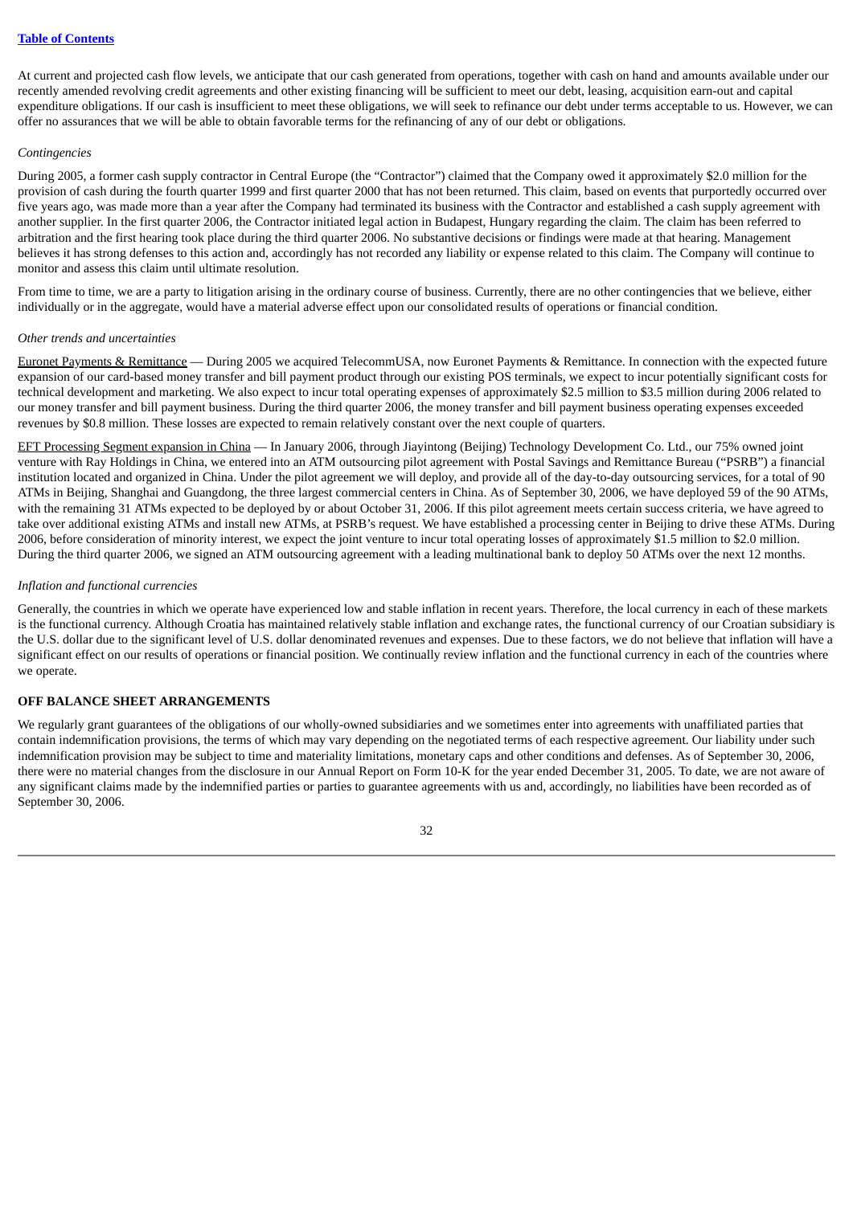At current and projected cash flow levels, we anticipate that our cash generated from operations, together with cash on hand and amounts available under our recently amended revolving credit agreements and other existing financing will be sufficient to meet our debt, leasing, acquisition earn-out and capital expenditure obligations. If our cash is insufficient to meet these obligations, we will seek to refinance our debt under terms acceptable to us. However, we can offer no assurances that we will be able to obtain favorable terms for the refinancing of any of our debt or obligations.

*Contingencies*

During 2005, a former cash supply contractor in Central Europe (the "Contractor") claimed that the Company owed it approximately $2.0 million for the provision of cash during the fourth quarter 1999 and first quarter 2000 that has not been returned. This claim, based on events that purportedly occurred over five years ago, was made more than a year after the Company had terminated its business with the Contractor and established a cash supply agreement with another supplier. In the first quarter 2006, the Contractor initiated legal action in Budapest, Hungary regarding the claim. The claim has been referred to arbitration and the first hearing took place during the third quarter 2006. No substantive decisions or findings were made at that hearing. Management believes it has strong defenses to this action and, accordingly has not recorded any liability or expense related to this claim. The Company will continue to monitor and assess this claim until ultimate resolution.

From time to time, we are a party to litigation arising in the ordinary course of business. Currently, there are no other contingencies that we believe, either individually or in the aggregate, would have a material adverse effect upon our consolidated results of operations or financial condition.

*Other trends and uncertainties*

Euronet Payments & Remittance — During 2005 we acquired TelecommUSA, now Euronet Payments & Remittance. In connection with the expected future expansion of our card-based money transfer and bill payment product through our existing POS terminals, we expect to incur potentially significant costs for technical development and marketing. We also expect to incur total operating expenses of approximately $2.5 million to $3.5 million during 2006 related to our money transfer and bill payment business. During the third quarter 2006, the money transfer and bill payment business operating expenses exceeded revenues by $0.8 million. These losses are expected to remain relatively constant over the next couple of quarters.

EFT Processing Segment expansion in China — In January 2006, through Jiayintong (Beijing) Technology Development Co. Ltd., our 75% owned joint venture with Ray Holdings in China, we entered into an ATM outsourcing pilot agreement with Postal Savings and Remittance Bureau ("PSRB") a financial institution located and organized in China. Under the pilot agreement we will deploy, and provide all of the day-to-day outsourcing services, for a total of 90 ATMs in Beijing, Shanghai and Guangdong, the three largest commercial centers in China. As of September 30, 2006, we have deployed 59 of the 90 ATMs, with the remaining 31 ATMs expected to be deployed by or about October 31, 2006. If this pilot agreement meets certain success criteria, we have agreed to take over additional existing ATMs and install new ATMs, at PSRB's request. We have established a processing center in Beijing to drive these ATMs. During 2006, before consideration of minority interest, we expect the joint venture to incur total operating losses of approximately $1.5 million to $2.0 million. During the third quarter 2006, we signed an ATM outsourcing agreement with a leading multinational bank to deploy 50 ATMs over the next 12 months.

*Inflation and functional currencies*

Generally, the countries in which we operate have experienced low and stable inflation in recent years. Therefore, the local currency in each of these markets is the functional currency. Although Croatia has maintained relatively stable inflation and exchange rates, the functional currency of our Croatian subsidiary is the U.S. dollar due to the significant level of U.S. dollar denominated revenues and expenses. Due to these factors, we do not believe that inflation will have a significant effect on our results of operations or financial position. We continually review inflation and the functional currency in each of the countries where we operate.

## OFF BALANCE SHEET ARRANGEMENTS

We regularly grant guarantees of the obligations of our wholly-owned subsidiaries and we sometimes enter into agreements with unaffiliated parties that contain indemnification provisions, the terms of which may vary depending on the negotiated terms of each respective agreement. Our liability under such indemnification provision may be subject to time and materiality limitations, monetary caps and other conditions and defenses. As of September 30, 2006, there were no material changes from the disclosure in our Annual Report on Form 10-K for the year ended December 31, 2005. To date, we are not aware of any significant claims made by the indemnified parties or parties to guarantee agreements with us and, accordingly, no liabilities have been recorded as of September 30, 2006.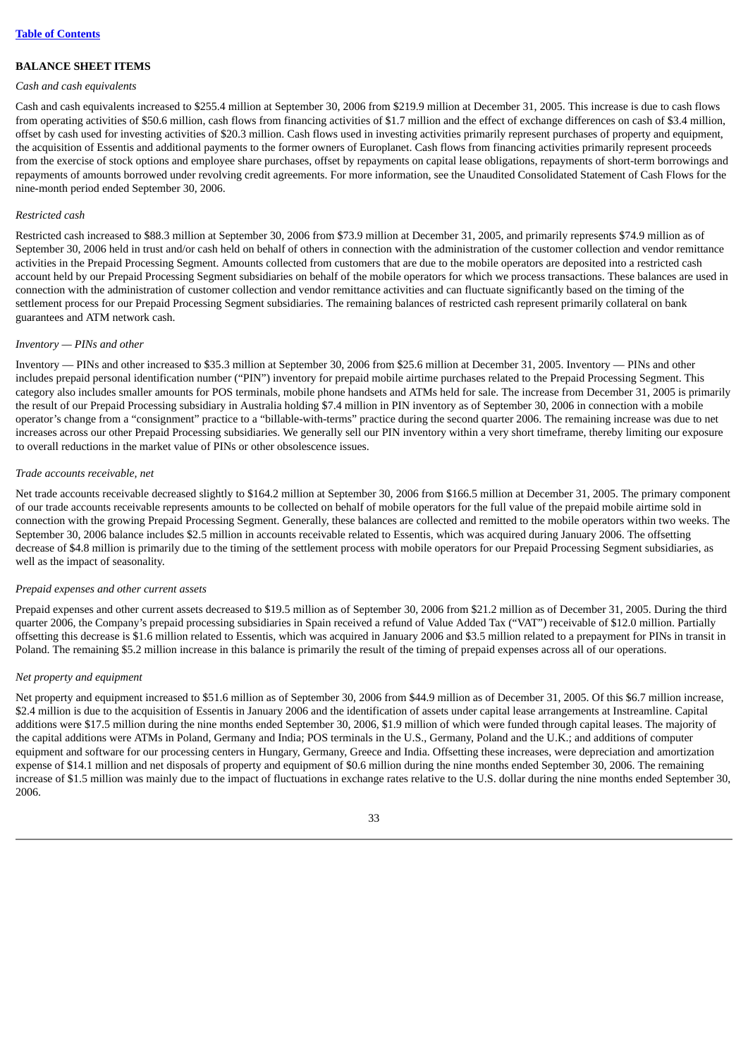[Table of Contents](#)

**BALANCE SHEET ITEMS**

*Cash and cash equivalents*

Cash and cash equivalents increased to $255.4 million at September 30, 2006 from $219.9 million at December 31, 2005. This increase is due to cash flows from operating activities of $50.6 million, cash flows from financing activities of $1.7 million and the effect of exchange differences on cash of $3.4 million, offset by cash used for investing activities of $20.3 million. Cash flows used in investing activities primarily represent purchases of property and equipment, the acquisition of Essentis and additional payments to the former owners of Europlanet. Cash flows from financing activities primarily represent proceeds from the exercise of stock options and employee share purchases, offset by repayments on capital lease obligations, repayments of short-term borrowings and repayments of amounts borrowed under revolving credit agreements. For more information, see the Unaudited Consolidated Statement of Cash Flows for the nine-month period ended September 30, 2006.

*Restricted cash*

Restricted cash increased to $88.3 million at September 30, 2006 from $73.9 million at December 31, 2005, and primarily represents $74.9 million as of September 30, 2006 held in trust and/or cash held on behalf of others in connection with the administration of the customer collection and vendor remittance activities in the Prepaid Processing Segment. Amounts collected from customers that are due to the mobile operators are deposited into a restricted cash account held by our Prepaid Processing Segment subsidiaries on behalf of the mobile operators for which we process transactions. These balances are used in connection with the administration of customer collection and vendor remittance activities and can fluctuate significantly based on the timing of the settlement process for our Prepaid Processing Segment subsidiaries. The remaining balances of restricted cash represent primarily collateral on bank guarantees and ATM network cash.

*Inventory — PINs and other*

Inventory — PINs and other increased to $35.3 million at September 30, 2006 from $25.6 million at December 31, 2005. Inventory — PINs and other includes prepaid personal identification number ("PIN") inventory for prepaid mobile airtime purchases related to the Prepaid Processing Segment. This category also includes smaller amounts for POS terminals, mobile phone handsets and ATMs held for sale. The increase from December 31, 2005 is primarily the result of our Prepaid Processing subsidiary in Australia holding $7.4 million in PIN inventory as of September 30, 2006 in connection with a mobile operator's change from a "consignment" practice to a "billable-with-terms" practice during the second quarter 2006. The remaining increase was due to net increases across our other Prepaid Processing subsidiaries. We generally sell our PIN inventory within a very short timeframe, thereby limiting our exposure to overall reductions in the market value of PINs or other obsolescence issues.

*Trade accounts receivable, net*

Net trade accounts receivable decreased slightly to $164.2 million at September 30, 2006 from $166.5 million at December 31, 2005. The primary component of our trade accounts receivable represents amounts to be collected on behalf of mobile operators for the full value of the prepaid mobile airtime sold in connection with the growing Prepaid Processing Segment. Generally, these balances are collected and remitted to the mobile operators within two weeks. The September 30, 2006 balance includes $2.5 million in accounts receivable related to Essentis, which was acquired during January 2006. The offsetting decrease of $4.8 million is primarily due to the timing of the settlement process with mobile operators for our Prepaid Processing Segment subsidiaries, as well as the impact of seasonality.

*Prepaid expenses and other current assets*

Prepaid expenses and other current assets decreased to $19.5 million as of September 30, 2006 from $21.2 million as of December 31, 2005. During the third quarter 2006, the Company's prepaid processing subsidiaries in Spain received a refund of Value Added Tax ("VAT") receivable of $12.0 million. Partially offsetting this decrease is $1.6 million related to Essentis, which was acquired in January 2006 and $3.5 million related to a prepayment for PINs in transit in Poland. The remaining $5.2 million increase in this balance is primarily the result of the timing of prepaid expenses across all of our operations.

*Net property and equipment*

Net property and equipment increased to $51.6 million as of September 30, 2006 from $44.9 million as of December 31, 2005. Of this $6.7 million increase, $2.4 million is due to the acquisition of Essentis in January 2006 and the identification of assets under capital lease arrangements at Instreamline. Capital additions were $17.5 million during the nine months ended September 30, 2006, $1.9 million of which were funded through capital leases. The majority of the capital additions were ATMs in Poland, Germany and India; POS terminals in the U.S., Germany, Poland and the U.K.; and additions of computer equipment and software for our processing centers in Hungary, Germany, Greece and India. Offsetting these increases, were depreciation and amortization expense of $14.1 million and net disposals of property and equipment of $0.6 million during the nine months ended September 30, 2006. The remaining increase of $1.5 million was mainly due to the impact of fluctuations in exchange rates relative to the U.S. dollar during the nine months ended September 30, 2006.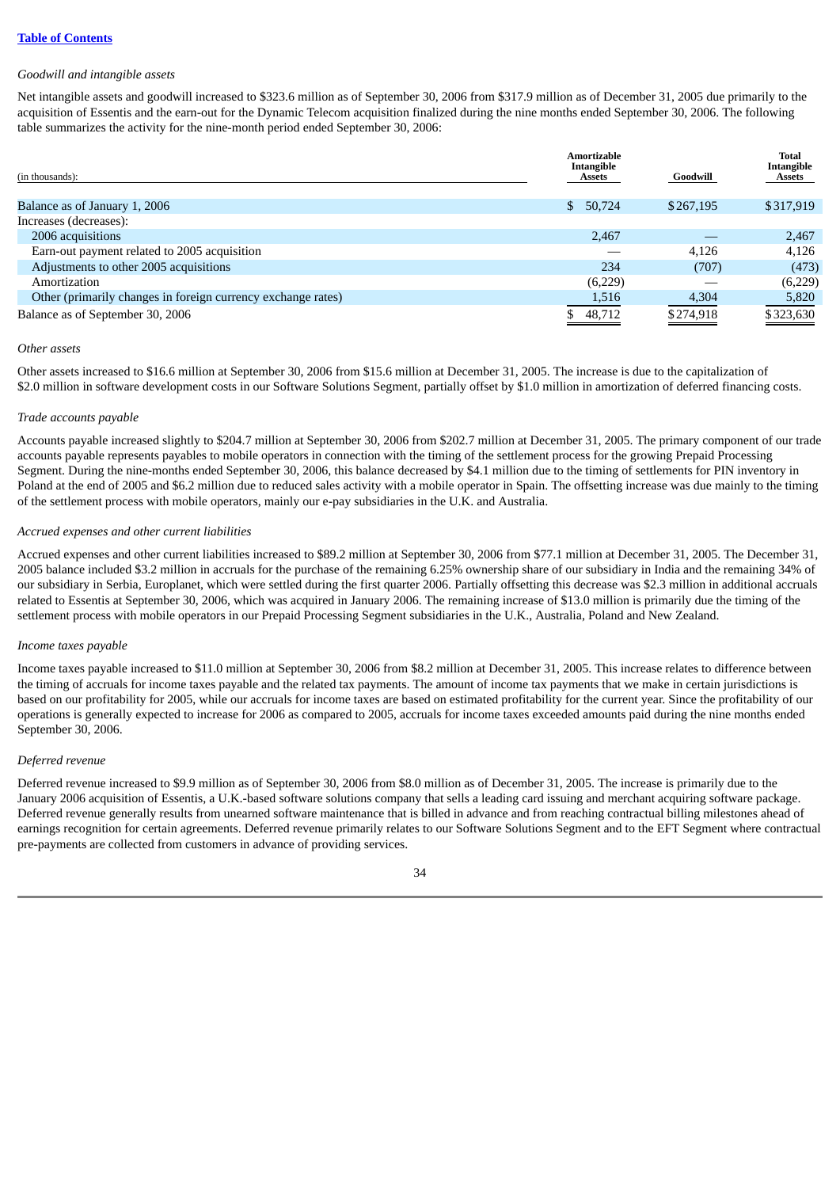[Table of Contents](#)

*Goodwill and intangible assets*

Net intangible assets and goodwill increased to $323.6 million as of September 30, 2006 from $317.9 million as of December 31, 2005 due primarily to the acquisition of Essentis and the earn-out for the Dynamic Telecom acquisition finalized during the nine months ended September 30, 2006. The following table summarizes the activity for the nine-month period ended September 30, 2006:

| (in thousands): | Amortizable Intangible Assets | Goodwill | Total Intangible Assets |
|---|---|---|---|
| Balance as of January 1, 2006 | $ 50,724 | $267,195 | $317,919 |
| Increases (decreases): | | | |
| 2006 acquisitions | 2,467 | — | 2,467 |
| Earn-out payment related to 2005 acquisition | — | 4,126 | 4,126 |
| Adjustments to other 2005 acquisitions | 234 | (707) | (473) |
| Amortization | (6,229) | — | (6,229) |
| Other (primarily changes in foreign currency exchange rates) | 1,516 | 4,304 | 5,820 |
| Balance as of September 30, 2006 | $ 48,712 | $274,918 | $323,630 |

*Other assets*

Other assets increased to $16.6 million at September 30, 2006 from $15.6 million at December 31, 2005. The increase is due to the capitalization of $2.0 million in software development costs in our Software Solutions Segment, partially offset by $1.0 million in amortization of deferred financing costs.

*Trade accounts payable*

Accounts payable increased slightly to $204.7 million at September 30, 2006 from $202.7 million at December 31, 2005. The primary component of our trade accounts payable represents payables to mobile operators in connection with the timing of the settlement process for the growing Prepaid Processing Segment. During the nine-months ended September 30, 2006, this balance decreased by $4.1 million due to the timing of settlements for PIN inventory in Poland at the end of 2005 and $6.2 million due to reduced sales activity with a mobile operator in Spain. The offsetting increase was due mainly to the timing of the settlement process with mobile operators, mainly our e-pay subsidiaries in the U.K. and Australia.

*Accrued expenses and other current liabilities*

Accrued expenses and other current liabilities increased to $89.2 million at September 30, 2006 from $77.1 million at December 31, 2005. The December 31, 2005 balance included $3.2 million in accruals for the purchase of the remaining 6.25% ownership share of our subsidiary in India and the remaining 34% of our subsidiary in Serbia, Europlanet, which were settled during the first quarter 2006. Partially offsetting this decrease was $2.3 million in additional accruals related to Essentis at September 30, 2006, which was acquired in January 2006. The remaining increase of $13.0 million is primarily due the timing of the settlement process with mobile operators in our Prepaid Processing Segment subsidiaries in the U.K., Australia, Poland and New Zealand.

*Income taxes payable*

Income taxes payable increased to $11.0 million at September 30, 2006 from $8.2 million at December 31, 2005. This increase relates to difference between the timing of accruals for income taxes payable and the related tax payments. The amount of income tax payments that we make in certain jurisdictions is based on our profitability for 2005, while our accruals for income taxes are based on estimated profitability for the current year. Since the profitability of our operations is generally expected to increase for 2006 as compared to 2005, accruals for income taxes exceeded amounts paid during the nine months ended September 30, 2006.

*Deferred revenue*

Deferred revenue increased to $9.9 million as of September 30, 2006 from $8.0 million as of December 31, 2005. The increase is primarily due to the January 2006 acquisition of Essentis, a U.K.-based software solutions company that sells a leading card issuing and merchant acquiring software package. Deferred revenue generally results from unearned software maintenance that is billed in advance and from reaching contractual billing milestones ahead of earnings recognition for certain agreements. Deferred revenue primarily relates to our Software Solutions Segment and to the EFT Segment where contractual pre-payments are collected from customers in advance of providing services.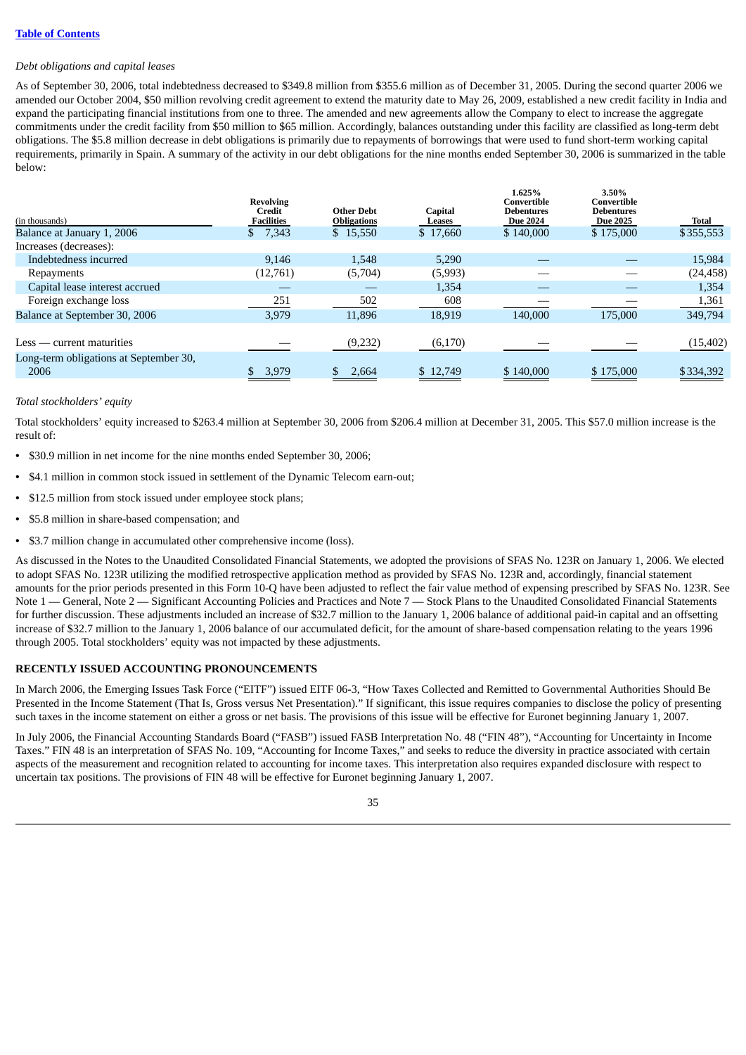*Debt obligations and capital leases*

As of September 30, 2006, total indebtedness decreased to $349.8 million from $355.6 million as of December 31, 2005. During the second quarter 2006 we amended our October 2004, $50 million revolving credit agreement to extend the maturity date to May 26, 2009, established a new credit facility in India and expand the participating financial institutions from one to three. The amended and new agreements allow the Company to elect to increase the aggregate commitments under the credit facility from $50 million to $65 million. Accordingly, balances outstanding under this facility are classified as long-term debt obligations. The $5.8 million decrease in debt obligations is primarily due to repayments of borrowings that were used to fund short-term working capital requirements, primarily in Spain. A summary of the activity in our debt obligations for the nine months ended September 30, 2006 is summarized in the table below:

| (in thousands) | Revolving Credit Facilities | Other Debt Obligations | Capital Leases | 1.625% Convertible Debentures Due 2024 | 3.50% Convertible Debentures Due 2025 | Total |
|---|---|---|---|---|---|---|
| Balance at January 1, 2006 | $ 7,343 | $ 15,550 | $ 17,660 | $ 140,000 | $ 175,000 | $355,553 |
| Increases (decreases): | | | | | | |
| Indebtedness incurred | 9,146 | 1,548 | 5,290 | — | — | 15,984 |
| Repayments | (12,761) | (5,704) | (5,993) | — | — | (24,458) |
| Capital lease interest accrued | — | — | 1,354 | — | — | 1,354 |
| Foreign exchange loss | 251 | 502 | 608 | — | — | 1,361 |
| Balance at September 30, 2006 | 3,979 | 11,896 | 18,919 | 140,000 | 175,000 | 349,794 |
| Less — current maturities | — | (9,232) | (6,170) | — | — | (15,402) |
| Long-term obligations at September 30, 2006 | $ 3,979 | $ 2,664 | $ 12,749 | $ 140,000 | $ 175,000 | $334,392 |

*Total stockholders' equity*

Total stockholders' equity increased to $263.4 million at September 30, 2006 from $206.4 million at December 31, 2005. This $57.0 million increase is the result of:

- $30.9 million in net income for the nine months ended September 30, 2006;
- $4.1 million in common stock issued in settlement of the Dynamic Telecom earn-out;
- $12.5 million from stock issued under employee stock plans;
- $5.8 million in share-based compensation; and
- $3.7 million change in accumulated other comprehensive income (loss).

As discussed in the Notes to the Unaudited Consolidated Financial Statements, we adopted the provisions of SFAS No. 123R on January 1, 2006. We elected to adopt SFAS No. 123R utilizing the modified retrospective application method as provided by SFAS No. 123R and, accordingly, financial statement amounts for the prior periods presented in this Form 10-Q have been adjusted to reflect the fair value method of expensing prescribed by SFAS No. 123R. See Note 1 — General, Note 2 — Significant Accounting Policies and Practices and Note 7 — Stock Plans to the Unaudited Consolidated Financial Statements for further discussion. These adjustments included an increase of $32.7 million to the January 1, 2006 balance of additional paid-in capital and an offsetting increase of $32.7 million to the January 1, 2006 balance of our accumulated deficit, for the amount of share-based compensation relating to the years 1996 through 2005. Total stockholders' equity was not impacted by these adjustments.

## RECENTLY ISSUED ACCOUNTING PRONOUNCEMENTS

In March 2006, the Emerging Issues Task Force ("EITF") issued EITF 06-3, "How Taxes Collected and Remitted to Governmental Authorities Should Be Presented in the Income Statement (That Is, Gross versus Net Presentation)." If significant, this issue requires companies to disclose the policy of presenting such taxes in the income statement on either a gross or net basis. The provisions of this issue will be effective for Euronet beginning January 1, 2007.

In July 2006, the Financial Accounting Standards Board ("FASB") issued FASB Interpretation No. 48 ("FIN 48"), "Accounting for Uncertainty in Income Taxes." FIN 48 is an interpretation of SFAS No. 109, "Accounting for Income Taxes," and seeks to reduce the diversity in practice associated with certain aspects of the measurement and recognition related to accounting for income taxes. This interpretation also requires expanded disclosure with respect to uncertain tax positions. The provisions of FIN 48 will be effective for Euronet beginning January 1, 2007.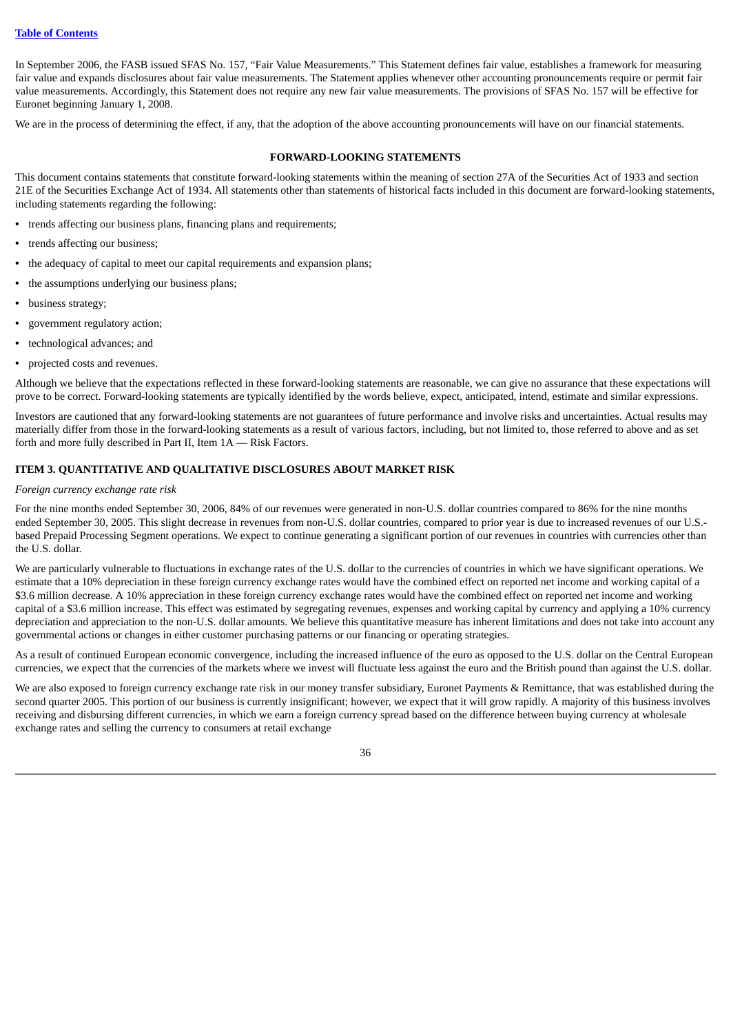In September 2006, the FASB issued SFAS No. 157, "Fair Value Measurements." This Statement defines fair value, establishes a framework for measuring fair value and expands disclosures about fair value measurements. The Statement applies whenever other accounting pronouncements require or permit fair value measurements. Accordingly, this Statement does not require any new fair value measurements. The provisions of SFAS No. 157 will be effective for Euronet beginning January 1, 2008.

We are in the process of determining the effect, if any, that the adoption of the above accounting pronouncements will have on our financial statements.

## FORWARD-LOOKING STATEMENTS

This document contains statements that constitute forward-looking statements within the meaning of section 27A of the Securities Act of 1933 and section 21E of the Securities Exchange Act of 1934. All statements other than statements of historical facts included in this document are forward-looking statements, including statements regarding the following:

- trends affecting our business plans, financing plans and requirements;
- trends affecting our business;
- the adequacy of capital to meet our capital requirements and expansion plans;
- the assumptions underlying our business plans;
- business strategy;
- government regulatory action;
- technological advances; and
- projected costs and revenues.

Although we believe that the expectations reflected in these forward-looking statements are reasonable, we can give no assurance that these expectations will prove to be correct. Forward-looking statements are typically identified by the words believe, expect, anticipated, intend, estimate and similar expressions.

Investors are cautioned that any forward-looking statements are not guarantees of future performance and involve risks and uncertainties. Actual results may materially differ from those in the forward-looking statements as a result of various factors, including, but not limited to, those referred to above and as set forth and more fully described in Part II, Item 1A — Risk Factors.

## ITEM 3. QUANTITATIVE AND QUALITATIVE DISCLOSURES ABOUT MARKET RISK

*Foreign currency exchange rate risk*

For the nine months ended September 30, 2006, 84% of our revenues were generated in non-U.S. dollar countries compared to 86% for the nine months ended September 30, 2005. This slight decrease in revenues from non-U.S. dollar countries, compared to prior year is due to increased revenues of our U.S.-based Prepaid Processing Segment operations. We expect to continue generating a significant portion of our revenues in countries with currencies other than the U.S. dollar.

We are particularly vulnerable to fluctuations in exchange rates of the U.S. dollar to the currencies of countries in which we have significant operations. We estimate that a 10% depreciation in these foreign currency exchange rates would have the combined effect on reported net income and working capital of a $3.6 million decrease. A 10% appreciation in these foreign currency exchange rates would have the combined effect on reported net income and working capital of a $3.6 million increase. This effect was estimated by segregating revenues, expenses and working capital by currency and applying a 10% currency depreciation and appreciation to the non-U.S. dollar amounts. We believe this quantitative measure has inherent limitations and does not take into account any governmental actions or changes in either customer purchasing patterns or our financing or operating strategies.

As a result of continued European economic convergence, including the increased influence of the euro as opposed to the U.S. dollar on the Central European currencies, we expect that the currencies of the markets where we invest will fluctuate less against the euro and the British pound than against the U.S. dollar.

We are also exposed to foreign currency exchange rate risk in our money transfer subsidiary, Euronet Payments & Remittance, that was established during the second quarter 2005. This portion of our business is currently insignificant; however, we expect that it will grow rapidly. A majority of this business involves receiving and disbursing different currencies, in which we earn a foreign currency spread based on the difference between buying currency at wholesale exchange rates and selling the currency to consumers at retail exchange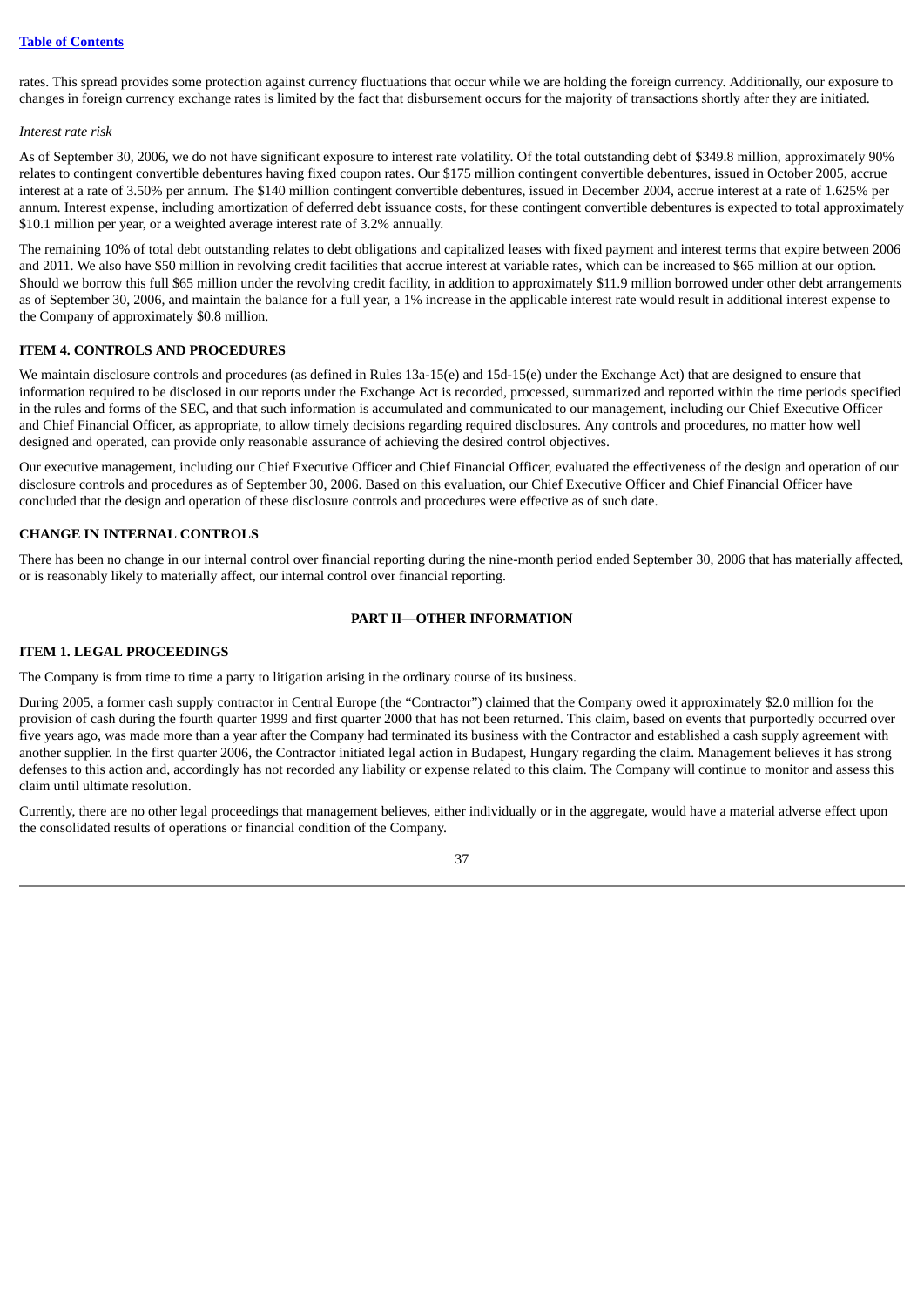rates. This spread provides some protection against currency fluctuations that occur while we are holding the foreign currency. Additionally, our exposure to changes in foreign currency exchange rates is limited by the fact that disbursement occurs for the majority of transactions shortly after they are initiated.

*Interest rate risk*

As of September 30, 2006, we do not have significant exposure to interest rate volatility. Of the total outstanding debt of $349.8 million, approximately 90% relates to contingent convertible debentures having fixed coupon rates. Our $175 million contingent convertible debentures, issued in October 2005, accrue interest at a rate of 3.50% per annum. The $140 million contingent convertible debentures, issued in December 2004, accrue interest at a rate of 1.625% per annum. Interest expense, including amortization of deferred debt issuance costs, for these contingent convertible debentures is expected to total approximately $10.1 million per year, or a weighted average interest rate of 3.2% annually.

The remaining 10% of total debt outstanding relates to debt obligations and capitalized leases with fixed payment and interest terms that expire between 2006 and 2011. We also have $50 million in revolving credit facilities that accrue interest at variable rates, which can be increased to $65 million at our option. Should we borrow this full $65 million under the revolving credit facility, in addition to approximately $11.9 million borrowed under other debt arrangements as of September 30, 2006, and maintain the balance for a full year, a 1% increase in the applicable interest rate would result in additional interest expense to the Company of approximately $0.8 million.

## ITEM 4. CONTROLS AND PROCEDURES

We maintain disclosure controls and procedures (as defined in Rules 13a-15(e) and 15d-15(e) under the Exchange Act) that are designed to ensure that information required to be disclosed in our reports under the Exchange Act is recorded, processed, summarized and reported within the time periods specified in the rules and forms of the SEC, and that such information is accumulated and communicated to our management, including our Chief Executive Officer and Chief Financial Officer, as appropriate, to allow timely decisions regarding required disclosures. Any controls and procedures, no matter how well designed and operated, can provide only reasonable assurance of achieving the desired control objectives.

Our executive management, including our Chief Executive Officer and Chief Financial Officer, evaluated the effectiveness of the design and operation of our disclosure controls and procedures as of September 30, 2006. Based on this evaluation, our Chief Executive Officer and Chief Financial Officer have concluded that the design and operation of these disclosure controls and procedures were effective as of such date.

## CHANGE IN INTERNAL CONTROLS

There has been no change in our internal control over financial reporting during the nine-month period ended September 30, 2006 that has materially affected, or is reasonably likely to materially affect, our internal control over financial reporting.

# PART II—OTHER INFORMATION

## ITEM 1. LEGAL PROCEEDINGS

The Company is from time to time a party to litigation arising in the ordinary course of its business.

During 2005, a former cash supply contractor in Central Europe (the "Contractor") claimed that the Company owed it approximately $2.0 million for the provision of cash during the fourth quarter 1999 and first quarter 2000 that has not been returned. This claim, based on events that purportedly occurred over five years ago, was made more than a year after the Company had terminated its business with the Contractor and established a cash supply agreement with another supplier. In the first quarter 2006, the Contractor initiated legal action in Budapest, Hungary regarding the claim. Management believes it has strong defenses to this action and, accordingly has not recorded any liability or expense related to this claim. The Company will continue to monitor and assess this claim until ultimate resolution.

Currently, there are no other legal proceedings that management believes, either individually or in the aggregate, would have a material adverse effect upon the consolidated results of operations or financial condition of the Company.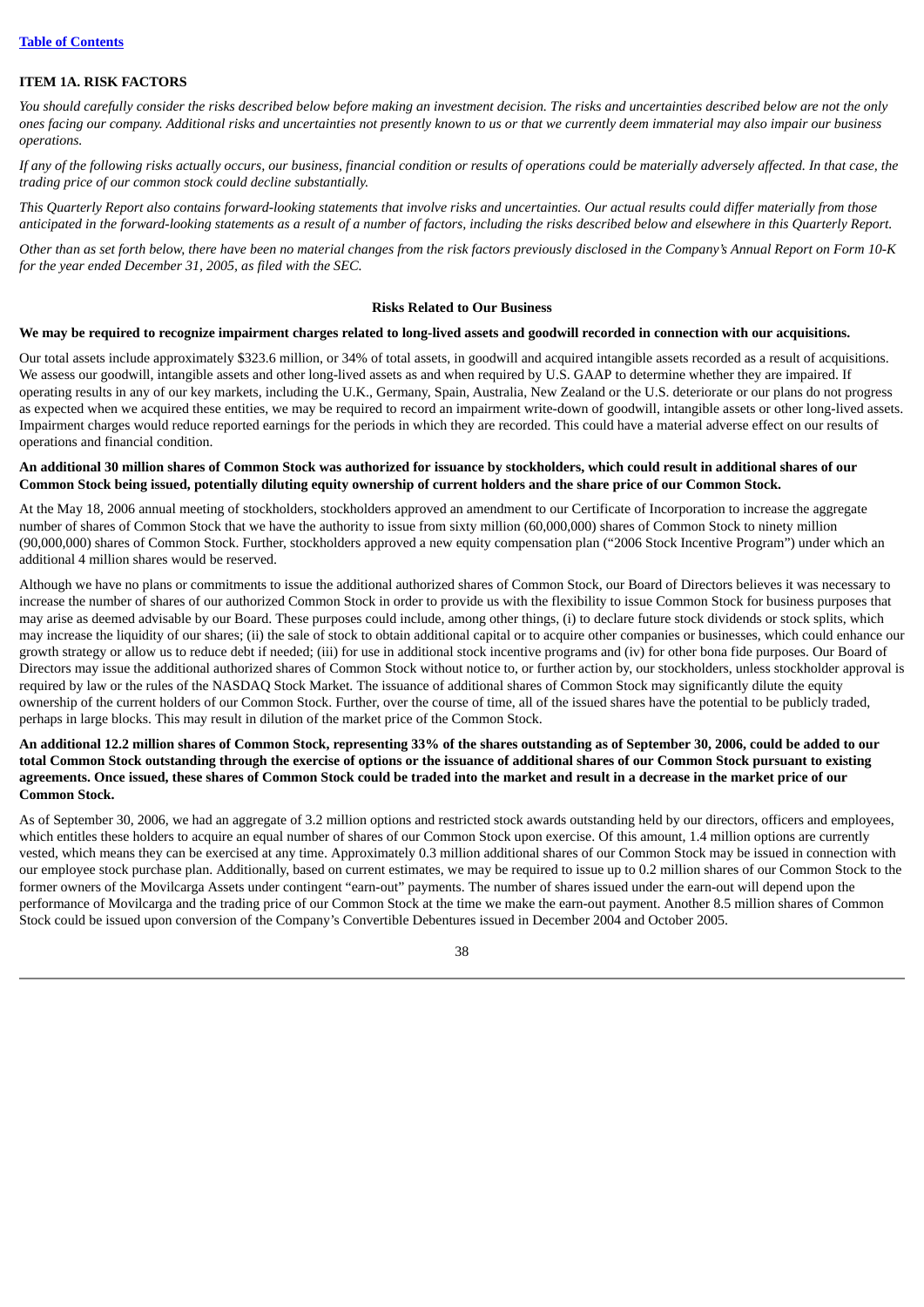## ITEM 1A. RISK FACTORS

*You should carefully consider the risks described below before making an investment decision. The risks and uncertainties described below are not the only ones facing our company. Additional risks and uncertainties not presently known to us or that we currently deem immaterial may also impair our business operations.*

*If any of the following risks actually occurs, our business, financial condition or results of operations could be materially adversely affected. In that case, the trading price of our common stock could decline substantially.*

*This Quarterly Report also contains forward-looking statements that involve risks and uncertainties. Our actual results could differ materially from those anticipated in the forward-looking statements as a result of a number of factors, including the risks described below and elsewhere in this Quarterly Report.*

*Other than as set forth below, there have been no material changes from the risk factors previously disclosed in the Company's Annual Report on Form 10-K for the year ended December 31, 2005, as filed with the SEC.*

### Risks Related to Our Business

**We may be required to recognize impairment charges related to long-lived assets and goodwill recorded in connection with our acquisitions.**

Our total assets include approximately $323.6 million, or 34% of total assets, in goodwill and acquired intangible assets recorded as a result of acquisitions. We assess our goodwill, intangible assets and other long-lived assets as and when required by U.S. GAAP to determine whether they are impaired. If operating results in any of our key markets, including the U.K., Germany, Spain, Australia, New Zealand or the U.S. deteriorate or our plans do not progress as expected when we acquired these entities, we may be required to record an impairment write-down of goodwill, intangible assets or other long-lived assets. Impairment charges would reduce reported earnings for the periods in which they are recorded. This could have a material adverse effect on our results of operations and financial condition.

**An additional 30 million shares of Common Stock was authorized for issuance by stockholders, which could result in additional shares of our Common Stock being issued, potentially diluting equity ownership of current holders and the share price of our Common Stock.**

At the May 18, 2006 annual meeting of stockholders, stockholders approved an amendment to our Certificate of Incorporation to increase the aggregate number of shares of Common Stock that we have the authority to issue from sixty million (60,000,000) shares of Common Stock to ninety million (90,000,000) shares of Common Stock. Further, stockholders approved a new equity compensation plan ("2006 Stock Incentive Program") under which an additional 4 million shares would be reserved.

Although we have no plans or commitments to issue the additional authorized shares of Common Stock, our Board of Directors believes it was necessary to increase the number of shares of our authorized Common Stock in order to provide us with the flexibility to issue Common Stock for business purposes that may arise as deemed advisable by our Board. These purposes could include, among other things, (i) to declare future stock dividends or stock splits, which may increase the liquidity of our shares; (ii) the sale of stock to obtain additional capital or to acquire other companies or businesses, which could enhance our growth strategy or allow us to reduce debt if needed; (iii) for use in additional stock incentive programs and (iv) for other bona fide purposes. Our Board of Directors may issue the additional authorized shares of Common Stock without notice to, or further action by, our stockholders, unless stockholder approval is required by law or the rules of the NASDAQ Stock Market. The issuance of additional shares of Common Stock may significantly dilute the equity ownership of the current holders of our Common Stock. Further, over the course of time, all of the issued shares have the potential to be publicly traded, perhaps in large blocks. This may result in dilution of the market price of the Common Stock.

**An additional 12.2 million shares of Common Stock, representing 33% of the shares outstanding as of September 30, 2006, could be added to our total Common Stock outstanding through the exercise of options or the issuance of additional shares of our Common Stock pursuant to existing agreements. Once issued, these shares of Common Stock could be traded into the market and result in a decrease in the market price of our Common Stock.**

As of September 30, 2006, we had an aggregate of 3.2 million options and restricted stock awards outstanding held by our directors, officers and employees, which entitles these holders to acquire an equal number of shares of our Common Stock upon exercise. Of this amount, 1.4 million options are currently vested, which means they can be exercised at any time. Approximately 0.3 million additional shares of our Common Stock may be issued in connection with our employee stock purchase plan. Additionally, based on current estimates, we may be required to issue up to 0.2 million shares of our Common Stock to the former owners of the Movilcarga Assets under contingent "earn-out" payments. The number of shares issued under the earn-out will depend upon the performance of Movilcarga and the trading price of our Common Stock at the time we make the earn-out payment. Another 8.5 million shares of Common Stock could be issued upon conversion of the Company's Convertible Debentures issued in December 2004 and October 2005.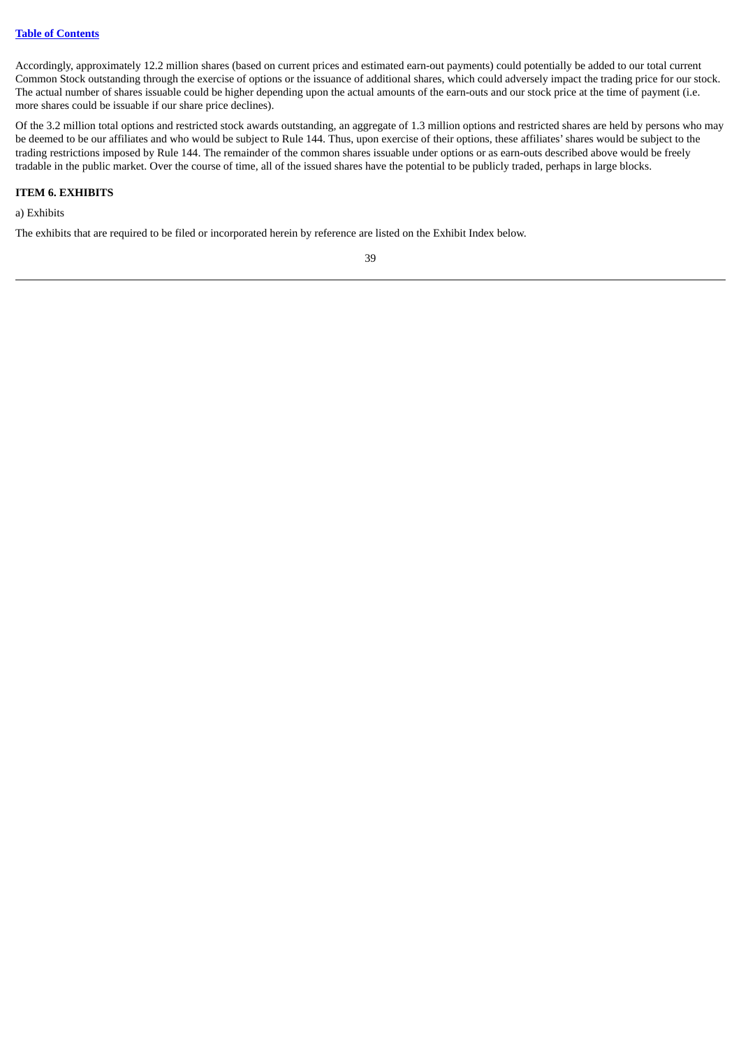Accordingly, approximately 12.2 million shares (based on current prices and estimated earn-out payments) could potentially be added to our total current Common Stock outstanding through the exercise of options or the issuance of additional shares, which could adversely impact the trading price for our stock. The actual number of shares issuable could be higher depending upon the actual amounts of the earn-outs and our stock price at the time of payment (i.e. more shares could be issuable if our share price declines).

Of the 3.2 million total options and restricted stock awards outstanding, an aggregate of 1.3 million options and restricted shares are held by persons who may be deemed to be our affiliates and who would be subject to Rule 144. Thus, upon exercise of their options, these affiliates' shares would be subject to the trading restrictions imposed by Rule 144. The remainder of the common shares issuable under options or as earn-outs described above would be freely tradable in the public market. Over the course of time, all of the issued shares have the potential to be publicly traded, perhaps in large blocks.

**ITEM 6. EXHIBITS**

a) Exhibits

The exhibits that are required to be filed or incorporated herein by reference are listed on the Exhibit Index below.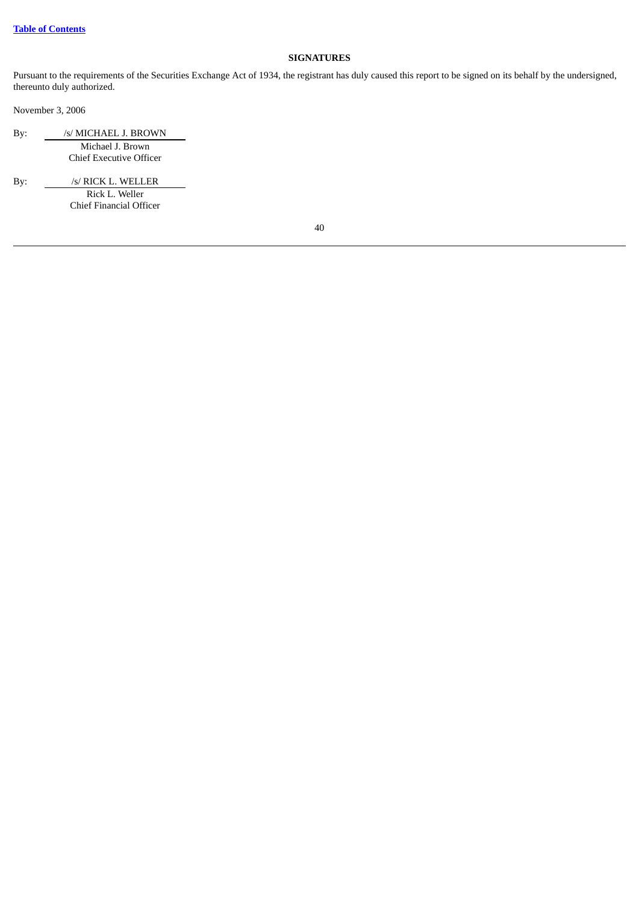## SIGNATURES

Pursuant to the requirements of the Securities Exchange Act of 1934, the registrant has duly caused this report to be signed on its behalf by the undersigned, thereunto duly authorized.

November 3, 2006

By: /s/ MICHAEL J. BROWN
Michael J. Brown
Chief Executive Officer

By: /s/ RICK L. WELLER
Rick L. Weller
Chief Financial Officer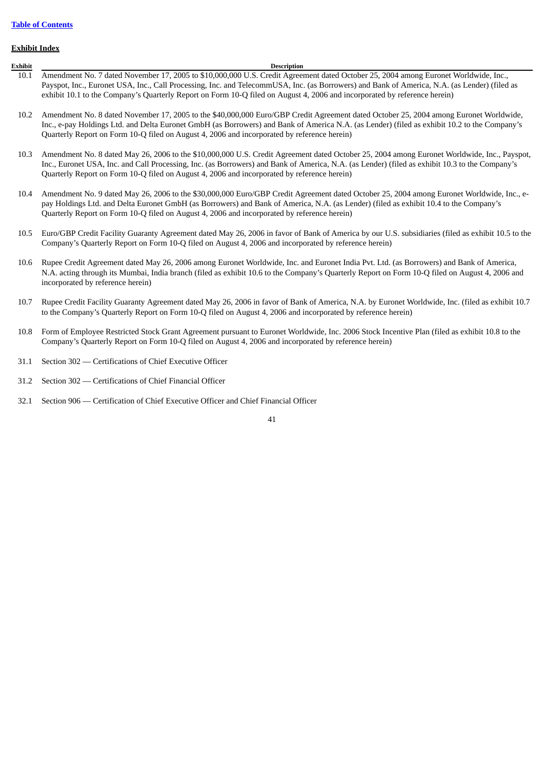[Table of Contents](#)

**Exhibit Index**

| Exhibit | Description |
|---|---|
| 10.1 | Amendment No. 7 dated November 17, 2005 to $10,000,000 U.S. Credit Agreement dated October 25, 2004 among Euronet Worldwide, Inc., Payspot, Inc., Euronet USA, Inc., Call Processing, Inc. and TelecommUSA, Inc. (as Borrowers) and Bank of America, N.A. (as Lender) (filed as exhibit 10.1 to the Company's Quarterly Report on Form 10-Q filed on August 4, 2006 and incorporated by reference herein) |
| 10.2 | Amendment No. 8 dated November 17, 2005 to the $40,000,000 Euro/GBP Credit Agreement dated October 25, 2004 among Euronet Worldwide, Inc., e-pay Holdings Ltd. and Delta Euronet GmbH (as Borrowers) and Bank of America N.A. (as Lender) (filed as exhibit 10.2 to the Company's Quarterly Report on Form 10-Q filed on August 4, 2006 and incorporated by reference herein) |
| 10.3 | Amendment No. 8 dated May 26, 2006 to the $10,000,000 U.S. Credit Agreement dated October 25, 2004 among Euronet Worldwide, Inc., Payspot, Inc., Euronet USA, Inc. and Call Processing, Inc. (as Borrowers) and Bank of America, N.A. (as Lender) (filed as exhibit 10.3 to the Company's Quarterly Report on Form 10-Q filed on August 4, 2006 and incorporated by reference herein) |
| 10.4 | Amendment No. 9 dated May 26, 2006 to the $30,000,000 Euro/GBP Credit Agreement dated October 25, 2004 among Euronet Worldwide, Inc., e-pay Holdings Ltd. and Delta Euronet GmbH (as Borrowers) and Bank of America, N.A. (as Lender) (filed as exhibit 10.4 to the Company's Quarterly Report on Form 10-Q filed on August 4, 2006 and incorporated by reference herein) |
| 10.5 | Euro/GBP Credit Facility Guaranty Agreement dated May 26, 2006 in favor of Bank of America by our U.S. subsidiaries (filed as exhibit 10.5 to the Company's Quarterly Report on Form 10-Q filed on August 4, 2006 and incorporated by reference herein) |
| 10.6 | Rupee Credit Agreement dated May 26, 2006 among Euronet Worldwide, Inc. and Euronet India Pvt. Ltd. (as Borrowers) and Bank of America, N.A. acting through its Mumbai, India branch (filed as exhibit 10.6 to the Company's Quarterly Report on Form 10-Q filed on August 4, 2006 and incorporated by reference herein) |
| 10.7 | Rupee Credit Facility Guaranty Agreement dated May 26, 2006 in favor of Bank of America, N.A. by Euronet Worldwide, Inc. (filed as exhibit 10.7 to the Company's Quarterly Report on Form 10-Q filed on August 4, 2006 and incorporated by reference herein) |
| 10.8 | Form of Employee Restricted Stock Grant Agreement pursuant to Euronet Worldwide, Inc. 2006 Stock Incentive Plan (filed as exhibit 10.8 to the Company's Quarterly Report on Form 10-Q filed on August 4, 2006 and incorporated by reference herein) |
| 31.1 | Section 302 — Certifications of Chief Executive Officer |
| 31.2 | Section 302 — Certifications of Chief Financial Officer |
| 32.1 | Section 906 — Certification of Chief Executive Officer and Chief Financial Officer |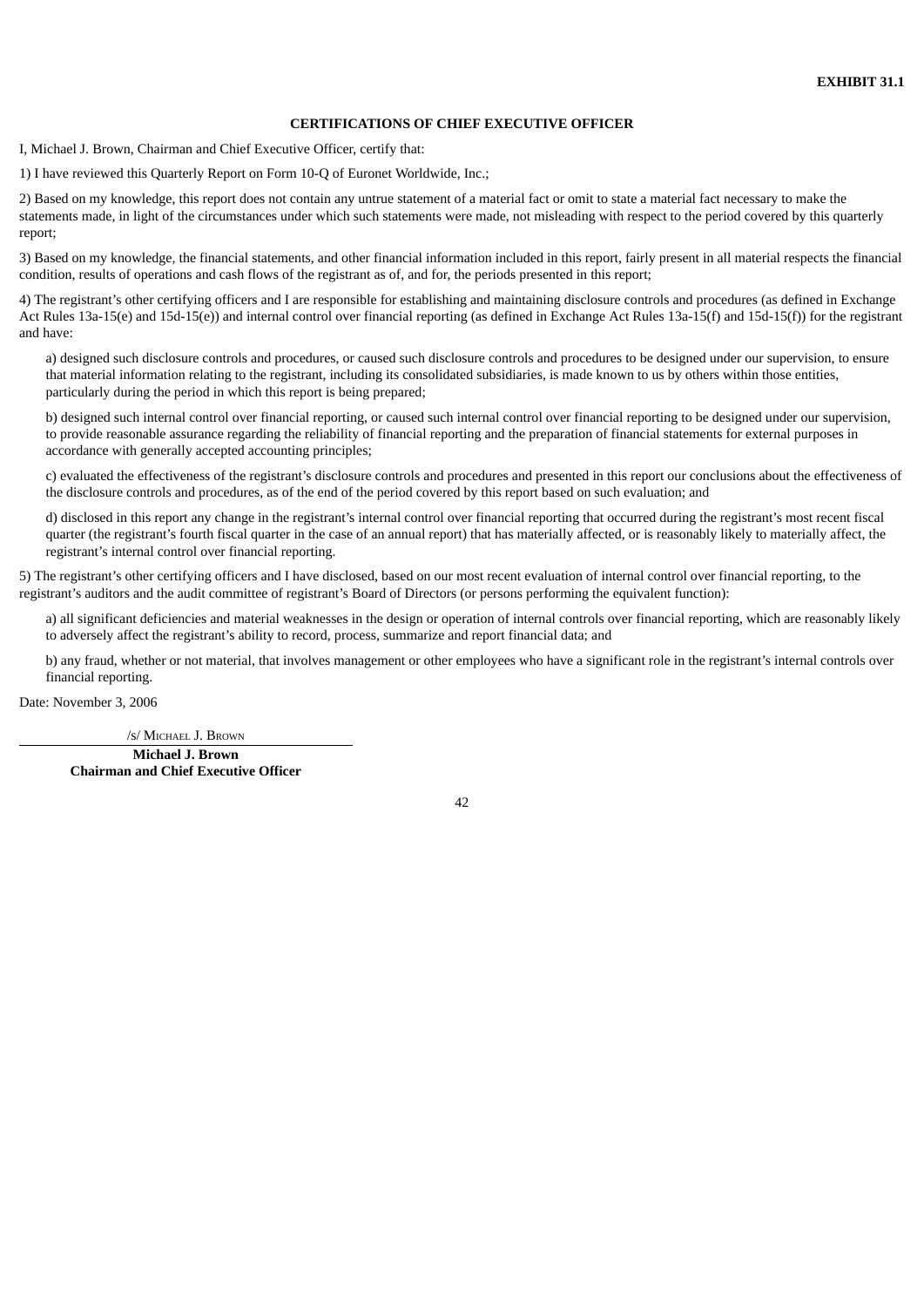**EXHIBIT 31.1**

**CERTIFICATIONS OF CHIEF EXECUTIVE OFFICER**

I, Michael J. Brown, Chairman and Chief Executive Officer, certify that:

1) I have reviewed this Quarterly Report on Form 10-Q of Euronet Worldwide, Inc.;

2) Based on my knowledge, this report does not contain any untrue statement of a material fact or omit to state a material fact necessary to make the statements made, in light of the circumstances under which such statements were made, not misleading with respect to the period covered by this quarterly report;

3) Based on my knowledge, the financial statements, and other financial information included in this report, fairly present in all material respects the financial condition, results of operations and cash flows of the registrant as of, and for, the periods presented in this report;

4) The registrant's other certifying officers and I are responsible for establishing and maintaining disclosure controls and procedures (as defined in Exchange Act Rules 13a-15(e) and 15d-15(e)) and internal control over financial reporting (as defined in Exchange Act Rules 13a-15(f) and 15d-15(f)) for the registrant and have:

a) designed such disclosure controls and procedures, or caused such disclosure controls and procedures to be designed under our supervision, to ensure that material information relating to the registrant, including its consolidated subsidiaries, is made known to us by others within those entities, particularly during the period in which this report is being prepared;

b) designed such internal control over financial reporting, or caused such internal control over financial reporting to be designed under our supervision, to provide reasonable assurance regarding the reliability of financial reporting and the preparation of financial statements for external purposes in accordance with generally accepted accounting principles;

c) evaluated the effectiveness of the registrant's disclosure controls and procedures and presented in this report our conclusions about the effectiveness of the disclosure controls and procedures, as of the end of the period covered by this report based on such evaluation; and

d) disclosed in this report any change in the registrant's internal control over financial reporting that occurred during the registrant's most recent fiscal quarter (the registrant's fourth fiscal quarter in the case of an annual report) that has materially affected, or is reasonably likely to materially affect, the registrant's internal control over financial reporting.

5) The registrant's other certifying officers and I have disclosed, based on our most recent evaluation of internal control over financial reporting, to the registrant's auditors and the audit committee of registrant's Board of Directors (or persons performing the equivalent function):

a) all significant deficiencies and material weaknesses in the design or operation of internal controls over financial reporting, which are reasonably likely to adversely affect the registrant's ability to record, process, summarize and report financial data; and

b) any fraud, whether or not material, that involves management or other employees who have a significant role in the registrant's internal controls over financial reporting.

Date: November 3, 2006

/s/ Michael J. Brown

**Michael J. Brown**
**Chairman and Chief Executive Officer**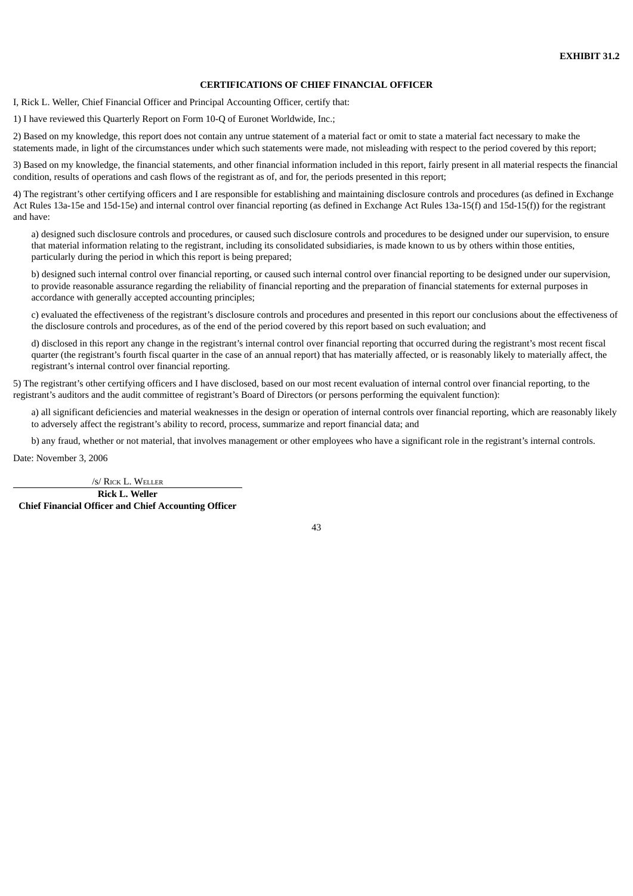**EXHIBIT 31.2**

**CERTIFICATIONS OF CHIEF FINANCIAL OFFICER**

I, Rick L. Weller, Chief Financial Officer and Principal Accounting Officer, certify that:

1) I have reviewed this Quarterly Report on Form 10-Q of Euronet Worldwide, Inc.;

2) Based on my knowledge, this report does not contain any untrue statement of a material fact or omit to state a material fact necessary to make the statements made, in light of the circumstances under which such statements were made, not misleading with respect to the period covered by this report;

3) Based on my knowledge, the financial statements, and other financial information included in this report, fairly present in all material respects the financial condition, results of operations and cash flows of the registrant as of, and for, the periods presented in this report;

4) The registrant's other certifying officers and I are responsible for establishing and maintaining disclosure controls and procedures (as defined in Exchange Act Rules 13a-15e and 15d-15e) and internal control over financial reporting (as defined in Exchange Act Rules 13a-15(f) and 15d-15(f)) for the registrant and have:

a) designed such disclosure controls and procedures, or caused such disclosure controls and procedures to be designed under our supervision, to ensure that material information relating to the registrant, including its consolidated subsidiaries, is made known to us by others within those entities, particularly during the period in which this report is being prepared;

b) designed such internal control over financial reporting, or caused such internal control over financial reporting to be designed under our supervision, to provide reasonable assurance regarding the reliability of financial reporting and the preparation of financial statements for external purposes in accordance with generally accepted accounting principles;

c) evaluated the effectiveness of the registrant's disclosure controls and procedures and presented in this report our conclusions about the effectiveness of the disclosure controls and procedures, as of the end of the period covered by this report based on such evaluation; and

d) disclosed in this report any change in the registrant's internal control over financial reporting that occurred during the registrant's most recent fiscal quarter (the registrant's fourth fiscal quarter in the case of an annual report) that has materially affected, or is reasonably likely to materially affect, the registrant's internal control over financial reporting.

5) The registrant's other certifying officers and I have disclosed, based on our most recent evaluation of internal control over financial reporting, to the registrant's auditors and the audit committee of registrant's Board of Directors (or persons performing the equivalent function):

a) all significant deficiencies and material weaknesses in the design or operation of internal controls over financial reporting, which are reasonably likely to adversely affect the registrant's ability to record, process, summarize and report financial data; and

b) any fraud, whether or not material, that involves management or other employees who have a significant role in the registrant's internal controls.

Date: November 3, 2006

/s/ RICK L. WELLER

**Rick L. Weller**
**Chief Financial Officer and Chief Accounting Officer**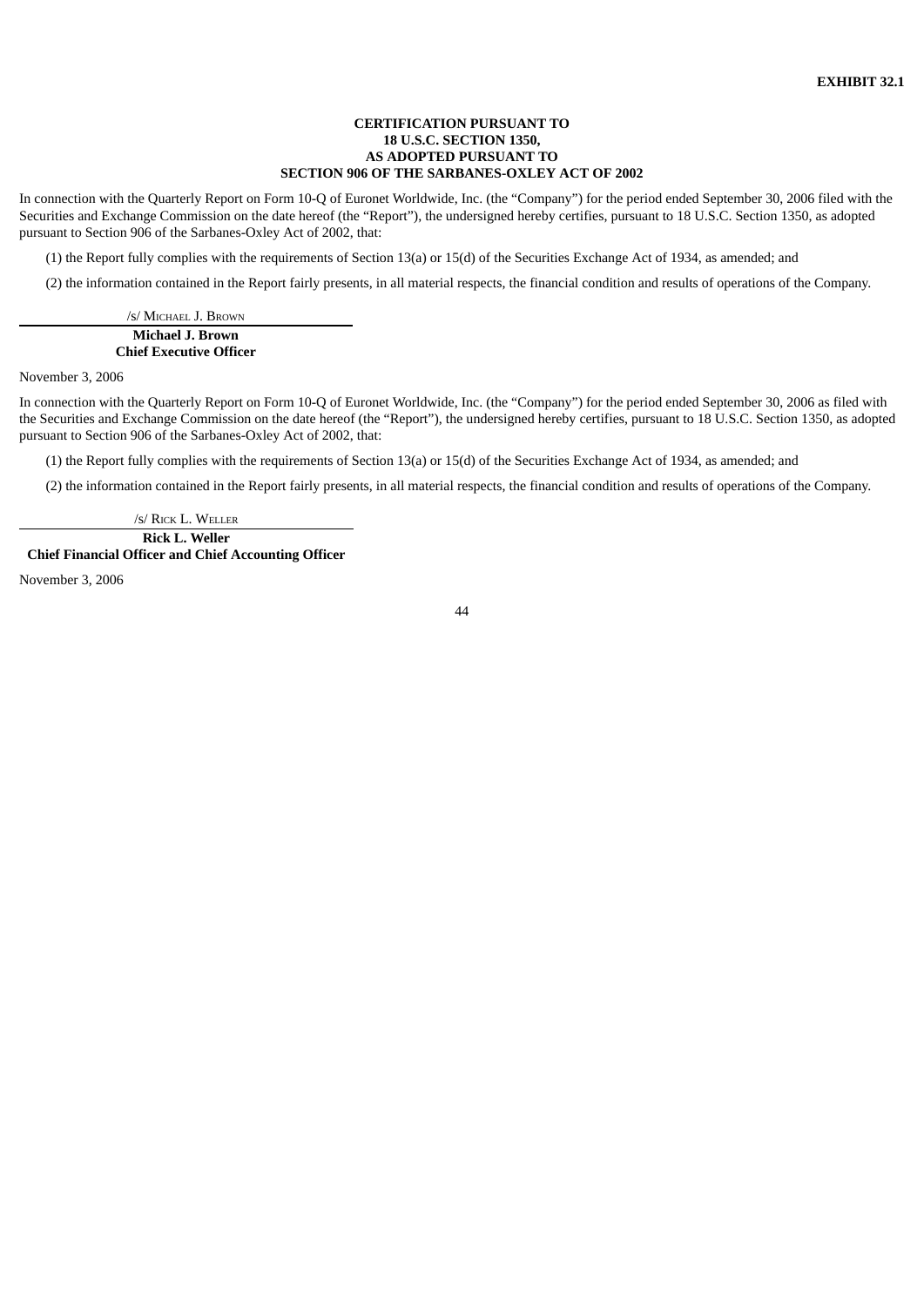**EXHIBIT 32.1**

**CERTIFICATION PURSUANT TO**
**18 U.S.C. SECTION 1350,**
**AS ADOPTED PURSUANT TO**
**SECTION 906 OF THE SARBANES-OXLEY ACT OF 2002**

In connection with the Quarterly Report on Form 10-Q of Euronet Worldwide, Inc. (the "Company") for the period ended September 30, 2006 filed with the Securities and Exchange Commission on the date hereof (the "Report"), the undersigned hereby certifies, pursuant to 18 U.S.C. Section 1350, as adopted pursuant to Section 906 of the Sarbanes-Oxley Act of 2002, that:

(1) the Report fully complies with the requirements of Section 13(a) or 15(d) of the Securities Exchange Act of 1934, as amended; and

(2) the information contained in the Report fairly presents, in all material respects, the financial condition and results of operations of the Company.

/s/ Michael J. Brown

**Michael J. Brown**
**Chief Executive Officer**

November 3, 2006

In connection with the Quarterly Report on Form 10-Q of Euronet Worldwide, Inc. (the "Company") for the period ended September 30, 2006 as filed with the Securities and Exchange Commission on the date hereof (the "Report"), the undersigned hereby certifies, pursuant to 18 U.S.C. Section 1350, as adopted pursuant to Section 906 of the Sarbanes-Oxley Act of 2002, that:

(1) the Report fully complies with the requirements of Section 13(a) or 15(d) of the Securities Exchange Act of 1934, as amended; and

(2) the information contained in the Report fairly presents, in all material respects, the financial condition and results of operations of the Company.

/s/ Rick L. Weller

**Rick L. Weller**
**Chief Financial Officer and Chief Accounting Officer**

November 3, 2006